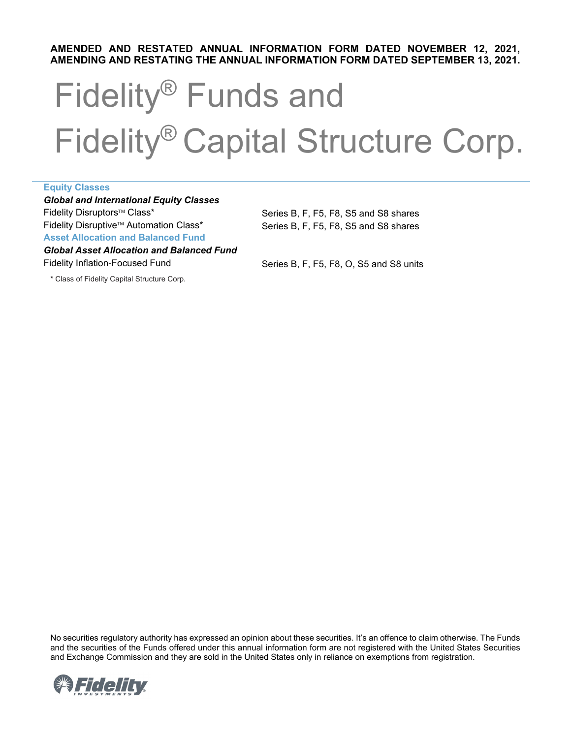**AMENDED AND RESTATED ANNUAL INFORMATION FORM DATED NOVEMBER 12, 2021, AMENDING AND RESTATING THE ANNUAL INFORMATION FORM DATED SEPTEMBER 13, 2021.**

# Fidelity® Funds and Fidelity® Capital Structure Corp.

| | |
|---|---|
| **Equity Classes** | |
| ***Global and International Equity Classes*** | |
| Fidelity Disruptors™ Class* | Series B, F, F5, F8, S5 and S8 shares |
| Fidelity Disruptive™ Automation Class* | Series B, F, F5, F8, S5 and S8 shares |
| **Asset Allocation and Balanced Fund** | |
| ***Global Asset Allocation and Balanced Fund*** | |
| Fidelity Inflation-Focused Fund | Series B, F, F5, F8, O, S5 and S8 units |

\* Class of Fidelity Capital Structure Corp.

No securities regulatory authority has expressed an opinion about these securities. It's an offence to claim otherwise. The Funds and the securities of the Funds offered under this annual information form are not registered with the United States Securities and Exchange Commission and they are sold in the United States only in reliance on exemptions from registration.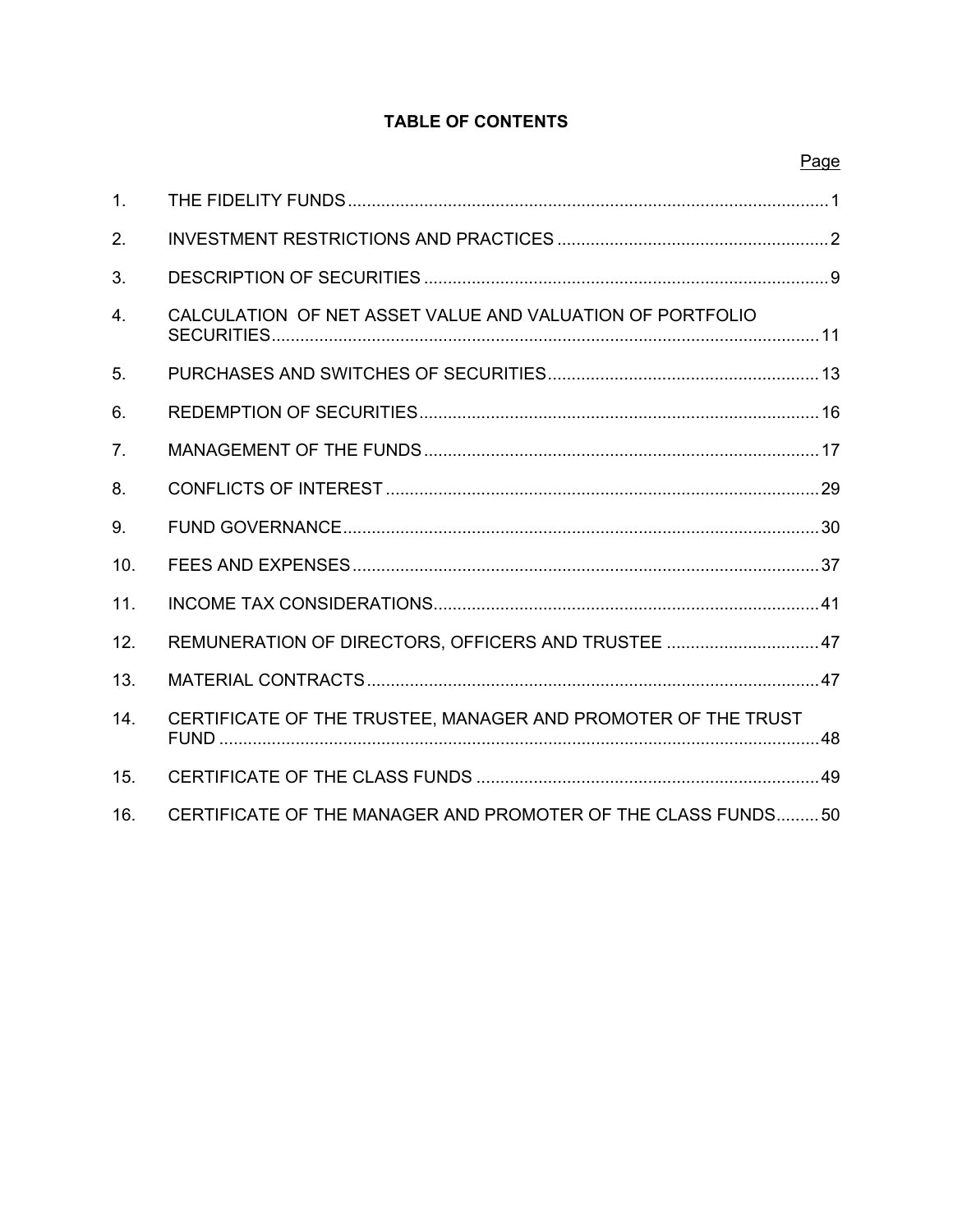# TABLE OF CONTENTS

| | | Page |
|---|---|---|
| 1. | THE FIDELITY FUNDS | 1 |
| 2. | INVESTMENT RESTRICTIONS AND PRACTICES | 2 |
| 3. | DESCRIPTION OF SECURITIES | 9 |
| 4. | CALCULATION OF NET ASSET VALUE AND VALUATION OF PORTFOLIO SECURITIES | 11 |
| 5. | PURCHASES AND SWITCHES OF SECURITIES | 13 |
| 6. | REDEMPTION OF SECURITIES | 16 |
| 7. | MANAGEMENT OF THE FUNDS | 17 |
| 8. | CONFLICTS OF INTEREST | 29 |
| 9. | FUND GOVERNANCE | 30 |
| 10. | FEES AND EXPENSES | 37 |
| 11. | INCOME TAX CONSIDERATIONS | 41 |
| 12. | REMUNERATION OF DIRECTORS, OFFICERS AND TRUSTEE | 47 |
| 13. | MATERIAL CONTRACTS | 47 |
| 14. | CERTIFICATE OF THE TRUSTEE, MANAGER AND PROMOTER OF THE TRUST FUND | 48 |
| 15. | CERTIFICATE OF THE CLASS FUNDS | 49 |
| 16. | CERTIFICATE OF THE MANAGER AND PROMOTER OF THE CLASS FUNDS | 50 |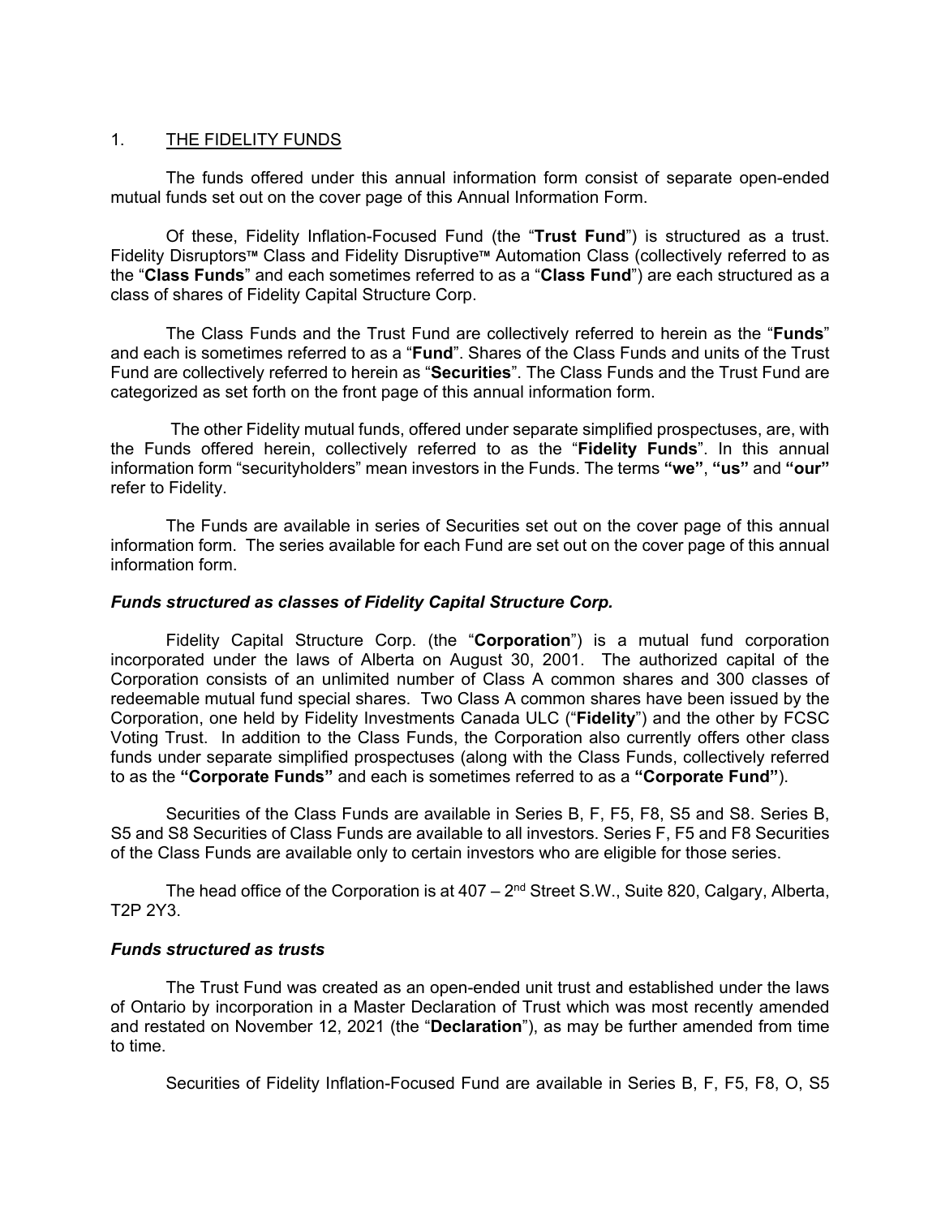## 1. THE FIDELITY FUNDS

The funds offered under this annual information form consist of separate open-ended mutual funds set out on the cover page of this Annual Information Form.

Of these, Fidelity Inflation-Focused Fund (the "**Trust Fund**") is structured as a trust. Fidelity Disruptors™ Class and Fidelity Disruptive™ Automation Class (collectively referred to as the "**Class Funds**" and each sometimes referred to as a "**Class Fund**") are each structured as a class of shares of Fidelity Capital Structure Corp.

The Class Funds and the Trust Fund are collectively referred to herein as the "**Funds**" and each is sometimes referred to as a "**Fund**". Shares of the Class Funds and units of the Trust Fund are collectively referred to herein as "**Securities**". The Class Funds and the Trust Fund are categorized as set forth on the front page of this annual information form.

The other Fidelity mutual funds, offered under separate simplified prospectuses, are, with the Funds offered herein, collectively referred to as the "**Fidelity Funds**". In this annual information form "securityholders" mean investors in the Funds. The terms **"we"**, **"us"** and **"our"** refer to Fidelity.

The Funds are available in series of Securities set out on the cover page of this annual information form. The series available for each Fund are set out on the cover page of this annual information form.

### *Funds structured as classes of Fidelity Capital Structure Corp.*

Fidelity Capital Structure Corp. (the "**Corporation**") is a mutual fund corporation incorporated under the laws of Alberta on August 30, 2001. The authorized capital of the Corporation consists of an unlimited number of Class A common shares and 300 classes of redeemable mutual fund special shares. Two Class A common shares have been issued by the Corporation, one held by Fidelity Investments Canada ULC ("**Fidelity**") and the other by FCSC Voting Trust. In addition to the Class Funds, the Corporation also currently offers other class funds under separate simplified prospectuses (along with the Class Funds, collectively referred to as the **"Corporate Funds"** and each is sometimes referred to as a **"Corporate Fund"**).

Securities of the Class Funds are available in Series B, F, F5, F8, S5 and S8. Series B, S5 and S8 Securities of Class Funds are available to all investors. Series F, F5 and F8 Securities of the Class Funds are available only to certain investors who are eligible for those series.

The head office of the Corporation is at 407 – 2nd Street S.W., Suite 820, Calgary, Alberta, T2P 2Y3.

### *Funds structured as trusts*

The Trust Fund was created as an open-ended unit trust and established under the laws of Ontario by incorporation in a Master Declaration of Trust which was most recently amended and restated on November 12, 2021 (the "**Declaration**"), as may be further amended from time to time.

Securities of Fidelity Inflation-Focused Fund are available in Series B, F, F5, F8, O, S5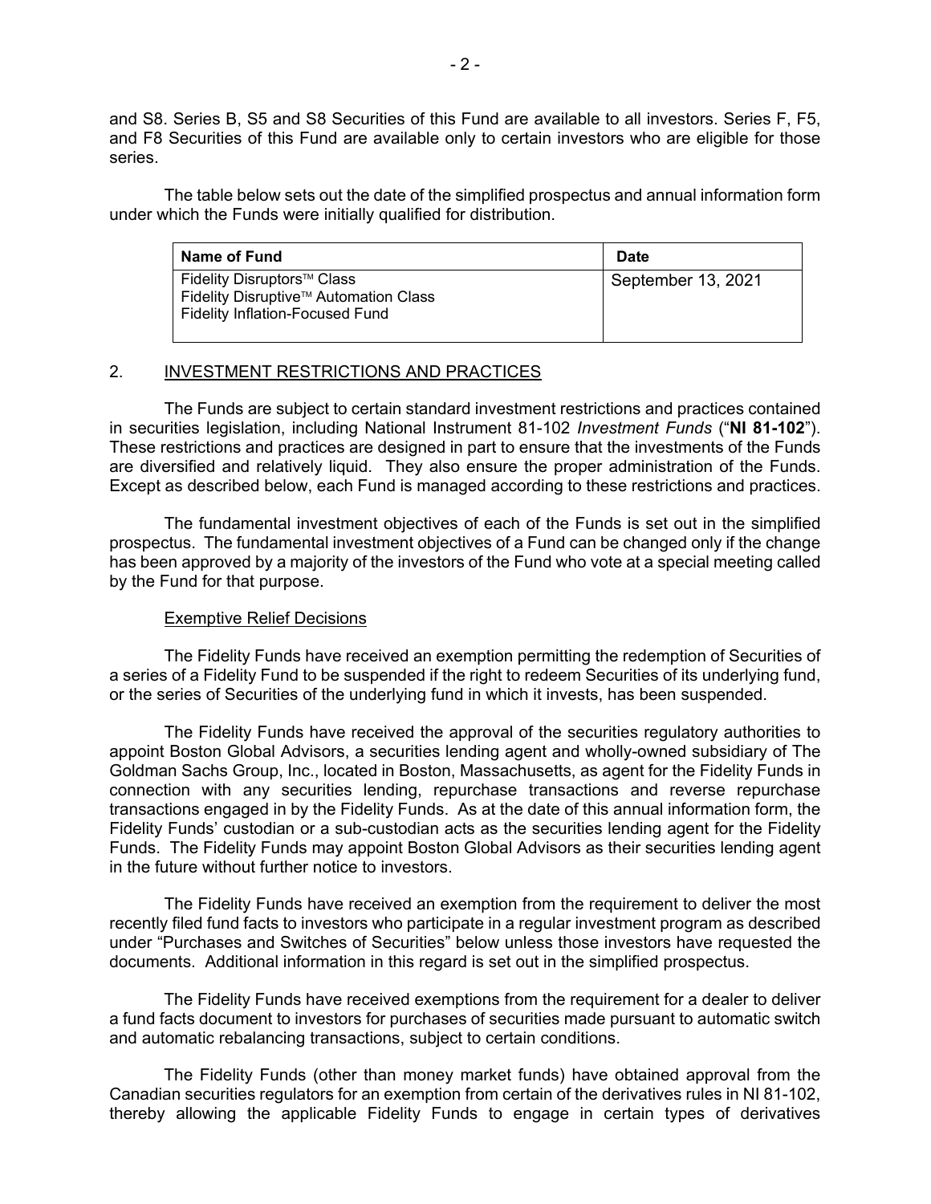and S8. Series B, S5 and S8 Securities of this Fund are available to all investors. Series F, F5, and F8 Securities of this Fund are available only to certain investors who are eligible for those series.

The table below sets out the date of the simplified prospectus and annual information form under which the Funds were initially qualified for distribution.

| Name of Fund | Date |
|---|---|
| Fidelity Disruptors™ Class<br>Fidelity Disruptive™ Automation Class<br>Fidelity Inflation-Focused Fund | September 13, 2021 |

## 2. INVESTMENT RESTRICTIONS AND PRACTICES

The Funds are subject to certain standard investment restrictions and practices contained in securities legislation, including National Instrument 81-102 *Investment Funds* ("**NI 81-102**"). These restrictions and practices are designed in part to ensure that the investments of the Funds are diversified and relatively liquid. They also ensure the proper administration of the Funds. Except as described below, each Fund is managed according to these restrictions and practices.

The fundamental investment objectives of each of the Funds is set out in the simplified prospectus. The fundamental investment objectives of a Fund can be changed only if the change has been approved by a majority of the investors of the Fund who vote at a special meeting called by the Fund for that purpose.

### Exemptive Relief Decisions

The Fidelity Funds have received an exemption permitting the redemption of Securities of a series of a Fidelity Fund to be suspended if the right to redeem Securities of its underlying fund, or the series of Securities of the underlying fund in which it invests, has been suspended.

The Fidelity Funds have received the approval of the securities regulatory authorities to appoint Boston Global Advisors, a securities lending agent and wholly-owned subsidiary of The Goldman Sachs Group, Inc., located in Boston, Massachusetts, as agent for the Fidelity Funds in connection with any securities lending, repurchase transactions and reverse repurchase transactions engaged in by the Fidelity Funds. As at the date of this annual information form, the Fidelity Funds' custodian or a sub-custodian acts as the securities lending agent for the Fidelity Funds. The Fidelity Funds may appoint Boston Global Advisors as their securities lending agent in the future without further notice to investors.

The Fidelity Funds have received an exemption from the requirement to deliver the most recently filed fund facts to investors who participate in a regular investment program as described under "Purchases and Switches of Securities" below unless those investors have requested the documents. Additional information in this regard is set out in the simplified prospectus.

The Fidelity Funds have received exemptions from the requirement for a dealer to deliver a fund facts document to investors for purchases of securities made pursuant to automatic switch and automatic rebalancing transactions, subject to certain conditions.

The Fidelity Funds (other than money market funds) have obtained approval from the Canadian securities regulators for an exemption from certain of the derivatives rules in NI 81-102, thereby allowing the applicable Fidelity Funds to engage in certain types of derivatives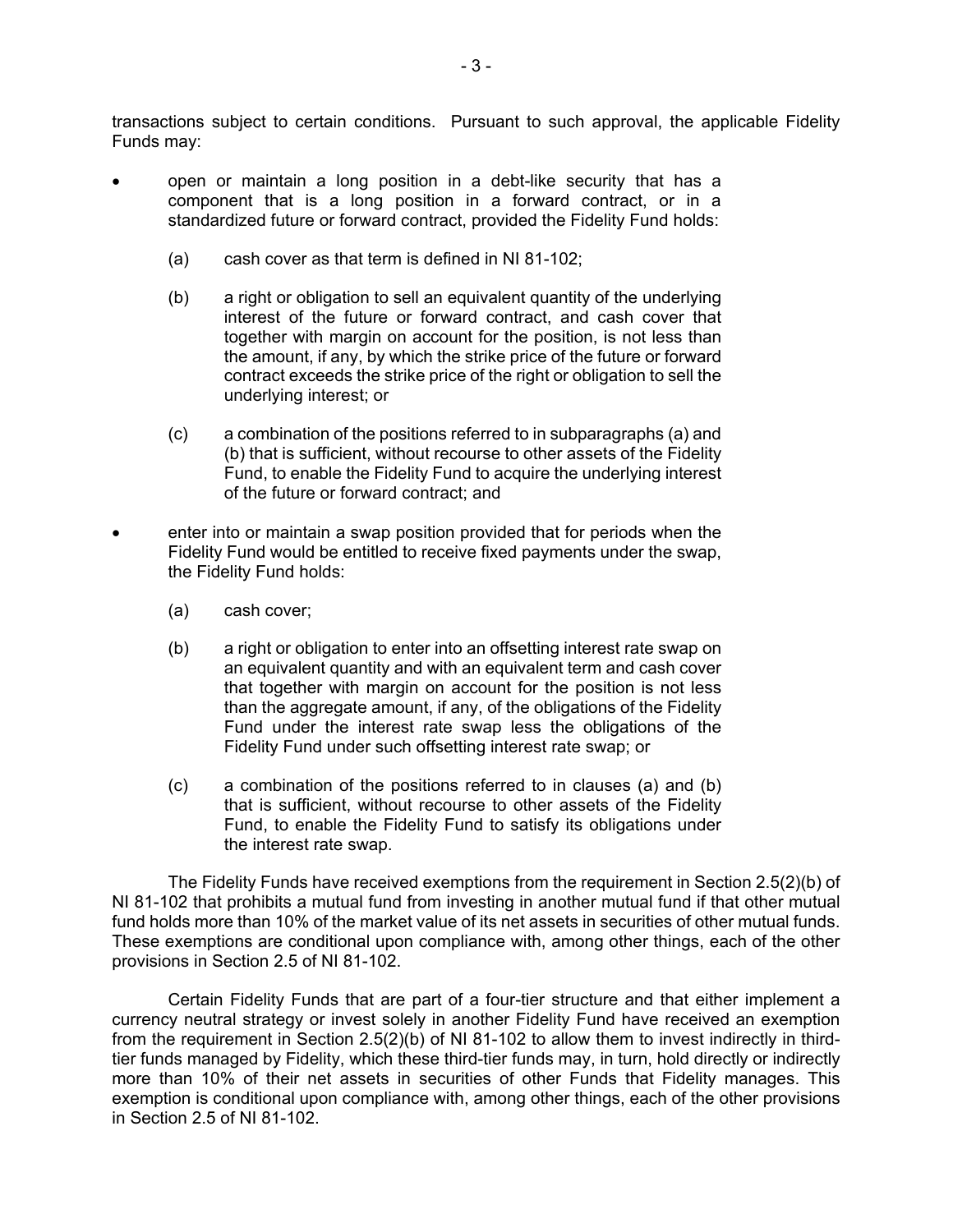transactions subject to certain conditions. Pursuant to such approval, the applicable Fidelity Funds may:

- open or maintain a long position in a debt-like security that has a component that is a long position in a forward contract, or in a standardized future or forward contract, provided the Fidelity Fund holds:

  (a) cash cover as that term is defined in NI 81-102;

  (b) a right or obligation to sell an equivalent quantity of the underlying interest of the future or forward contract, and cash cover that together with margin on account for the position, is not less than the amount, if any, by which the strike price of the future or forward contract exceeds the strike price of the right or obligation to sell the underlying interest; or

  (c) a combination of the positions referred to in subparagraphs (a) and (b) that is sufficient, without recourse to other assets of the Fidelity Fund, to enable the Fidelity Fund to acquire the underlying interest of the future or forward contract; and

- enter into or maintain a swap position provided that for periods when the Fidelity Fund would be entitled to receive fixed payments under the swap, the Fidelity Fund holds:

  (a) cash cover;

  (b) a right or obligation to enter into an offsetting interest rate swap on an equivalent quantity and with an equivalent term and cash cover that together with margin on account for the position is not less than the aggregate amount, if any, of the obligations of the Fidelity Fund under the interest rate swap less the obligations of the Fidelity Fund under such offsetting interest rate swap; or

  (c) a combination of the positions referred to in clauses (a) and (b) that is sufficient, without recourse to other assets of the Fidelity Fund, to enable the Fidelity Fund to satisfy its obligations under the interest rate swap.

The Fidelity Funds have received exemptions from the requirement in Section 2.5(2)(b) of NI 81-102 that prohibits a mutual fund from investing in another mutual fund if that other mutual fund holds more than 10% of the market value of its net assets in securities of other mutual funds. These exemptions are conditional upon compliance with, among other things, each of the other provisions in Section 2.5 of NI 81-102.

Certain Fidelity Funds that are part of a four-tier structure and that either implement a currency neutral strategy or invest solely in another Fidelity Fund have received an exemption from the requirement in Section 2.5(2)(b) of NI 81-102 to allow them to invest indirectly in third-tier funds managed by Fidelity, which these third-tier funds may, in turn, hold directly or indirectly more than 10% of their net assets in securities of other Funds that Fidelity manages. This exemption is conditional upon compliance with, among other things, each of the other provisions in Section 2.5 of NI 81-102.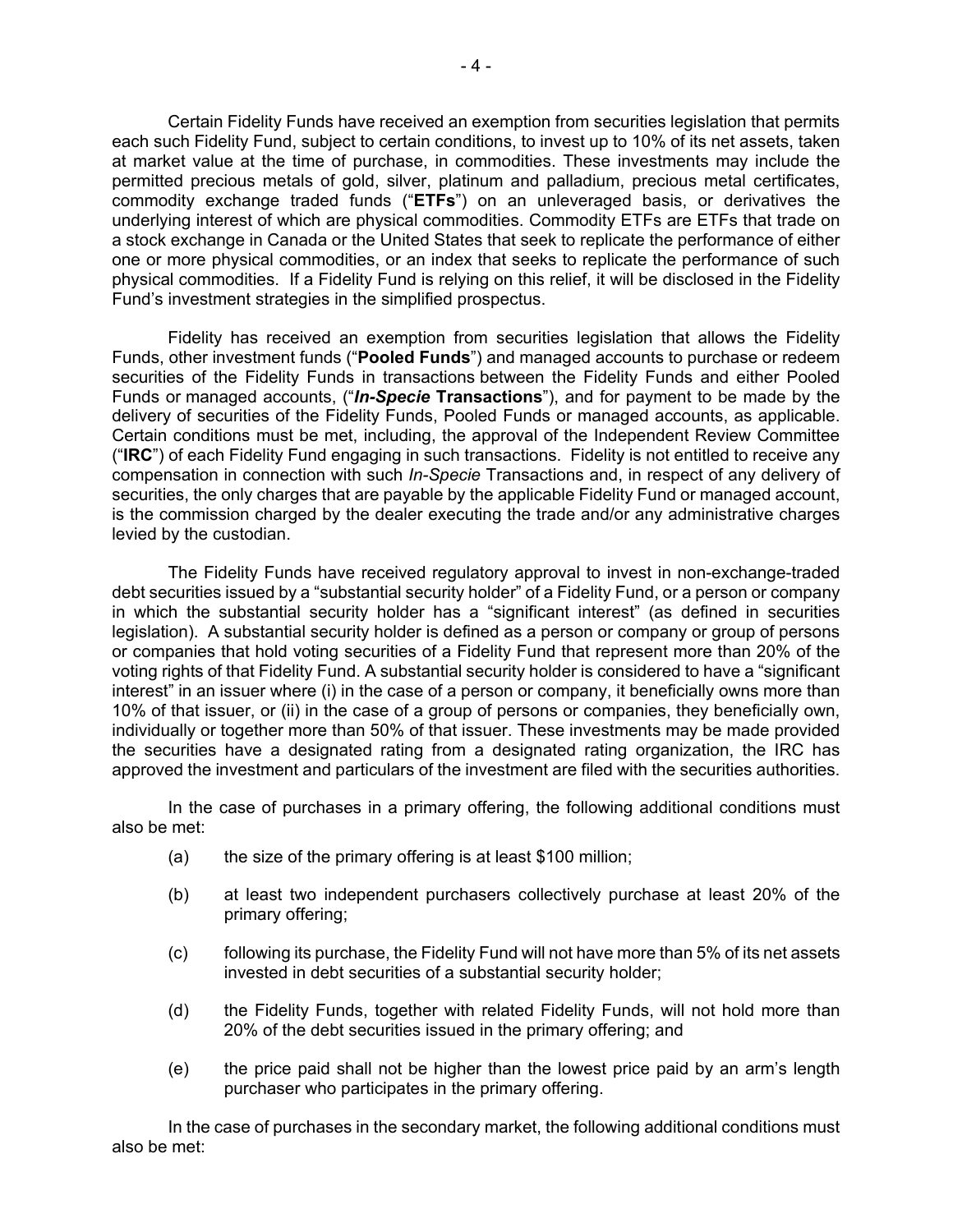Certain Fidelity Funds have received an exemption from securities legislation that permits each such Fidelity Fund, subject to certain conditions, to invest up to 10% of its net assets, taken at market value at the time of purchase, in commodities. These investments may include the permitted precious metals of gold, silver, platinum and palladium, precious metal certificates, commodity exchange traded funds ("**ETFs**") on an unleveraged basis, or derivatives the underlying interest of which are physical commodities. Commodity ETFs are ETFs that trade on a stock exchange in Canada or the United States that seek to replicate the performance of either one or more physical commodities, or an index that seeks to replicate the performance of such physical commodities. If a Fidelity Fund is relying on this relief, it will be disclosed in the Fidelity Fund's investment strategies in the simplified prospectus.

Fidelity has received an exemption from securities legislation that allows the Fidelity Funds, other investment funds ("**Pooled Funds**") and managed accounts to purchase or redeem securities of the Fidelity Funds in transactions between the Fidelity Funds and either Pooled Funds or managed accounts, ("***In-Specie* Transactions**"), and for payment to be made by the delivery of securities of the Fidelity Funds, Pooled Funds or managed accounts, as applicable. Certain conditions must be met, including, the approval of the Independent Review Committee ("**IRC**") of each Fidelity Fund engaging in such transactions. Fidelity is not entitled to receive any compensation in connection with such *In-Specie* Transactions and, in respect of any delivery of securities, the only charges that are payable by the applicable Fidelity Fund or managed account, is the commission charged by the dealer executing the trade and/or any administrative charges levied by the custodian.

The Fidelity Funds have received regulatory approval to invest in non-exchange-traded debt securities issued by a "substantial security holder" of a Fidelity Fund, or a person or company in which the substantial security holder has a "significant interest" (as defined in securities legislation). A substantial security holder is defined as a person or company or group of persons or companies that hold voting securities of a Fidelity Fund that represent more than 20% of the voting rights of that Fidelity Fund. A substantial security holder is considered to have a "significant interest" in an issuer where (i) in the case of a person or company, it beneficially owns more than 10% of that issuer, or (ii) in the case of a group of persons or companies, they beneficially own, individually or together more than 50% of that issuer. These investments may be made provided the securities have a designated rating from a designated rating organization, the IRC has approved the investment and particulars of the investment are filed with the securities authorities.

In the case of purchases in a primary offering, the following additional conditions must also be met:

(a) the size of the primary offering is at least $100 million;

(b) at least two independent purchasers collectively purchase at least 20% of the primary offering;

(c) following its purchase, the Fidelity Fund will not have more than 5% of its net assets invested in debt securities of a substantial security holder;

(d) the Fidelity Funds, together with related Fidelity Funds, will not hold more than 20% of the debt securities issued in the primary offering; and

(e) the price paid shall not be higher than the lowest price paid by an arm's length purchaser who participates in the primary offering.

In the case of purchases in the secondary market, the following additional conditions must also be met: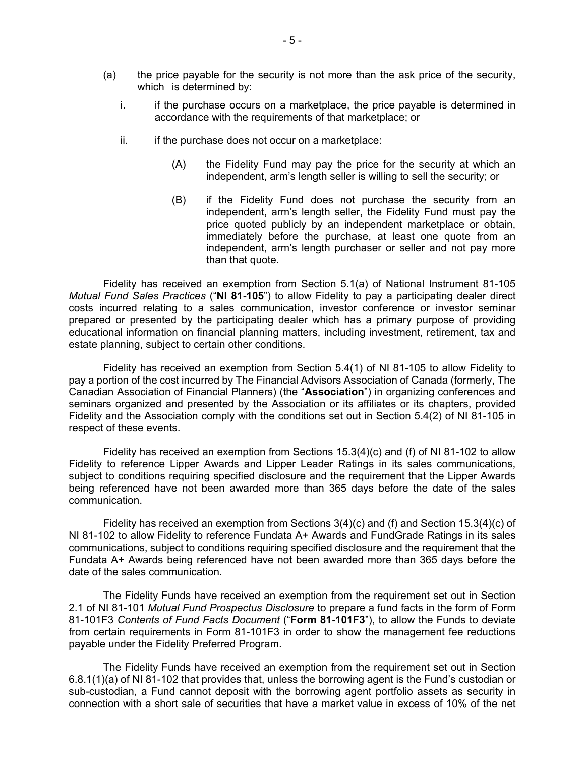(a) the price payable for the security is not more than the ask price of the security, which is determined by:

   i. if the purchase occurs on a marketplace, the price payable is determined in accordance with the requirements of that marketplace; or

   ii. if the purchase does not occur on a marketplace:

      (A) the Fidelity Fund may pay the price for the security at which an independent, arm's length seller is willing to sell the security; or

      (B) if the Fidelity Fund does not purchase the security from an independent, arm's length seller, the Fidelity Fund must pay the price quoted publicly by an independent marketplace or obtain, immediately before the purchase, at least one quote from an independent, arm's length purchaser or seller and not pay more than that quote.

Fidelity has received an exemption from Section 5.1(a) of National Instrument 81-105 *Mutual Fund Sales Practices* ("**NI 81-105**") to allow Fidelity to pay a participating dealer direct costs incurred relating to a sales communication, investor conference or investor seminar prepared or presented by the participating dealer which has a primary purpose of providing educational information on financial planning matters, including investment, retirement, tax and estate planning, subject to certain other conditions.

Fidelity has received an exemption from Section 5.4(1) of NI 81-105 to allow Fidelity to pay a portion of the cost incurred by The Financial Advisors Association of Canada (formerly, The Canadian Association of Financial Planners) (the "**Association**") in organizing conferences and seminars organized and presented by the Association or its affiliates or its chapters, provided Fidelity and the Association comply with the conditions set out in Section 5.4(2) of NI 81-105 in respect of these events.

Fidelity has received an exemption from Sections 15.3(4)(c) and (f) of NI 81-102 to allow Fidelity to reference Lipper Awards and Lipper Leader Ratings in its sales communications, subject to conditions requiring specified disclosure and the requirement that the Lipper Awards being referenced have not been awarded more than 365 days before the date of the sales communication.

Fidelity has received an exemption from Sections 3(4)(c) and (f) and Section 15.3(4)(c) of NI 81-102 to allow Fidelity to reference Fundata A+ Awards and FundGrade Ratings in its sales communications, subject to conditions requiring specified disclosure and the requirement that the Fundata A+ Awards being referenced have not been awarded more than 365 days before the date of the sales communication.

The Fidelity Funds have received an exemption from the requirement set out in Section 2.1 of NI 81-101 *Mutual Fund Prospectus Disclosure* to prepare a fund facts in the form of Form 81-101F3 *Contents of Fund Facts Document* ("**Form 81-101F3**"), to allow the Funds to deviate from certain requirements in Form 81-101F3 in order to show the management fee reductions payable under the Fidelity Preferred Program.

The Fidelity Funds have received an exemption from the requirement set out in Section 6.8.1(1)(a) of NI 81-102 that provides that, unless the borrowing agent is the Fund's custodian or sub-custodian, a Fund cannot deposit with the borrowing agent portfolio assets as security in connection with a short sale of securities that have a market value in excess of 10% of the net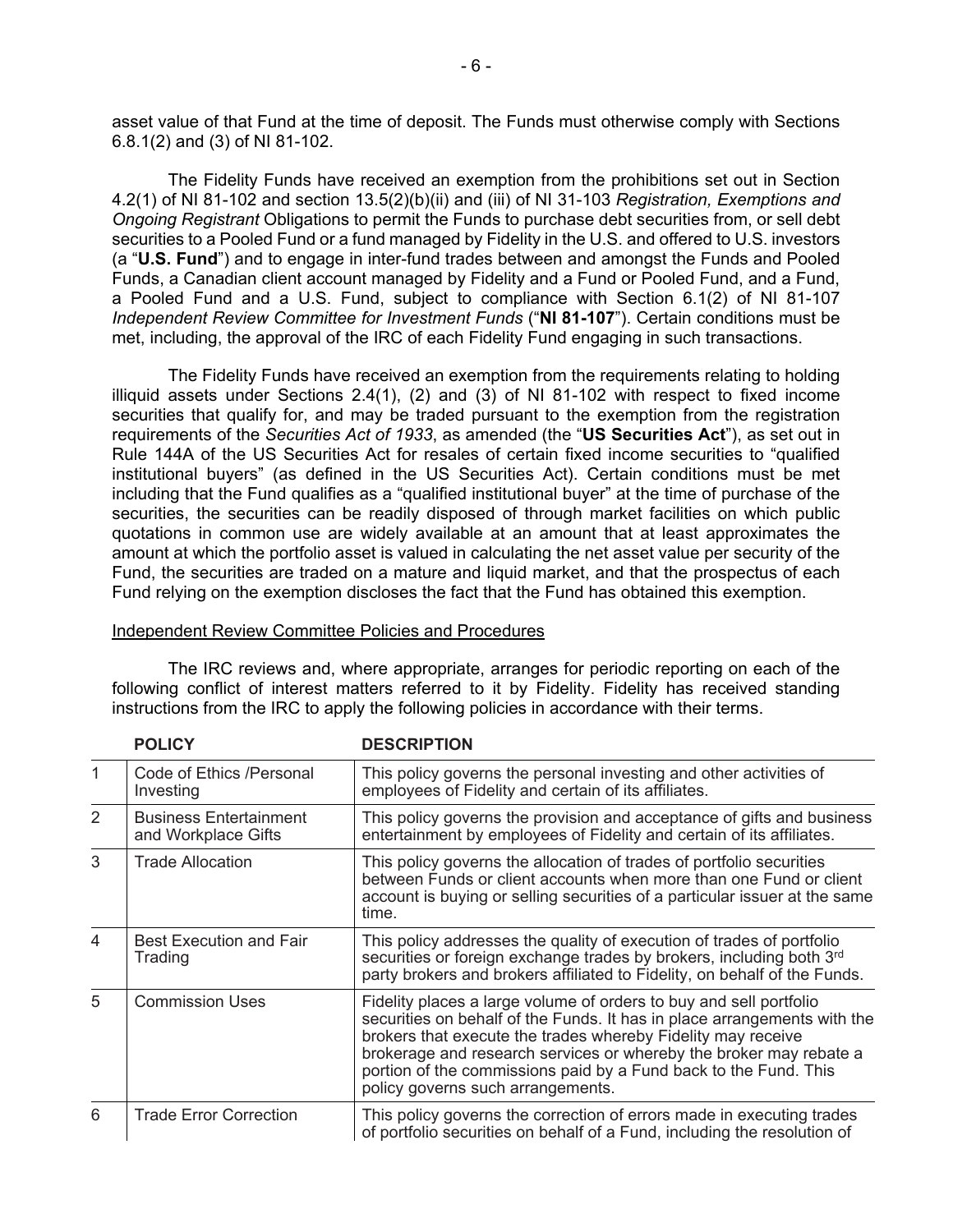asset value of that Fund at the time of deposit. The Funds must otherwise comply with Sections 6.8.1(2) and (3) of NI 81-102.

The Fidelity Funds have received an exemption from the prohibitions set out in Section 4.2(1) of NI 81-102 and section 13.5(2)(b)(ii) and (iii) of NI 31-103 *Registration, Exemptions and Ongoing Registrant* Obligations to permit the Funds to purchase debt securities from, or sell debt securities to a Pooled Fund or a fund managed by Fidelity in the U.S. and offered to U.S. investors (a "**U.S. Fund**") and to engage in inter-fund trades between and amongst the Funds and Pooled Funds, a Canadian client account managed by Fidelity and a Fund or Pooled Fund, and a Fund, a Pooled Fund and a U.S. Fund, subject to compliance with Section 6.1(2) of NI 81-107 *Independent Review Committee for Investment Funds* ("**NI 81-107**"). Certain conditions must be met, including, the approval of the IRC of each Fidelity Fund engaging in such transactions.

The Fidelity Funds have received an exemption from the requirements relating to holding illiquid assets under Sections 2.4(1), (2) and (3) of NI 81-102 with respect to fixed income securities that qualify for, and may be traded pursuant to the exemption from the registration requirements of the *Securities Act of 1933*, as amended (the "**US Securities Act**"), as set out in Rule 144A of the US Securities Act for resales of certain fixed income securities to "qualified institutional buyers" (as defined in the US Securities Act). Certain conditions must be met including that the Fund qualifies as a "qualified institutional buyer" at the time of purchase of the securities, the securities can be readily disposed of through market facilities on which public quotations in common use are widely available at an amount that at least approximates the amount at which the portfolio asset is valued in calculating the net asset value per security of the Fund, the securities are traded on a mature and liquid market, and that the prospectus of each Fund relying on the exemption discloses the fact that the Fund has obtained this exemption.

Independent Review Committee Policies and Procedures

The IRC reviews and, where appropriate, arranges for periodic reporting on each of the following conflict of interest matters referred to it by Fidelity. Fidelity has received standing instructions from the IRC to apply the following policies in accordance with their terms.

| | POLICY | DESCRIPTION |
|---|---|---|
| 1 | Code of Ethics /Personal Investing | This policy governs the personal investing and other activities of employees of Fidelity and certain of its affiliates. |
| 2 | Business Entertainment and Workplace Gifts | This policy governs the provision and acceptance of gifts and business entertainment by employees of Fidelity and certain of its affiliates. |
| 3 | Trade Allocation | This policy governs the allocation of trades of portfolio securities between Funds or client accounts when more than one Fund or client account is buying or selling securities of a particular issuer at the same time. |
| 4 | Best Execution and Fair Trading | This policy addresses the quality of execution of trades of portfolio securities or foreign exchange trades by brokers, including both 3rd party brokers and brokers affiliated to Fidelity, on behalf of the Funds. |
| 5 | Commission Uses | Fidelity places a large volume of orders to buy and sell portfolio securities on behalf of the Funds. It has in place arrangements with the brokers that execute the trades whereby Fidelity may receive brokerage and research services or whereby the broker may rebate a portion of the commissions paid by a Fund back to the Fund. This policy governs such arrangements. |
| 6 | Trade Error Correction | This policy governs the correction of errors made in executing trades of portfolio securities on behalf of a Fund, including the resolution of |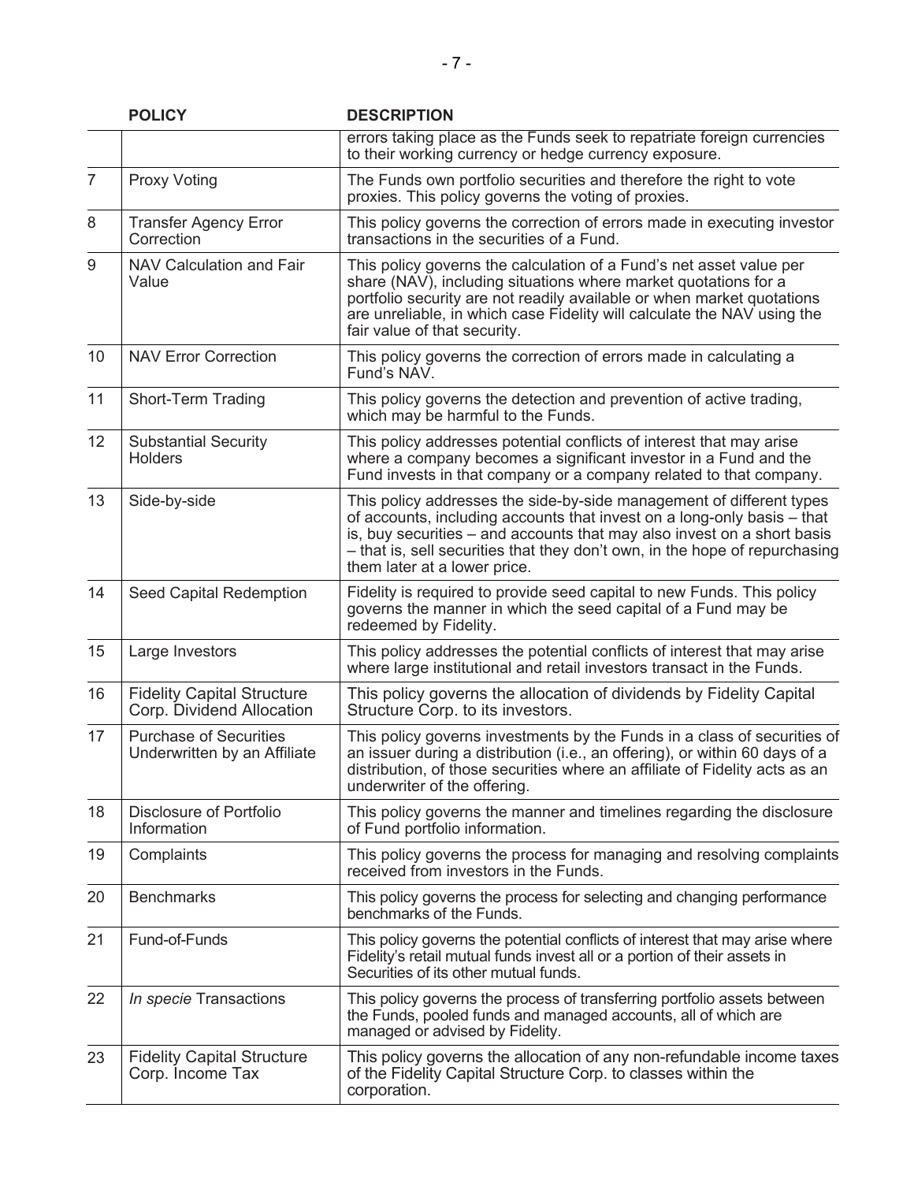| | POLICY | DESCRIPTION |
|---|---|---|
| | | errors taking place as the Funds seek to repatriate foreign currencies to their working currency or hedge currency exposure. |
| 7 | Proxy Voting | The Funds own portfolio securities and therefore the right to vote proxies. This policy governs the voting of proxies. |
| 8 | Transfer Agency Error Correction | This policy governs the correction of errors made in executing investor transactions in the securities of a Fund. |
| 9 | NAV Calculation and Fair Value | This policy governs the calculation of a Fund's net asset value per share (NAV), including situations where market quotations for a portfolio security are not readily available or when market quotations are unreliable, in which case Fidelity will calculate the NAV using the fair value of that security. |
| 10 | NAV Error Correction | This policy governs the correction of errors made in calculating a Fund's NAV. |
| 11 | Short-Term Trading | This policy governs the detection and prevention of active trading, which may be harmful to the Funds. |
| 12 | Substantial Security Holders | This policy addresses potential conflicts of interest that may arise where a company becomes a significant investor in a Fund and the Fund invests in that company or a company related to that company. |
| 13 | Side-by-side | This policy addresses the side-by-side management of different types of accounts, including accounts that invest on a long-only basis – that is, buy securities – and accounts that may also invest on a short basis – that is, sell securities that they don't own, in the hope of repurchasing them later at a lower price. |
| 14 | Seed Capital Redemption | Fidelity is required to provide seed capital to new Funds. This policy governs the manner in which the seed capital of a Fund may be redeemed by Fidelity. |
| 15 | Large Investors | This policy addresses the potential conflicts of interest that may arise where large institutional and retail investors transact in the Funds. |
| 16 | Fidelity Capital Structure Corp. Dividend Allocation | This policy governs the allocation of dividends by Fidelity Capital Structure Corp. to its investors. |
| 17 | Purchase of Securities Underwritten by an Affiliate | This policy governs investments by the Funds in a class of securities of an issuer during a distribution (i.e., an offering), or within 60 days of a distribution, of those securities where an affiliate of Fidelity acts as an underwriter of the offering. |
| 18 | Disclosure of Portfolio Information | This policy governs the manner and timelines regarding the disclosure of Fund portfolio information. |
| 19 | Complaints | This policy governs the process for managing and resolving complaints received from investors in the Funds. |
| 20 | Benchmarks | This policy governs the process for selecting and changing performance benchmarks of the Funds. |
| 21 | Fund-of-Funds | This policy governs the potential conflicts of interest that may arise where Fidelity's retail mutual funds invest all or a portion of their assets in Securities of its other mutual funds. |
| 22 | *In specie* Transactions | This policy governs the process of transferring portfolio assets between the Funds, pooled funds and managed accounts, all of which are managed or advised by Fidelity. |
| 23 | Fidelity Capital Structure Corp. Income Tax | This policy governs the allocation of any non-refundable income taxes of the Fidelity Capital Structure Corp. to classes within the corporation. |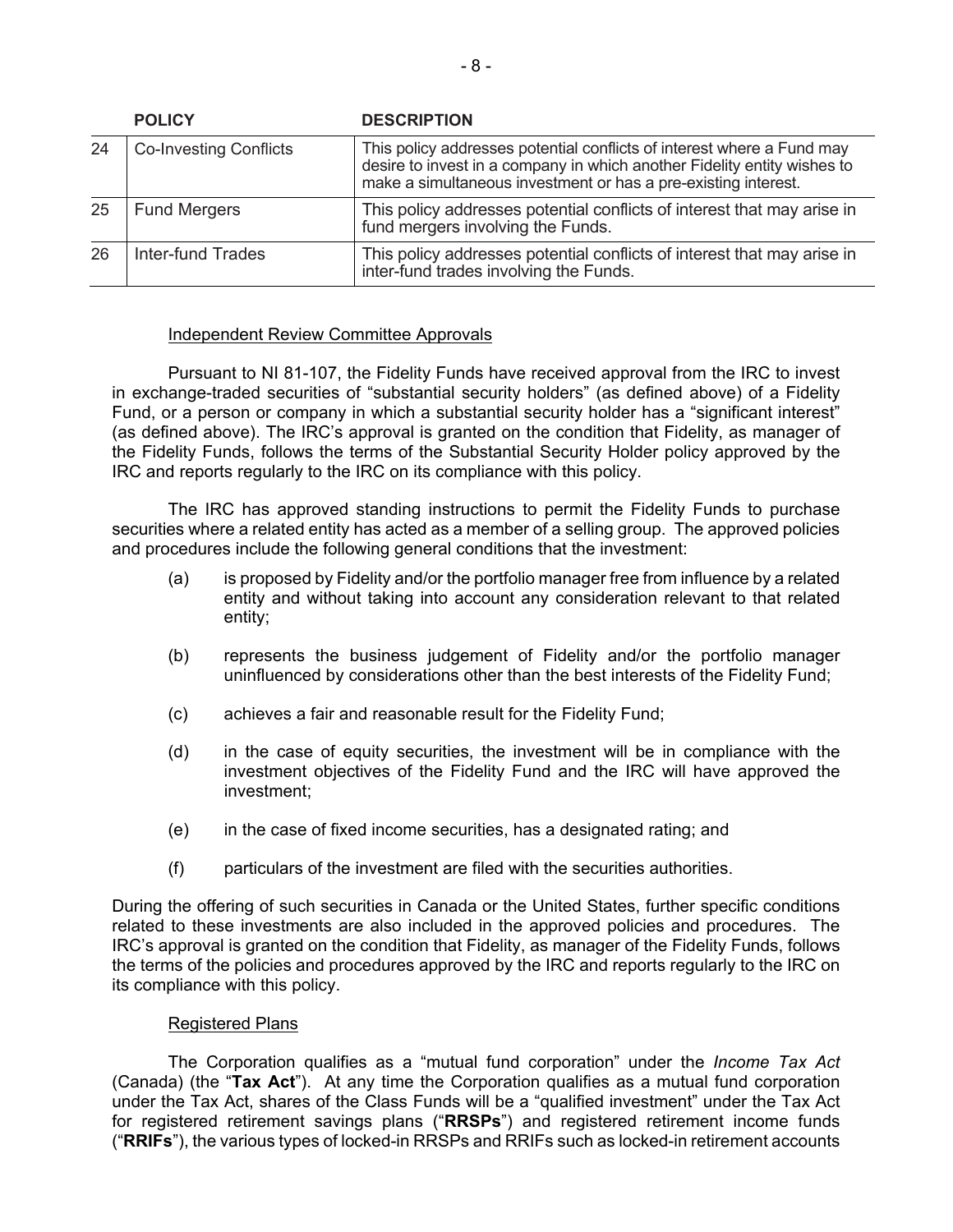| | POLICY | DESCRIPTION |
|---|---|---|
| 24 | Co-Investing Conflicts | This policy addresses potential conflicts of interest where a Fund may desire to invest in a company in which another Fidelity entity wishes to make a simultaneous investment or has a pre-existing interest. |
| 25 | Fund Mergers | This policy addresses potential conflicts of interest that may arise in fund mergers involving the Funds. |
| 26 | Inter-fund Trades | This policy addresses potential conflicts of interest that may arise in inter-fund trades involving the Funds. |

Independent Review Committee Approvals

Pursuant to NI 81-107, the Fidelity Funds have received approval from the IRC to invest in exchange-traded securities of "substantial security holders" (as defined above) of a Fidelity Fund, or a person or company in which a substantial security holder has a "significant interest" (as defined above). The IRC's approval is granted on the condition that Fidelity, as manager of the Fidelity Funds, follows the terms of the Substantial Security Holder policy approved by the IRC and reports regularly to the IRC on its compliance with this policy.

The IRC has approved standing instructions to permit the Fidelity Funds to purchase securities where a related entity has acted as a member of a selling group. The approved policies and procedures include the following general conditions that the investment:

(a) is proposed by Fidelity and/or the portfolio manager free from influence by a related entity and without taking into account any consideration relevant to that related entity;

(b) represents the business judgement of Fidelity and/or the portfolio manager uninfluenced by considerations other than the best interests of the Fidelity Fund;

(c) achieves a fair and reasonable result for the Fidelity Fund;

(d) in the case of equity securities, the investment will be in compliance with the investment objectives of the Fidelity Fund and the IRC will have approved the investment;

(e) in the case of fixed income securities, has a designated rating; and

(f) particulars of the investment are filed with the securities authorities.

During the offering of such securities in Canada or the United States, further specific conditions related to these investments are also included in the approved policies and procedures. The IRC's approval is granted on the condition that Fidelity, as manager of the Fidelity Funds, follows the terms of the policies and procedures approved by the IRC and reports regularly to the IRC on its compliance with this policy.

Registered Plans

The Corporation qualifies as a "mutual fund corporation" under the *Income Tax Act* (Canada) (the "**Tax Act**"). At any time the Corporation qualifies as a mutual fund corporation under the Tax Act, shares of the Class Funds will be a "qualified investment" under the Tax Act for registered retirement savings plans ("**RRSPs**") and registered retirement income funds ("**RRIFs**"), the various types of locked-in RRSPs and RRIFs such as locked-in retirement accounts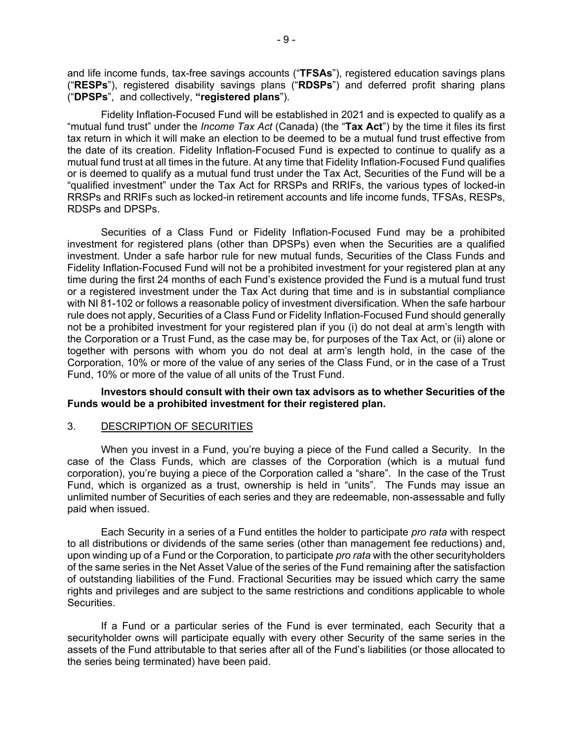and life income funds, tax-free savings accounts ("**TFSAs**"), registered education savings plans ("**RESPs**"), registered disability savings plans ("**RDSPs**") and deferred profit sharing plans ("**DPSPs**", and collectively, **"registered plans**").

Fidelity Inflation-Focused Fund will be established in 2021 and is expected to qualify as a "mutual fund trust" under the *Income Tax Act* (Canada) (the "**Tax Act**") by the time it files its first tax return in which it will make an election to be deemed to be a mutual fund trust effective from the date of its creation. Fidelity Inflation-Focused Fund is expected to continue to qualify as a mutual fund trust at all times in the future. At any time that Fidelity Inflation-Focused Fund qualifies or is deemed to qualify as a mutual fund trust under the Tax Act, Securities of the Fund will be a "qualified investment" under the Tax Act for RRSPs and RRIFs, the various types of locked-in RRSPs and RRIFs such as locked-in retirement accounts and life income funds, TFSAs, RESPs, RDSPs and DPSPs.

Securities of a Class Fund or Fidelity Inflation-Focused Fund may be a prohibited investment for registered plans (other than DPSPs) even when the Securities are a qualified investment. Under a safe harbor rule for new mutual funds, Securities of the Class Funds and Fidelity Inflation-Focused Fund will not be a prohibited investment for your registered plan at any time during the first 24 months of each Fund's existence provided the Fund is a mutual fund trust or a registered investment under the Tax Act during that time and is in substantial compliance with NI 81-102 or follows a reasonable policy of investment diversification. When the safe harbour rule does not apply, Securities of a Class Fund or Fidelity Inflation-Focused Fund should generally not be a prohibited investment for your registered plan if you (i) do not deal at arm's length with the Corporation or a Trust Fund, as the case may be, for purposes of the Tax Act, or (ii) alone or together with persons with whom you do not deal at arm's length hold, in the case of the Corporation, 10% or more of the value of any series of the Class Fund, or in the case of a Trust Fund, 10% or more of the value of all units of the Trust Fund.

**Investors should consult with their own tax advisors as to whether Securities of the Funds would be a prohibited investment for their registered plan.**

## 3. DESCRIPTION OF SECURITIES

When you invest in a Fund, you're buying a piece of the Fund called a Security. In the case of the Class Funds, which are classes of the Corporation (which is a mutual fund corporation), you're buying a piece of the Corporation called a "share". In the case of the Trust Fund, which is organized as a trust, ownership is held in "units". The Funds may issue an unlimited number of Securities of each series and they are redeemable, non-assessable and fully paid when issued.

Each Security in a series of a Fund entitles the holder to participate *pro rata* with respect to all distributions or dividends of the same series (other than management fee reductions) and, upon winding up of a Fund or the Corporation, to participate *pro rata* with the other securityholders of the same series in the Net Asset Value of the series of the Fund remaining after the satisfaction of outstanding liabilities of the Fund. Fractional Securities may be issued which carry the same rights and privileges and are subject to the same restrictions and conditions applicable to whole Securities.

If a Fund or a particular series of the Fund is ever terminated, each Security that a securityholder owns will participate equally with every other Security of the same series in the assets of the Fund attributable to that series after all of the Fund's liabilities (or those allocated to the series being terminated) have been paid.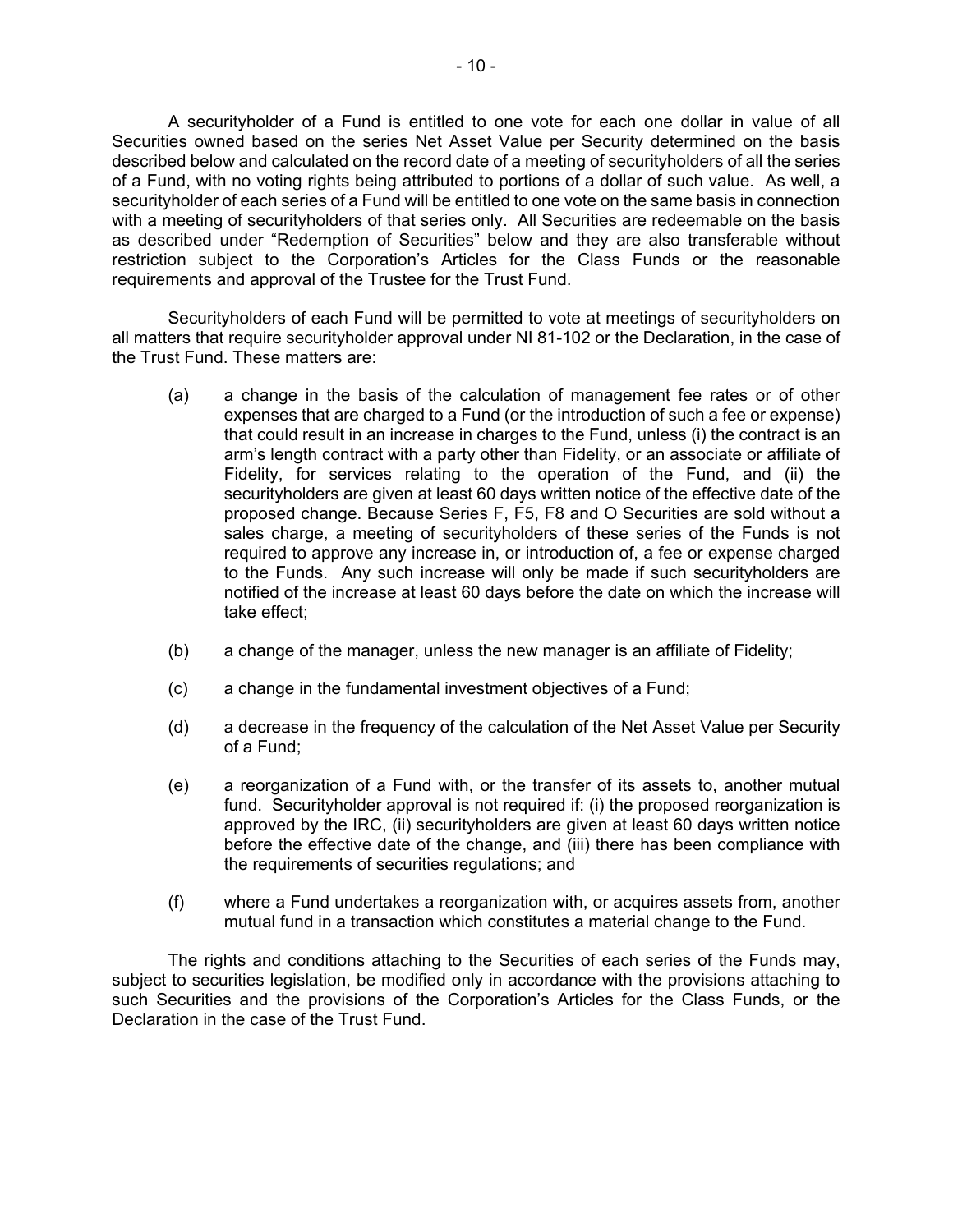A securityholder of a Fund is entitled to one vote for each one dollar in value of all Securities owned based on the series Net Asset Value per Security determined on the basis described below and calculated on the record date of a meeting of securityholders of all the series of a Fund, with no voting rights being attributed to portions of a dollar of such value. As well, a securityholder of each series of a Fund will be entitled to one vote on the same basis in connection with a meeting of securityholders of that series only. All Securities are redeemable on the basis as described under "Redemption of Securities" below and they are also transferable without restriction subject to the Corporation's Articles for the Class Funds or the reasonable requirements and approval of the Trustee for the Trust Fund.

Securityholders of each Fund will be permitted to vote at meetings of securityholders on all matters that require securityholder approval under NI 81-102 or the Declaration, in the case of the Trust Fund. These matters are:

(a) a change in the basis of the calculation of management fee rates or of other expenses that are charged to a Fund (or the introduction of such a fee or expense) that could result in an increase in charges to the Fund, unless (i) the contract is an arm's length contract with a party other than Fidelity, or an associate or affiliate of Fidelity, for services relating to the operation of the Fund, and (ii) the securityholders are given at least 60 days written notice of the effective date of the proposed change. Because Series F, F5, F8 and O Securities are sold without a sales charge, a meeting of securityholders of these series of the Funds is not required to approve any increase in, or introduction of, a fee or expense charged to the Funds. Any such increase will only be made if such securityholders are notified of the increase at least 60 days before the date on which the increase will take effect;

(b) a change of the manager, unless the new manager is an affiliate of Fidelity;

(c) a change in the fundamental investment objectives of a Fund;

(d) a decrease in the frequency of the calculation of the Net Asset Value per Security of a Fund;

(e) a reorganization of a Fund with, or the transfer of its assets to, another mutual fund. Securityholder approval is not required if: (i) the proposed reorganization is approved by the IRC, (ii) securityholders are given at least 60 days written notice before the effective date of the change, and (iii) there has been compliance with the requirements of securities regulations; and

(f) where a Fund undertakes a reorganization with, or acquires assets from, another mutual fund in a transaction which constitutes a material change to the Fund.

The rights and conditions attaching to the Securities of each series of the Funds may, subject to securities legislation, be modified only in accordance with the provisions attaching to such Securities and the provisions of the Corporation's Articles for the Class Funds, or the Declaration in the case of the Trust Fund.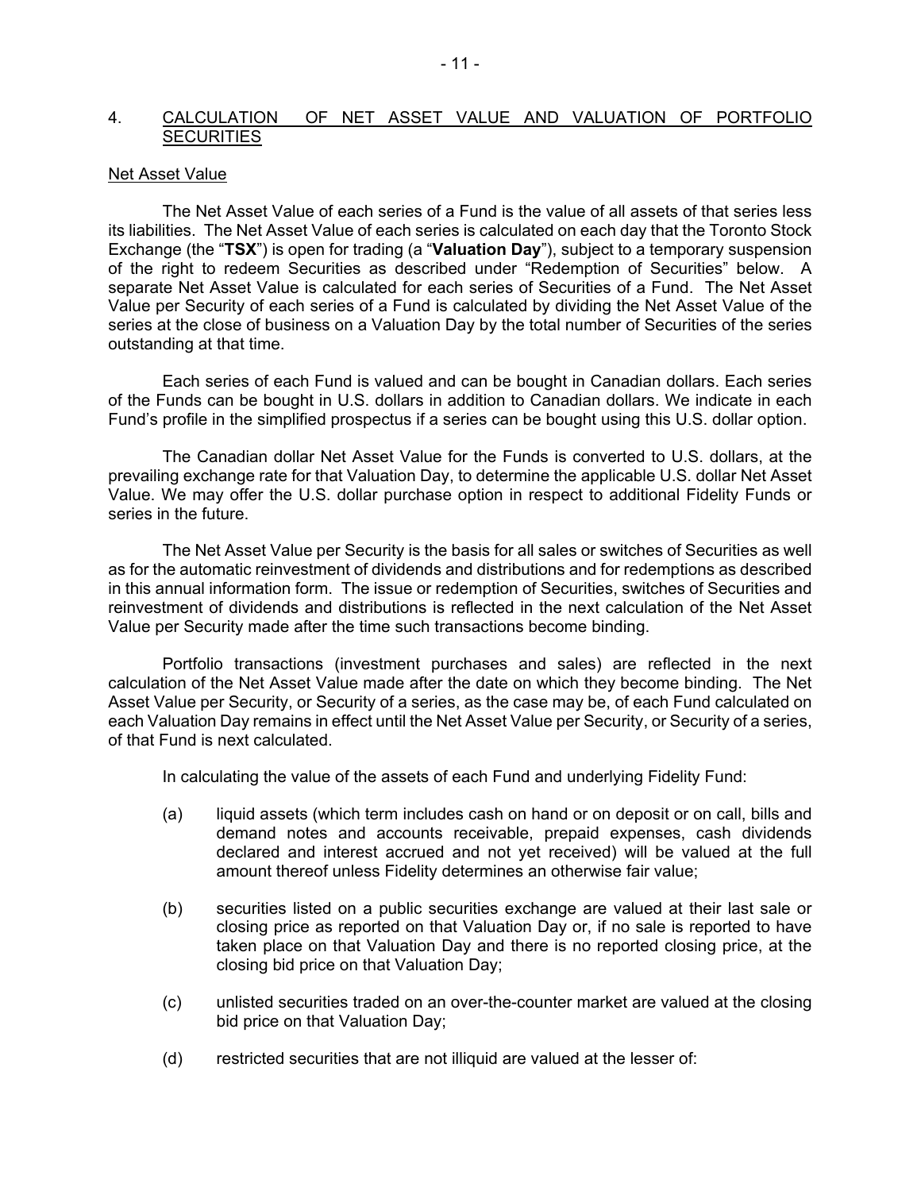## 4. CALCULATION OF NET ASSET VALUE AND VALUATION OF PORTFOLIO SECURITIES

### Net Asset Value

The Net Asset Value of each series of a Fund is the value of all assets of that series less its liabilities. The Net Asset Value of each series is calculated on each day that the Toronto Stock Exchange (the "**TSX**") is open for trading (a "**Valuation Day**"), subject to a temporary suspension of the right to redeem Securities as described under "Redemption of Securities" below. A separate Net Asset Value is calculated for each series of Securities of a Fund. The Net Asset Value per Security of each series of a Fund is calculated by dividing the Net Asset Value of the series at the close of business on a Valuation Day by the total number of Securities of the series outstanding at that time.

Each series of each Fund is valued and can be bought in Canadian dollars. Each series of the Funds can be bought in U.S. dollars in addition to Canadian dollars. We indicate in each Fund's profile in the simplified prospectus if a series can be bought using this U.S. dollar option.

The Canadian dollar Net Asset Value for the Funds is converted to U.S. dollars, at the prevailing exchange rate for that Valuation Day, to determine the applicable U.S. dollar Net Asset Value. We may offer the U.S. dollar purchase option in respect to additional Fidelity Funds or series in the future.

The Net Asset Value per Security is the basis for all sales or switches of Securities as well as for the automatic reinvestment of dividends and distributions and for redemptions as described in this annual information form. The issue or redemption of Securities, switches of Securities and reinvestment of dividends and distributions is reflected in the next calculation of the Net Asset Value per Security made after the time such transactions become binding.

Portfolio transactions (investment purchases and sales) are reflected in the next calculation of the Net Asset Value made after the date on which they become binding. The Net Asset Value per Security, or Security of a series, as the case may be, of each Fund calculated on each Valuation Day remains in effect until the Net Asset Value per Security, or Security of a series, of that Fund is next calculated.

In calculating the value of the assets of each Fund and underlying Fidelity Fund:

(a) liquid assets (which term includes cash on hand or on deposit or on call, bills and demand notes and accounts receivable, prepaid expenses, cash dividends declared and interest accrued and not yet received) will be valued at the full amount thereof unless Fidelity determines an otherwise fair value;

(b) securities listed on a public securities exchange are valued at their last sale or closing price as reported on that Valuation Day or, if no sale is reported to have taken place on that Valuation Day and there is no reported closing price, at the closing bid price on that Valuation Day;

(c) unlisted securities traded on an over-the-counter market are valued at the closing bid price on that Valuation Day;

(d) restricted securities that are not illiquid are valued at the lesser of: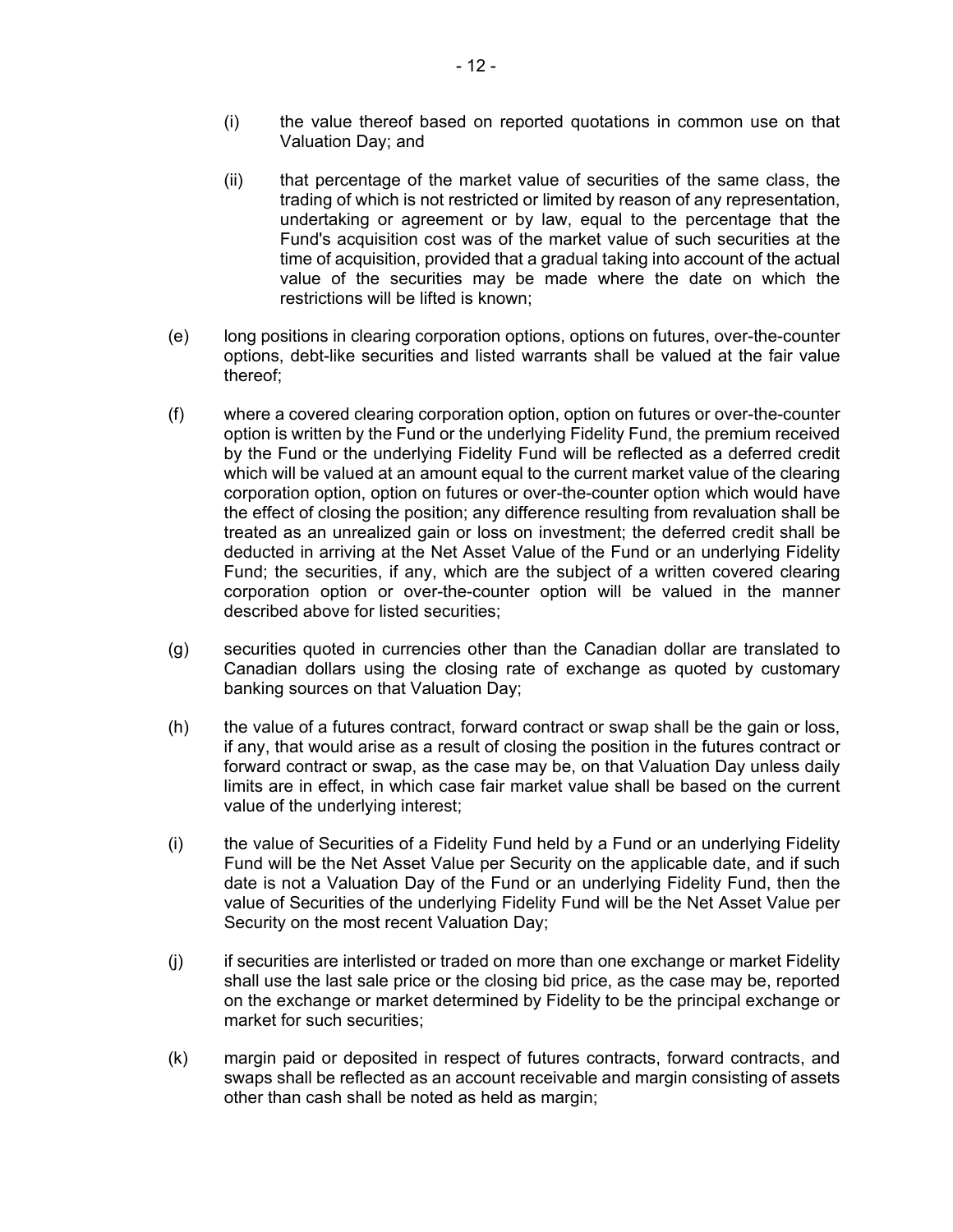(i) the value thereof based on reported quotations in common use on that Valuation Day; and

(ii) that percentage of the market value of securities of the same class, the trading of which is not restricted or limited by reason of any representation, undertaking or agreement or by law, equal to the percentage that the Fund's acquisition cost was of the market value of such securities at the time of acquisition, provided that a gradual taking into account of the actual value of the securities may be made where the date on which the restrictions will be lifted is known;

(e) long positions in clearing corporation options, options on futures, over-the-counter options, debt-like securities and listed warrants shall be valued at the fair value thereof;

(f) where a covered clearing corporation option, option on futures or over-the-counter option is written by the Fund or the underlying Fidelity Fund, the premium received by the Fund or the underlying Fidelity Fund will be reflected as a deferred credit which will be valued at an amount equal to the current market value of the clearing corporation option, option on futures or over-the-counter option which would have the effect of closing the position; any difference resulting from revaluation shall be treated as an unrealized gain or loss on investment; the deferred credit shall be deducted in arriving at the Net Asset Value of the Fund or an underlying Fidelity Fund; the securities, if any, which are the subject of a written covered clearing corporation option or over-the-counter option will be valued in the manner described above for listed securities;

(g) securities quoted in currencies other than the Canadian dollar are translated to Canadian dollars using the closing rate of exchange as quoted by customary banking sources on that Valuation Day;

(h) the value of a futures contract, forward contract or swap shall be the gain or loss, if any, that would arise as a result of closing the position in the futures contract or forward contract or swap, as the case may be, on that Valuation Day unless daily limits are in effect, in which case fair market value shall be based on the current value of the underlying interest;

(i) the value of Securities of a Fidelity Fund held by a Fund or an underlying Fidelity Fund will be the Net Asset Value per Security on the applicable date, and if such date is not a Valuation Day of the Fund or an underlying Fidelity Fund, then the value of Securities of the underlying Fidelity Fund will be the Net Asset Value per Security on the most recent Valuation Day;

(j) if securities are interlisted or traded on more than one exchange or market Fidelity shall use the last sale price or the closing bid price, as the case may be, reported on the exchange or market determined by Fidelity to be the principal exchange or market for such securities;

(k) margin paid or deposited in respect of futures contracts, forward contracts, and swaps shall be reflected as an account receivable and margin consisting of assets other than cash shall be noted as held as margin;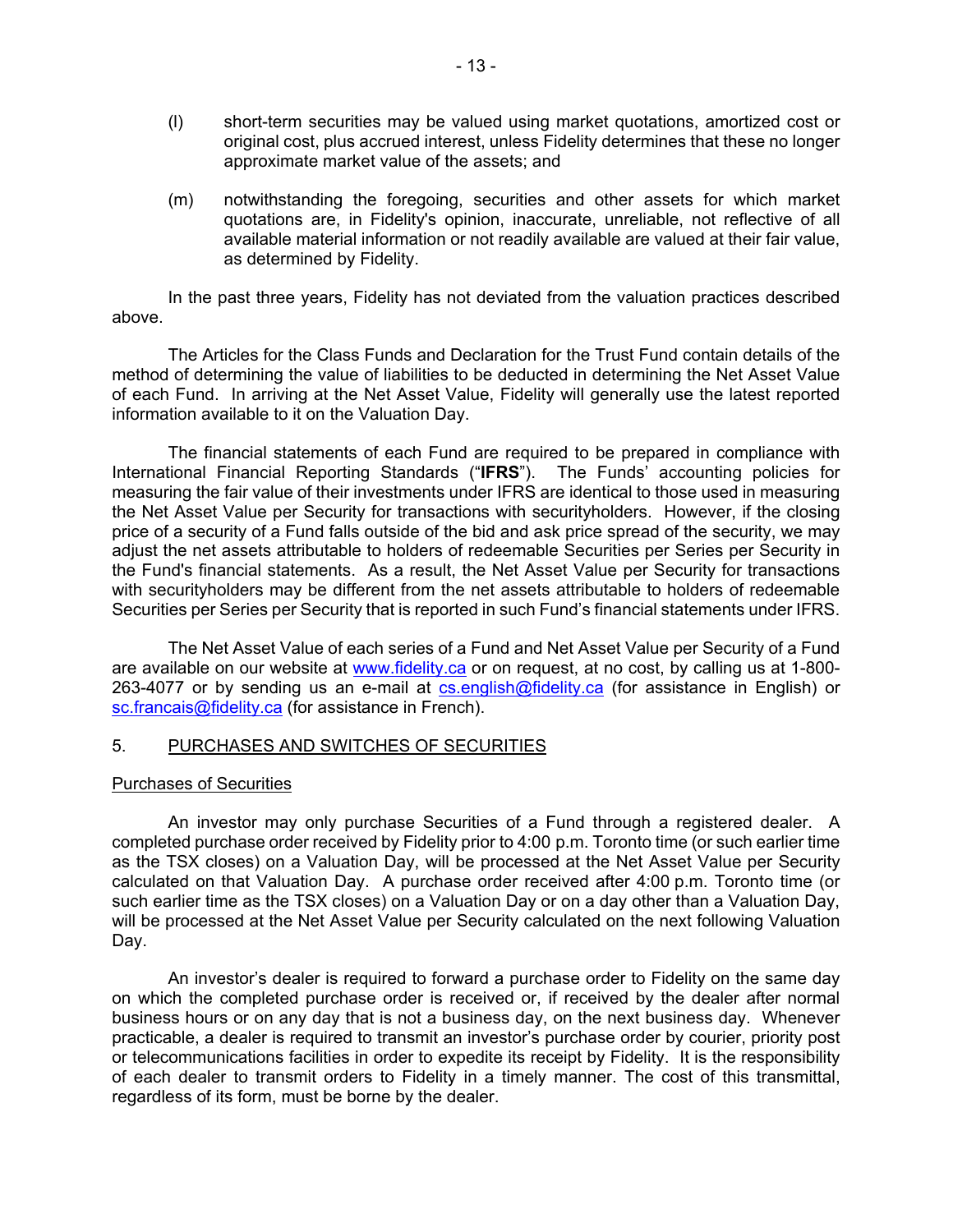(l) short-term securities may be valued using market quotations, amortized cost or original cost, plus accrued interest, unless Fidelity determines that these no longer approximate market value of the assets; and

(m) notwithstanding the foregoing, securities and other assets for which market quotations are, in Fidelity's opinion, inaccurate, unreliable, not reflective of all available material information or not readily available are valued at their fair value, as determined by Fidelity.

In the past three years, Fidelity has not deviated from the valuation practices described above.

The Articles for the Class Funds and Declaration for the Trust Fund contain details of the method of determining the value of liabilities to be deducted in determining the Net Asset Value of each Fund. In arriving at the Net Asset Value, Fidelity will generally use the latest reported information available to it on the Valuation Day.

The financial statements of each Fund are required to be prepared in compliance with International Financial Reporting Standards ("**IFRS**"). The Funds' accounting policies for measuring the fair value of their investments under IFRS are identical to those used in measuring the Net Asset Value per Security for transactions with securityholders. However, if the closing price of a security of a Fund falls outside of the bid and ask price spread of the security, we may adjust the net assets attributable to holders of redeemable Securities per Series per Security in the Fund's financial statements. As a result, the Net Asset Value per Security for transactions with securityholders may be different from the net assets attributable to holders of redeemable Securities per Series per Security that is reported in such Fund's financial statements under IFRS.

The Net Asset Value of each series of a Fund and Net Asset Value per Security of a Fund are available on our website at www.fidelity.ca or on request, at no cost, by calling us at 1-800-263-4077 or by sending us an e-mail at cs.english@fidelity.ca (for assistance in English) or sc.francais@fidelity.ca (for assistance in French).

## 5. PURCHASES AND SWITCHES OF SECURITIES

### Purchases of Securities

An investor may only purchase Securities of a Fund through a registered dealer. A completed purchase order received by Fidelity prior to 4:00 p.m. Toronto time (or such earlier time as the TSX closes) on a Valuation Day, will be processed at the Net Asset Value per Security calculated on that Valuation Day. A purchase order received after 4:00 p.m. Toronto time (or such earlier time as the TSX closes) on a Valuation Day or on a day other than a Valuation Day, will be processed at the Net Asset Value per Security calculated on the next following Valuation Day.

An investor's dealer is required to forward a purchase order to Fidelity on the same day on which the completed purchase order is received or, if received by the dealer after normal business hours or on any day that is not a business day, on the next business day. Whenever practicable, a dealer is required to transmit an investor's purchase order by courier, priority post or telecommunications facilities in order to expedite its receipt by Fidelity. It is the responsibility of each dealer to transmit orders to Fidelity in a timely manner. The cost of this transmittal, regardless of its form, must be borne by the dealer.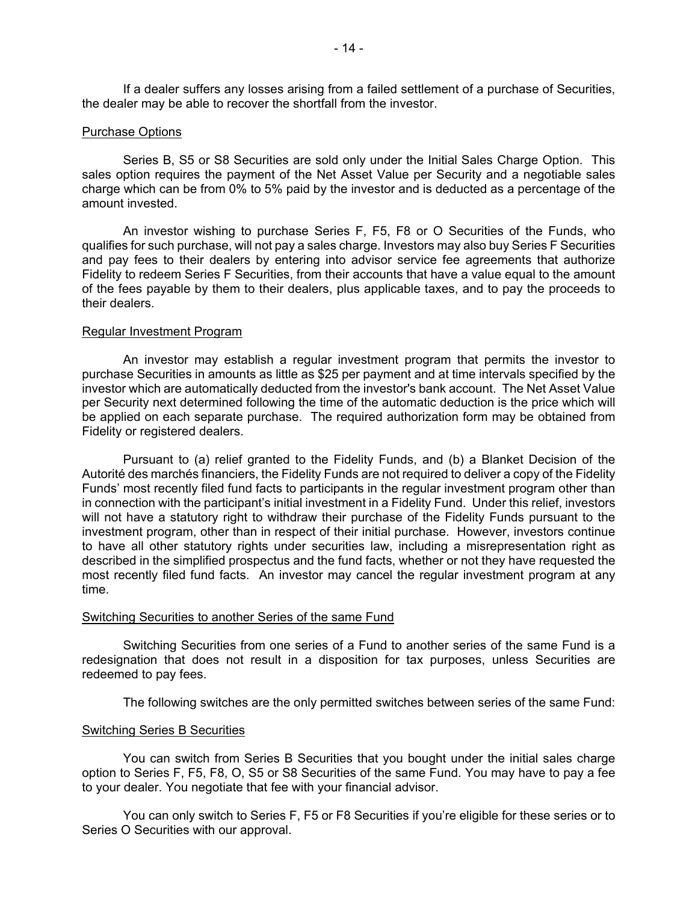If a dealer suffers any losses arising from a failed settlement of a purchase of Securities, the dealer may be able to recover the shortfall from the investor.

## Purchase Options

Series B, S5 or S8 Securities are sold only under the Initial Sales Charge Option. This sales option requires the payment of the Net Asset Value per Security and a negotiable sales charge which can be from 0% to 5% paid by the investor and is deducted as a percentage of the amount invested.

An investor wishing to purchase Series F, F5, F8 or O Securities of the Funds, who qualifies for such purchase, will not pay a sales charge. Investors may also buy Series F Securities and pay fees to their dealers by entering into advisor service fee agreements that authorize Fidelity to redeem Series F Securities, from their accounts that have a value equal to the amount of the fees payable by them to their dealers, plus applicable taxes, and to pay the proceeds to their dealers.

## Regular Investment Program

An investor may establish a regular investment program that permits the investor to purchase Securities in amounts as little as $25 per payment and at time intervals specified by the investor which are automatically deducted from the investor's bank account. The Net Asset Value per Security next determined following the time of the automatic deduction is the price which will be applied on each separate purchase. The required authorization form may be obtained from Fidelity or registered dealers.

Pursuant to (a) relief granted to the Fidelity Funds, and (b) a Blanket Decision of the Autorité des marchés financiers, the Fidelity Funds are not required to deliver a copy of the Fidelity Funds' most recently filed fund facts to participants in the regular investment program other than in connection with the participant's initial investment in a Fidelity Fund. Under this relief, investors will not have a statutory right to withdraw their purchase of the Fidelity Funds pursuant to the investment program, other than in respect of their initial purchase. However, investors continue to have all other statutory rights under securities law, including a misrepresentation right as described in the simplified prospectus and the fund facts, whether or not they have requested the most recently filed fund facts. An investor may cancel the regular investment program at any time.

## Switching Securities to another Series of the same Fund

Switching Securities from one series of a Fund to another series of the same Fund is a redesignation that does not result in a disposition for tax purposes, unless Securities are redeemed to pay fees.

The following switches are the only permitted switches between series of the same Fund:

### Switching Series B Securities

You can switch from Series B Securities that you bought under the initial sales charge option to Series F, F5, F8, O, S5 or S8 Securities of the same Fund. You may have to pay a fee to your dealer. You negotiate that fee with your financial advisor.

You can only switch to Series F, F5 or F8 Securities if you're eligible for these series or to Series O Securities with our approval.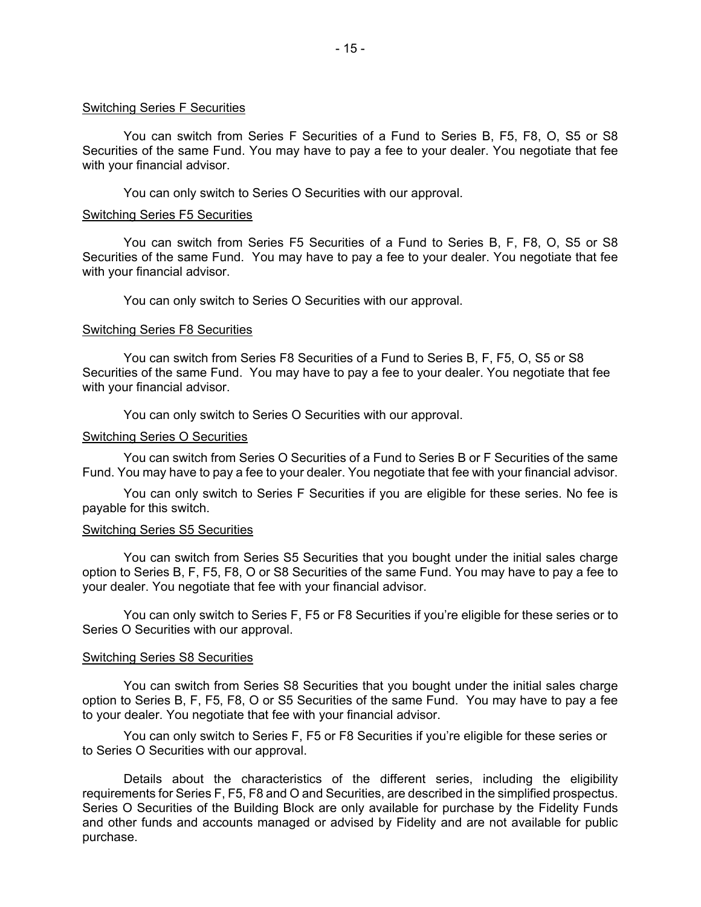Switching Series F Securities

You can switch from Series F Securities of a Fund to Series B, F5, F8, O, S5 or S8 Securities of the same Fund. You may have to pay a fee to your dealer. You negotiate that fee with your financial advisor.

You can only switch to Series O Securities with our approval.

Switching Series F5 Securities

You can switch from Series F5 Securities of a Fund to Series B, F, F8, O, S5 or S8 Securities of the same Fund. You may have to pay a fee to your dealer. You negotiate that fee with your financial advisor.

You can only switch to Series O Securities with our approval.

Switching Series F8 Securities

You can switch from Series F8 Securities of a Fund to Series B, F, F5, O, S5 or S8 Securities of the same Fund. You may have to pay a fee to your dealer. You negotiate that fee with your financial advisor.

You can only switch to Series O Securities with our approval.

Switching Series O Securities

You can switch from Series O Securities of a Fund to Series B or F Securities of the same Fund. You may have to pay a fee to your dealer. You negotiate that fee with your financial advisor.

You can only switch to Series F Securities if you are eligible for these series. No fee is payable for this switch.

Switching Series S5 Securities

You can switch from Series S5 Securities that you bought under the initial sales charge option to Series B, F, F5, F8, O or S8 Securities of the same Fund. You may have to pay a fee to your dealer. You negotiate that fee with your financial advisor.

You can only switch to Series F, F5 or F8 Securities if you're eligible for these series or to Series O Securities with our approval.

Switching Series S8 Securities

You can switch from Series S8 Securities that you bought under the initial sales charge option to Series B, F, F5, F8, O or S5 Securities of the same Fund. You may have to pay a fee to your dealer. You negotiate that fee with your financial advisor.

You can only switch to Series F, F5 or F8 Securities if you're eligible for these series or to Series O Securities with our approval.

Details about the characteristics of the different series, including the eligibility requirements for Series F, F5, F8 and O and Securities, are described in the simplified prospectus. Series O Securities of the Building Block are only available for purchase by the Fidelity Funds and other funds and accounts managed or advised by Fidelity and are not available for public purchase.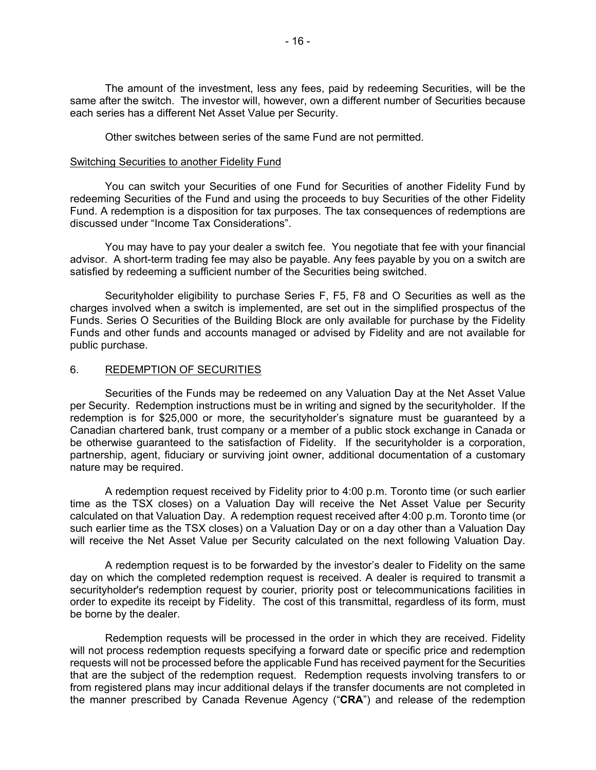The amount of the investment, less any fees, paid by redeeming Securities, will be the same after the switch. The investor will, however, own a different number of Securities because each series has a different Net Asset Value per Security.

Other switches between series of the same Fund are not permitted.

<u>Switching Securities to another Fidelity Fund</u>

You can switch your Securities of one Fund for Securities of another Fidelity Fund by redeeming Securities of the Fund and using the proceeds to buy Securities of the other Fidelity Fund. A redemption is a disposition for tax purposes. The tax consequences of redemptions are discussed under “Income Tax Considerations”.

You may have to pay your dealer a switch fee. You negotiate that fee with your financial advisor. A short-term trading fee may also be payable. Any fees payable by you on a switch are satisfied by redeeming a sufficient number of the Securities being switched.

Securityholder eligibility to purchase Series F, F5, F8 and O Securities as well as the charges involved when a switch is implemented, are set out in the simplified prospectus of the Funds. Series O Securities of the Building Block are only available for purchase by the Fidelity Funds and other funds and accounts managed or advised by Fidelity and are not available for public purchase.

## 6. REDEMPTION OF SECURITIES

Securities of the Funds may be redeemed on any Valuation Day at the Net Asset Value per Security. Redemption instructions must be in writing and signed by the securityholder. If the redemption is for $25,000 or more, the securityholder’s signature must be guaranteed by a Canadian chartered bank, trust company or a member of a public stock exchange in Canada or be otherwise guaranteed to the satisfaction of Fidelity. If the securityholder is a corporation, partnership, agent, fiduciary or surviving joint owner, additional documentation of a customary nature may be required.

A redemption request received by Fidelity prior to 4:00 p.m. Toronto time (or such earlier time as the TSX closes) on a Valuation Day will receive the Net Asset Value per Security calculated on that Valuation Day. A redemption request received after 4:00 p.m. Toronto time (or such earlier time as the TSX closes) on a Valuation Day or on a day other than a Valuation Day will receive the Net Asset Value per Security calculated on the next following Valuation Day.

A redemption request is to be forwarded by the investor’s dealer to Fidelity on the same day on which the completed redemption request is received. A dealer is required to transmit a securityholder's redemption request by courier, priority post or telecommunications facilities in order to expedite its receipt by Fidelity. The cost of this transmittal, regardless of its form, must be borne by the dealer.

Redemption requests will be processed in the order in which they are received. Fidelity will not process redemption requests specifying a forward date or specific price and redemption requests will not be processed before the applicable Fund has received payment for the Securities that are the subject of the redemption request. Redemption requests involving transfers to or from registered plans may incur additional delays if the transfer documents are not completed in the manner prescribed by Canada Revenue Agency (“**CRA**”) and release of the redemption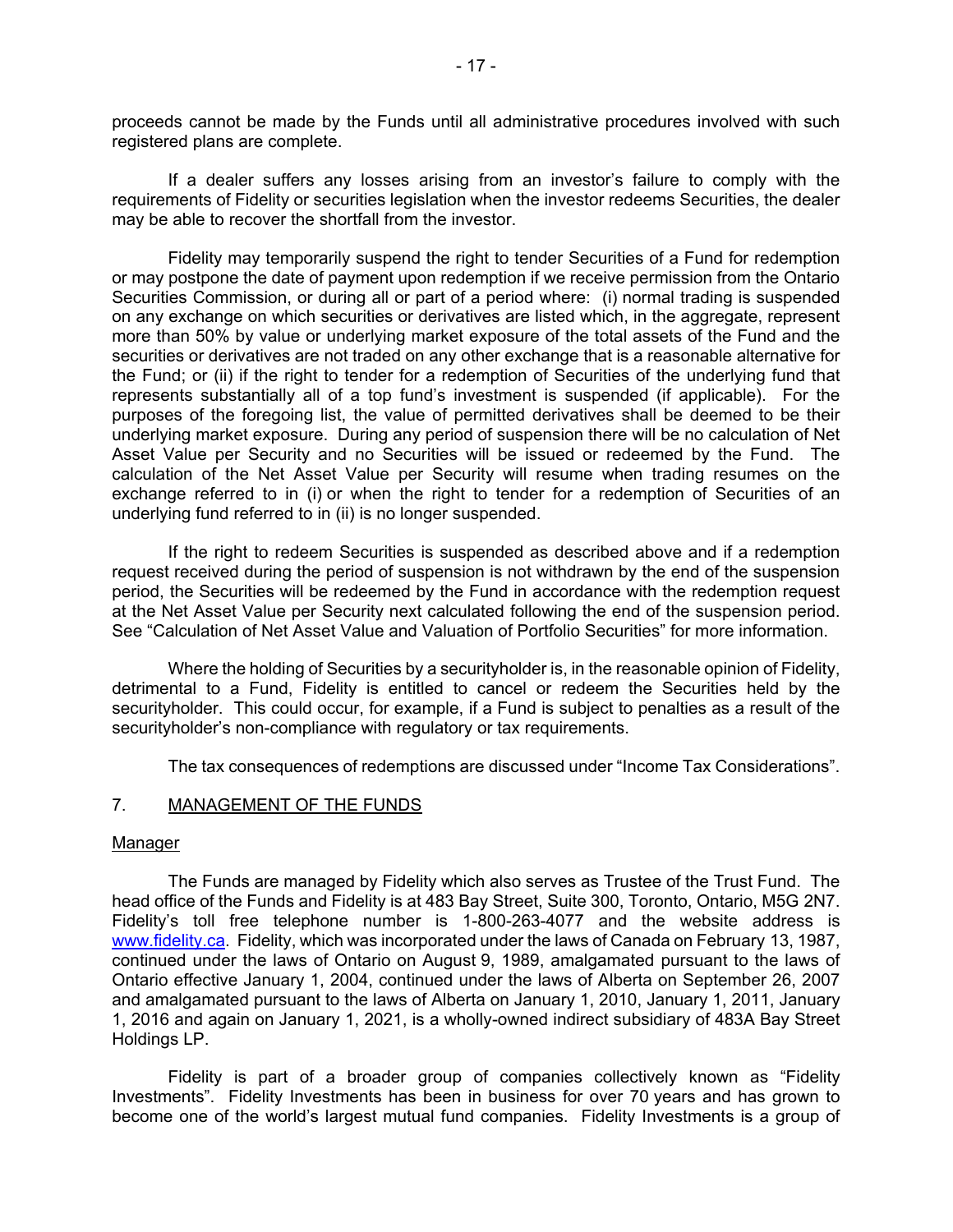proceeds cannot be made by the Funds until all administrative procedures involved with such registered plans are complete.

If a dealer suffers any losses arising from an investor's failure to comply with the requirements of Fidelity or securities legislation when the investor redeems Securities, the dealer may be able to recover the shortfall from the investor.

Fidelity may temporarily suspend the right to tender Securities of a Fund for redemption or may postpone the date of payment upon redemption if we receive permission from the Ontario Securities Commission, or during all or part of a period where: (i) normal trading is suspended on any exchange on which securities or derivatives are listed which, in the aggregate, represent more than 50% by value or underlying market exposure of the total assets of the Fund and the securities or derivatives are not traded on any other exchange that is a reasonable alternative for the Fund; or (ii) if the right to tender for a redemption of Securities of the underlying fund that represents substantially all of a top fund's investment is suspended (if applicable). For the purposes of the foregoing list, the value of permitted derivatives shall be deemed to be their underlying market exposure. During any period of suspension there will be no calculation of Net Asset Value per Security and no Securities will be issued or redeemed by the Fund. The calculation of the Net Asset Value per Security will resume when trading resumes on the exchange referred to in (i) or when the right to tender for a redemption of Securities of an underlying fund referred to in (ii) is no longer suspended.

If the right to redeem Securities is suspended as described above and if a redemption request received during the period of suspension is not withdrawn by the end of the suspension period, the Securities will be redeemed by the Fund in accordance with the redemption request at the Net Asset Value per Security next calculated following the end of the suspension period. See "Calculation of Net Asset Value and Valuation of Portfolio Securities" for more information.

Where the holding of Securities by a securityholder is, in the reasonable opinion of Fidelity, detrimental to a Fund, Fidelity is entitled to cancel or redeem the Securities held by the securityholder. This could occur, for example, if a Fund is subject to penalties as a result of the securityholder's non-compliance with regulatory or tax requirements.

The tax consequences of redemptions are discussed under "Income Tax Considerations".

## 7. MANAGEMENT OF THE FUNDS

### Manager

The Funds are managed by Fidelity which also serves as Trustee of the Trust Fund. The head office of the Funds and Fidelity is at 483 Bay Street, Suite 300, Toronto, Ontario, M5G 2N7. Fidelity's toll free telephone number is 1-800-263-4077 and the website address is www.fidelity.ca. Fidelity, which was incorporated under the laws of Canada on February 13, 1987, continued under the laws of Ontario on August 9, 1989, amalgamated pursuant to the laws of Ontario effective January 1, 2004, continued under the laws of Alberta on September 26, 2007 and amalgamated pursuant to the laws of Alberta on January 1, 2010, January 1, 2011, January 1, 2016 and again on January 1, 2021, is a wholly-owned indirect subsidiary of 483A Bay Street Holdings LP.

Fidelity is part of a broader group of companies collectively known as "Fidelity Investments". Fidelity Investments has been in business for over 70 years and has grown to become one of the world's largest mutual fund companies. Fidelity Investments is a group of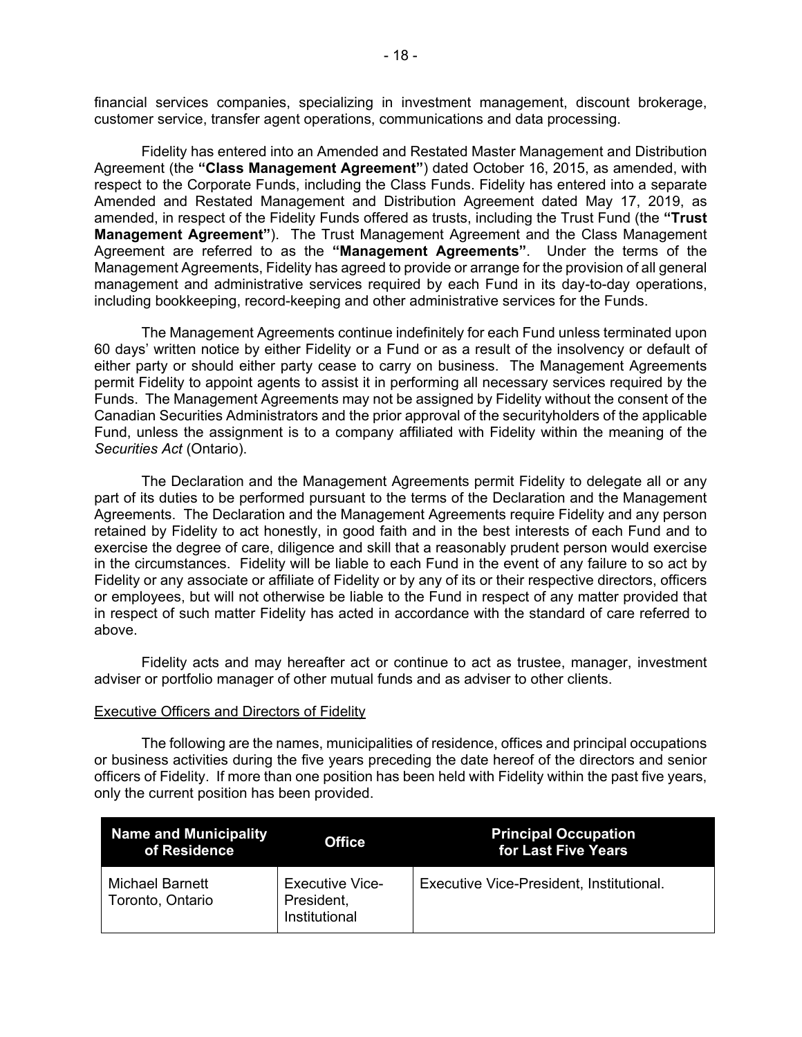financial services companies, specializing in investment management, discount brokerage, customer service, transfer agent operations, communications and data processing.

Fidelity has entered into an Amended and Restated Master Management and Distribution Agreement (the **"Class Management Agreement"**) dated October 16, 2015, as amended, with respect to the Corporate Funds, including the Class Funds. Fidelity has entered into a separate Amended and Restated Management and Distribution Agreement dated May 17, 2019, as amended, in respect of the Fidelity Funds offered as trusts, including the Trust Fund (the **"Trust Management Agreement"**). The Trust Management Agreement and the Class Management Agreement are referred to as the **"Management Agreements"**. Under the terms of the Management Agreements, Fidelity has agreed to provide or arrange for the provision of all general management and administrative services required by each Fund in its day-to-day operations, including bookkeeping, record-keeping and other administrative services for the Funds.

The Management Agreements continue indefinitely for each Fund unless terminated upon 60 days' written notice by either Fidelity or a Fund or as a result of the insolvency or default of either party or should either party cease to carry on business. The Management Agreements permit Fidelity to appoint agents to assist it in performing all necessary services required by the Funds. The Management Agreements may not be assigned by Fidelity without the consent of the Canadian Securities Administrators and the prior approval of the securityholders of the applicable Fund, unless the assignment is to a company affiliated with Fidelity within the meaning of the *Securities Act* (Ontario).

The Declaration and the Management Agreements permit Fidelity to delegate all or any part of its duties to be performed pursuant to the terms of the Declaration and the Management Agreements. The Declaration and the Management Agreements require Fidelity and any person retained by Fidelity to act honestly, in good faith and in the best interests of each Fund and to exercise the degree of care, diligence and skill that a reasonably prudent person would exercise in the circumstances. Fidelity will be liable to each Fund in the event of any failure to so act by Fidelity or any associate or affiliate of Fidelity or by any of its or their respective directors, officers or employees, but will not otherwise be liable to the Fund in respect of any matter provided that in respect of such matter Fidelity has acted in accordance with the standard of care referred to above.

Fidelity acts and may hereafter act or continue to act as trustee, manager, investment adviser or portfolio manager of other mutual funds and as adviser to other clients.

## Executive Officers and Directors of Fidelity

The following are the names, municipalities of residence, offices and principal occupations or business activities during the five years preceding the date hereof of the directors and senior officers of Fidelity. If more than one position has been held with Fidelity within the past five years, only the current position has been provided.

| Name and Municipality of Residence | Office | Principal Occupation for Last Five Years |
|---|---|---|
| Michael Barnett<br>Toronto, Ontario | Executive Vice-President, Institutional | Executive Vice-President, Institutional. |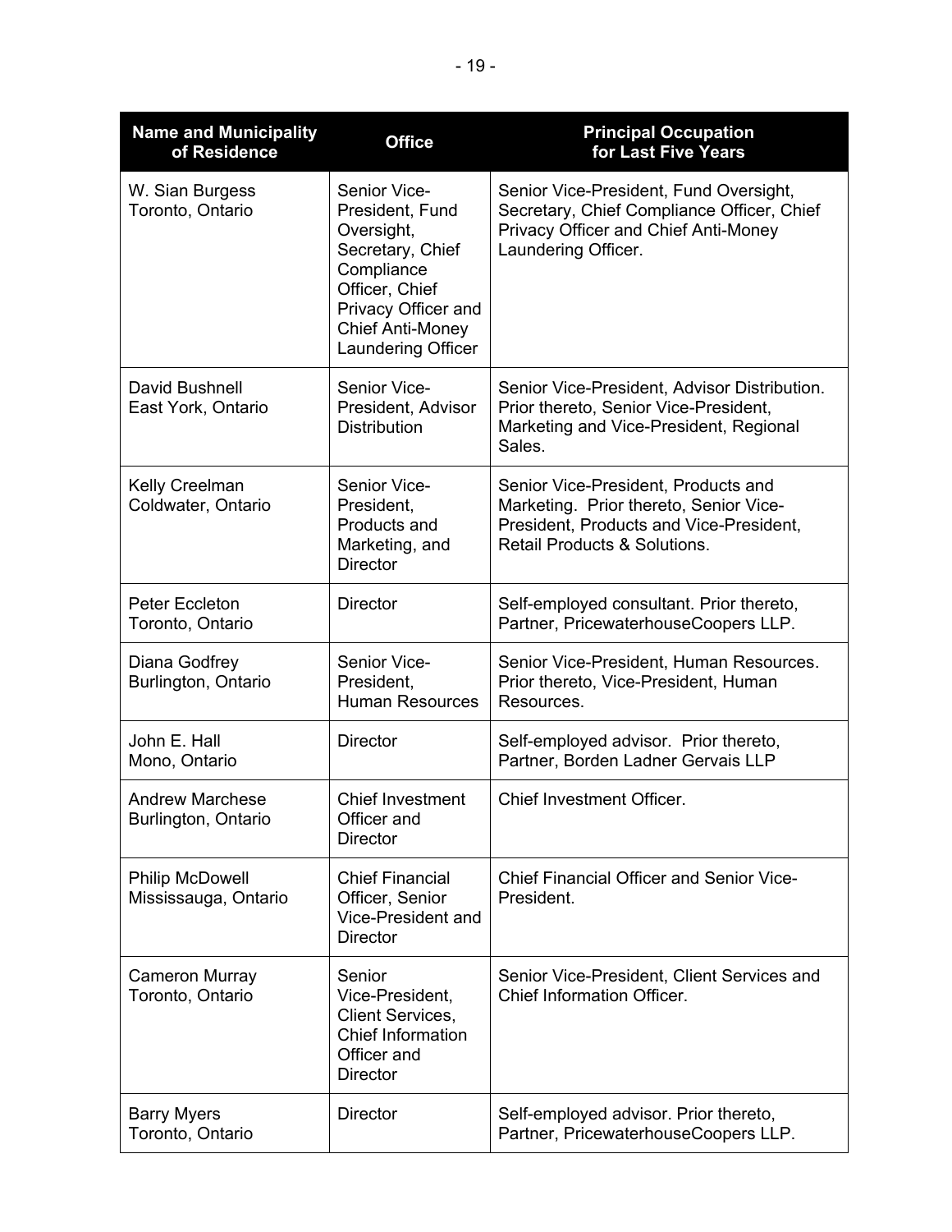| Name and Municipality of Residence | Office | Principal Occupation for Last Five Years |
|---|---|---|
| W. Sian Burgess<br>Toronto, Ontario | Senior Vice-President, Fund Oversight, Secretary, Chief Compliance Officer, Chief Privacy Officer and Chief Anti-Money Laundering Officer | Senior Vice-President, Fund Oversight, Secretary, Chief Compliance Officer, Chief Privacy Officer and Chief Anti-Money Laundering Officer. |
| David Bushnell<br>East York, Ontario | Senior Vice-President, Advisor Distribution | Senior Vice-President, Advisor Distribution. Prior thereto, Senior Vice-President, Marketing and Vice-President, Regional Sales. |
| Kelly Creelman<br>Coldwater, Ontario | Senior Vice-President, Products and Marketing, and Director | Senior Vice-President, Products and Marketing. Prior thereto, Senior Vice-President, Products and Vice-President, Retail Products & Solutions. |
| Peter Eccleton<br>Toronto, Ontario | Director | Self-employed consultant. Prior thereto, Partner, PricewaterhouseCoopers LLP. |
| Diana Godfrey<br>Burlington, Ontario | Senior Vice-President, Human Resources | Senior Vice-President, Human Resources. Prior thereto, Vice-President, Human Resources. |
| John E. Hall<br>Mono, Ontario | Director | Self-employed advisor. Prior thereto, Partner, Borden Ladner Gervais LLP |
| Andrew Marchese<br>Burlington, Ontario | Chief Investment Officer and Director | Chief Investment Officer. |
| Philip McDowell<br>Mississauga, Ontario | Chief Financial Officer, Senior Vice-President and Director | Chief Financial Officer and Senior Vice-President. |
| Cameron Murray<br>Toronto, Ontario | Senior Vice-President, Client Services, Chief Information Officer and Director | Senior Vice-President, Client Services and Chief Information Officer. |
| Barry Myers<br>Toronto, Ontario | Director | Self-employed advisor. Prior thereto, Partner, PricewaterhouseCoopers LLP. |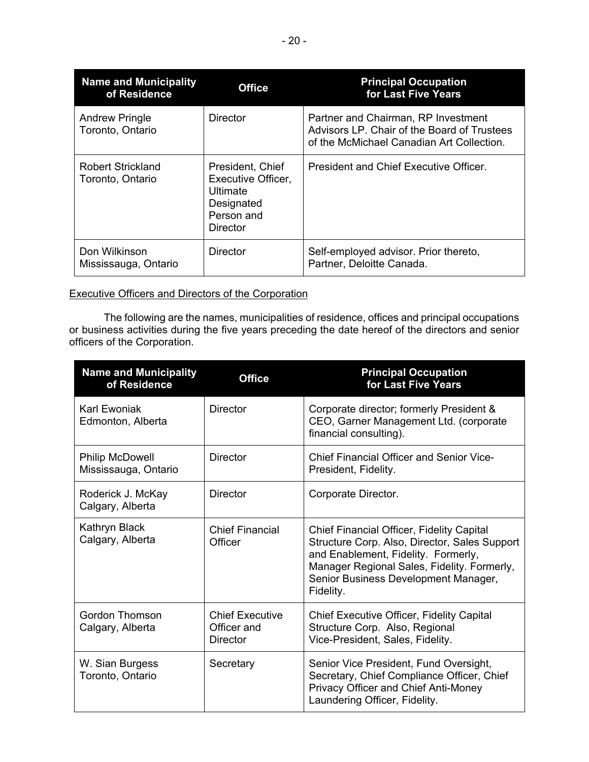| Name and Municipality of Residence | Office | Principal Occupation for Last Five Years |
|---|---|---|
| Andrew Pringle<br>Toronto, Ontario | Director | Partner and Chairman, RP Investment Advisors LP. Chair of the Board of Trustees of the McMichael Canadian Art Collection. |
| Robert Strickland<br>Toronto, Ontario | President, Chief Executive Officer, Ultimate Designated Person and Director | President and Chief Executive Officer. |
| Don Wilkinson<br>Mississauga, Ontario | Director | Self-employed advisor. Prior thereto, Partner, Deloitte Canada. |

Executive Officers and Directors of the Corporation

The following are the names, municipalities of residence, offices and principal occupations or business activities during the five years preceding the date hereof of the directors and senior officers of the Corporation.

| Name and Municipality of Residence | Office | Principal Occupation for Last Five Years |
|---|---|---|
| Karl Ewoniak<br>Edmonton, Alberta | Director | Corporate director; formerly President & CEO, Garner Management Ltd. (corporate financial consulting). |
| Philip McDowell<br>Mississauga, Ontario | Director | Chief Financial Officer and Senior Vice-President, Fidelity. |
| Roderick J. McKay<br>Calgary, Alberta | Director | Corporate Director. |
| Kathryn Black<br>Calgary, Alberta | Chief Financial Officer | Chief Financial Officer, Fidelity Capital Structure Corp. Also, Director, Sales Support and Enablement, Fidelity. Formerly, Manager Regional Sales, Fidelity. Formerly, Senior Business Development Manager, Fidelity. |
| Gordon Thomson<br>Calgary, Alberta | Chief Executive Officer and Director | Chief Executive Officer, Fidelity Capital Structure Corp. Also, Regional Vice-President, Sales, Fidelity. |
| W. Sian Burgess<br>Toronto, Ontario | Secretary | Senior Vice President, Fund Oversight, Secretary, Chief Compliance Officer, Chief Privacy Officer and Chief Anti-Money Laundering Officer, Fidelity. |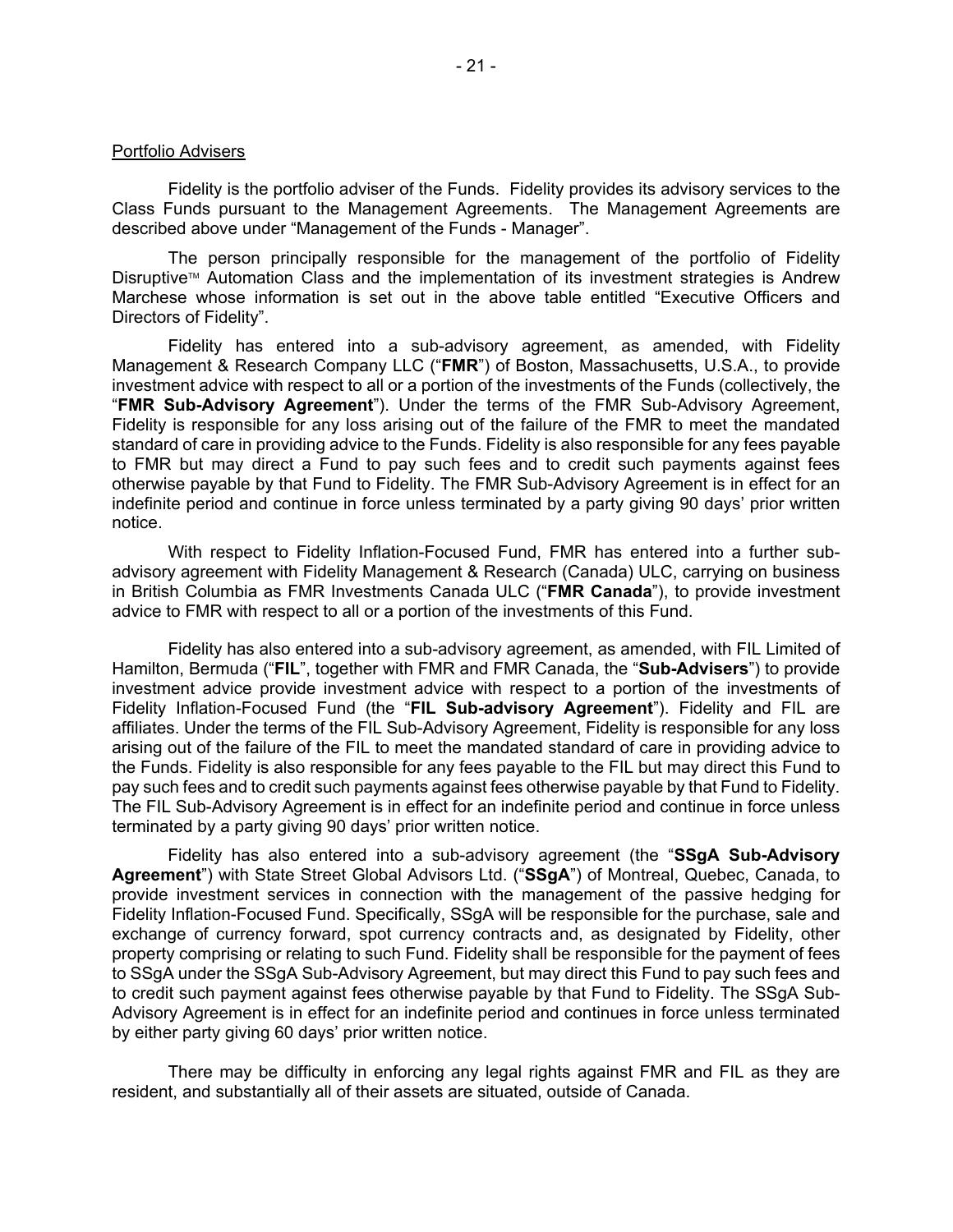Portfolio Advisers

Fidelity is the portfolio adviser of the Funds. Fidelity provides its advisory services to the Class Funds pursuant to the Management Agreements. The Management Agreements are described above under "Management of the Funds - Manager".

The person principally responsible for the management of the portfolio of Fidelity Disruptive™ Automation Class and the implementation of its investment strategies is Andrew Marchese whose information is set out in the above table entitled "Executive Officers and Directors of Fidelity".

Fidelity has entered into a sub-advisory agreement, as amended, with Fidelity Management & Research Company LLC ("**FMR**") of Boston, Massachusetts, U.S.A., to provide investment advice with respect to all or a portion of the investments of the Funds (collectively, the "**FMR Sub-Advisory Agreement**"). Under the terms of the FMR Sub-Advisory Agreement, Fidelity is responsible for any loss arising out of the failure of the FMR to meet the mandated standard of care in providing advice to the Funds. Fidelity is also responsible for any fees payable to FMR but may direct a Fund to pay such fees and to credit such payments against fees otherwise payable by that Fund to Fidelity. The FMR Sub-Advisory Agreement is in effect for an indefinite period and continue in force unless terminated by a party giving 90 days' prior written notice.

With respect to Fidelity Inflation-Focused Fund, FMR has entered into a further sub-advisory agreement with Fidelity Management & Research (Canada) ULC, carrying on business in British Columbia as FMR Investments Canada ULC ("**FMR Canada**"), to provide investment advice to FMR with respect to all or a portion of the investments of this Fund.

Fidelity has also entered into a sub-advisory agreement, as amended, with FIL Limited of Hamilton, Bermuda ("**FIL**", together with FMR and FMR Canada, the "**Sub-Advisers**") to provide investment advice provide investment advice with respect to a portion of the investments of Fidelity Inflation-Focused Fund (the "**FIL Sub-advisory Agreement**"). Fidelity and FIL are affiliates. Under the terms of the FIL Sub-Advisory Agreement, Fidelity is responsible for any loss arising out of the failure of the FIL to meet the mandated standard of care in providing advice to the Funds. Fidelity is also responsible for any fees payable to the FIL but may direct this Fund to pay such fees and to credit such payments against fees otherwise payable by that Fund to Fidelity. The FIL Sub-Advisory Agreement is in effect for an indefinite period and continue in force unless terminated by a party giving 90 days' prior written notice.

Fidelity has also entered into a sub-advisory agreement (the "**SSgA Sub-Advisory Agreement**") with State Street Global Advisors Ltd. ("**SSgA**") of Montreal, Quebec, Canada, to provide investment services in connection with the management of the passive hedging for Fidelity Inflation-Focused Fund. Specifically, SSgA will be responsible for the purchase, sale and exchange of currency forward, spot currency contracts and, as designated by Fidelity, other property comprising or relating to such Fund. Fidelity shall be responsible for the payment of fees to SSgA under the SSgA Sub-Advisory Agreement, but may direct this Fund to pay such fees and to credit such payment against fees otherwise payable by that Fund to Fidelity. The SSgA Sub-Advisory Agreement is in effect for an indefinite period and continues in force unless terminated by either party giving 60 days' prior written notice.

There may be difficulty in enforcing any legal rights against FMR and FIL as they are resident, and substantially all of their assets are situated, outside of Canada.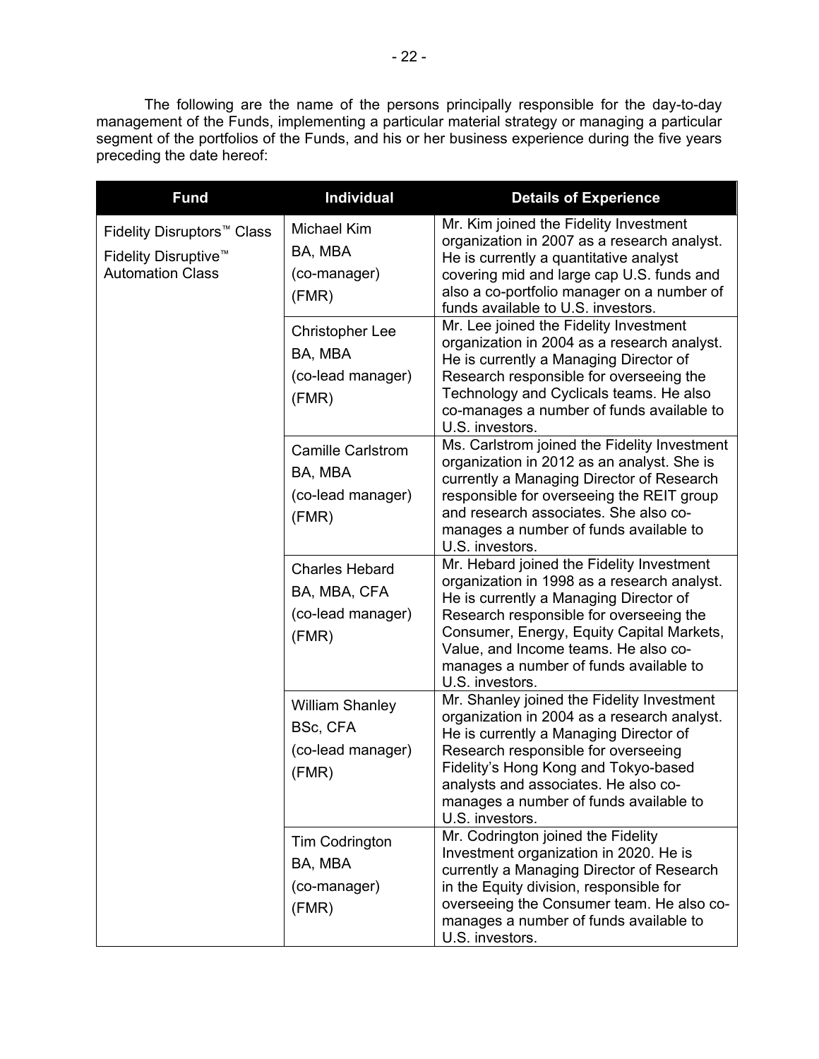The following are the name of the persons principally responsible for the day-to-day management of the Funds, implementing a particular material strategy or managing a particular segment of the portfolios of the Funds, and his or her business experience during the five years preceding the date hereof:

| Fund | Individual | Details of Experience |
|---|---|---|
| Fidelity Disruptors™ Class<br>Fidelity Disruptive™ Automation Class | Michael Kim<br>BA, MBA<br>(co-manager)<br>(FMR) | Mr. Kim joined the Fidelity Investment organization in 2007 as a research analyst. He is currently a quantitative analyst covering mid and large cap U.S. funds and also a co-portfolio manager on a number of funds available to U.S. investors. |
| | Christopher Lee<br>BA, MBA<br>(co-lead manager)<br>(FMR) | Mr. Lee joined the Fidelity Investment organization in 2004 as a research analyst. He is currently a Managing Director of Research responsible for overseeing the Technology and Cyclicals teams. He also co-manages a number of funds available to U.S. investors. |
| | Camille Carlstrom<br>BA, MBA<br>(co-lead manager)<br>(FMR) | Ms. Carlstrom joined the Fidelity Investment organization in 2012 as an analyst. She is currently a Managing Director of Research responsible for overseeing the REIT group and research associates. She also co-manages a number of funds available to U.S. investors. |
| | Charles Hebard<br>BA, MBA, CFA<br>(co-lead manager)<br>(FMR) | Mr. Hebard joined the Fidelity Investment organization in 1998 as a research analyst. He is currently a Managing Director of Research responsible for overseeing the Consumer, Energy, Equity Capital Markets, Value, and Income teams. He also co-manages a number of funds available to U.S. investors. |
| | William Shanley<br>BSc, CFA<br>(co-lead manager)<br>(FMR) | Mr. Shanley joined the Fidelity Investment organization in 2004 as a research analyst. He is currently a Managing Director of Research responsible for overseeing Fidelity's Hong Kong and Tokyo-based analysts and associates. He also co-manages a number of funds available to U.S. investors. |
| | Tim Codrington<br>BA, MBA<br>(co-manager)<br>(FMR) | Mr. Codrington joined the Fidelity Investment organization in 2020. He is currently a Managing Director of Research in the Equity division, responsible for overseeing the Consumer team. He also co-manages a number of funds available to U.S. investors. |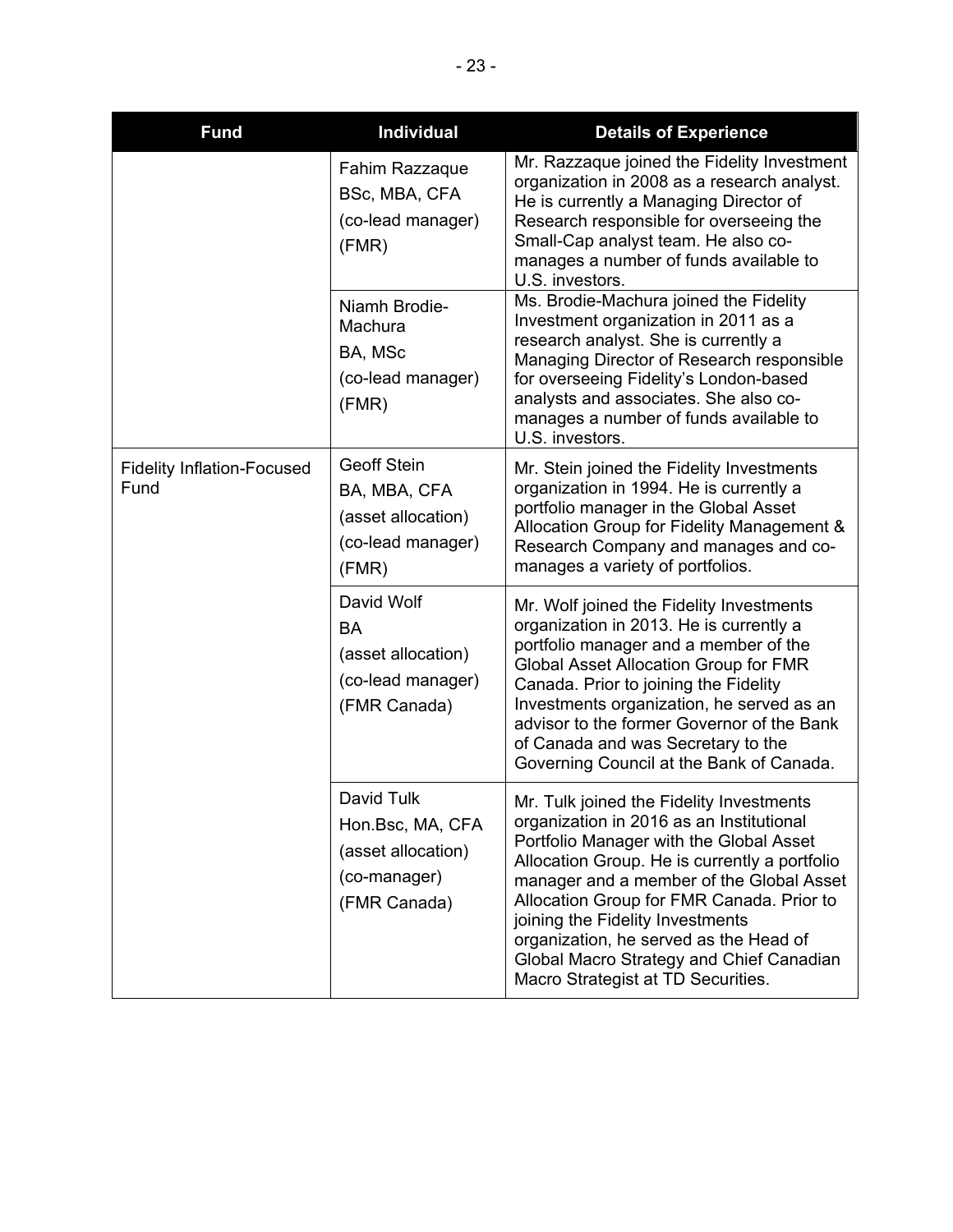| Fund | Individual | Details of Experience |
| --- | --- | --- |
| | Fahim Razzaque<br>BSc, MBA, CFA<br>(co-lead manager)<br>(FMR) | Mr. Razzaque joined the Fidelity Investment organization in 2008 as a research analyst. He is currently a Managing Director of Research responsible for overseeing the Small-Cap analyst team. He also co-manages a number of funds available to U.S. investors. |
| | Niamh Brodie-Machura<br>BA, MSc<br>(co-lead manager)<br>(FMR) | Ms. Brodie-Machura joined the Fidelity Investment organization in 2011 as a research analyst. She is currently a Managing Director of Research responsible for overseeing Fidelity's London-based analysts and associates. She also co-manages a number of funds available to U.S. investors. |
| Fidelity Inflation-Focused Fund | Geoff Stein<br>BA, MBA, CFA<br>(asset allocation)<br>(co-lead manager)<br>(FMR) | Mr. Stein joined the Fidelity Investments organization in 1994. He is currently a portfolio manager in the Global Asset Allocation Group for Fidelity Management & Research Company and manages and co-manages a variety of portfolios. |
| | David Wolf<br>BA<br>(asset allocation)<br>(co-lead manager)<br>(FMR Canada) | Mr. Wolf joined the Fidelity Investments organization in 2013. He is currently a portfolio manager and a member of the Global Asset Allocation Group for FMR Canada. Prior to joining the Fidelity Investments organization, he served as an advisor to the former Governor of the Bank of Canada and was Secretary to the Governing Council at the Bank of Canada. |
| | David Tulk<br>Hon.Bsc, MA, CFA<br>(asset allocation)<br>(co-manager)<br>(FMR Canada) | Mr. Tulk joined the Fidelity Investments organization in 2016 as an Institutional Portfolio Manager with the Global Asset Allocation Group. He is currently a portfolio manager and a member of the Global Asset Allocation Group for FMR Canada. Prior to joining the Fidelity Investments organization, he served as the Head of Global Macro Strategy and Chief Canadian Macro Strategist at TD Securities. |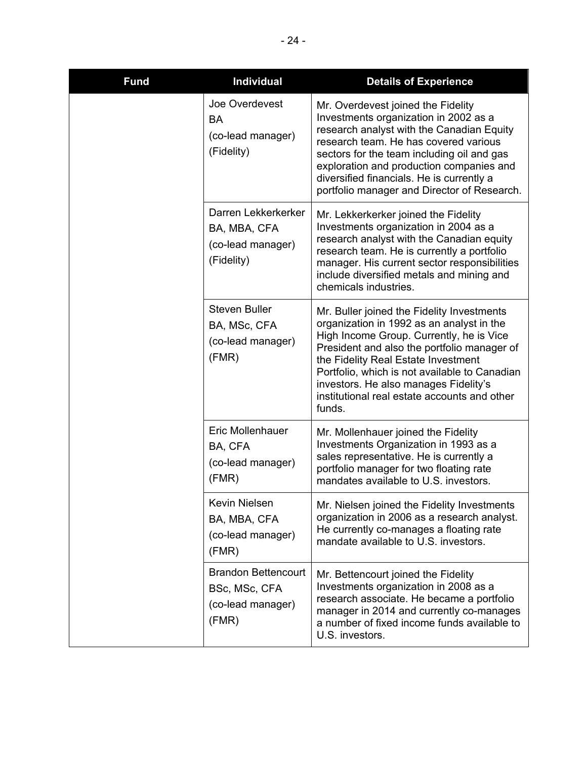| Fund | Individual | Details of Experience |
|---|---|---|
| | Joe Overdevest<br>BA<br>(co-lead manager)<br>(Fidelity) | Mr. Overdevest joined the Fidelity Investments organization in 2002 as a research analyst with the Canadian Equity research team. He has covered various sectors for the team including oil and gas exploration and production companies and diversified financials. He is currently a portfolio manager and Director of Research. |
| | Darren Lekkerkerker<br>BA, MBA, CFA<br>(co-lead manager)<br>(Fidelity) | Mr. Lekkerkerker joined the Fidelity Investments organization in 2004 as a research analyst with the Canadian equity research team. He is currently a portfolio manager. His current sector responsibilities include diversified metals and mining and chemicals industries. |
| | Steven Buller<br>BA, MSc, CFA<br>(co-lead manager)<br>(FMR) | Mr. Buller joined the Fidelity Investments organization in 1992 as an analyst in the High Income Group. Currently, he is Vice President and also the portfolio manager of the Fidelity Real Estate Investment Portfolio, which is not available to Canadian investors. He also manages Fidelity's institutional real estate accounts and other funds. |
| | Eric Mollenhauer<br>BA, CFA<br>(co-lead manager)<br>(FMR) | Mr. Mollenhauer joined the Fidelity Investments Organization in 1993 as a sales representative. He is currently a portfolio manager for two floating rate mandates available to U.S. investors. |
| | Kevin Nielsen<br>BA, MBA, CFA<br>(co-lead manager)<br>(FMR) | Mr. Nielsen joined the Fidelity Investments organization in 2006 as a research analyst. He currently co-manages a floating rate mandate available to U.S. investors. |
| | Brandon Bettencourt<br>BSc, MSc, CFA<br>(co-lead manager)<br>(FMR) | Mr. Bettencourt joined the Fidelity Investments organization in 2008 as a research associate. He became a portfolio manager in 2014 and currently co-manages a number of fixed income funds available to U.S. investors. |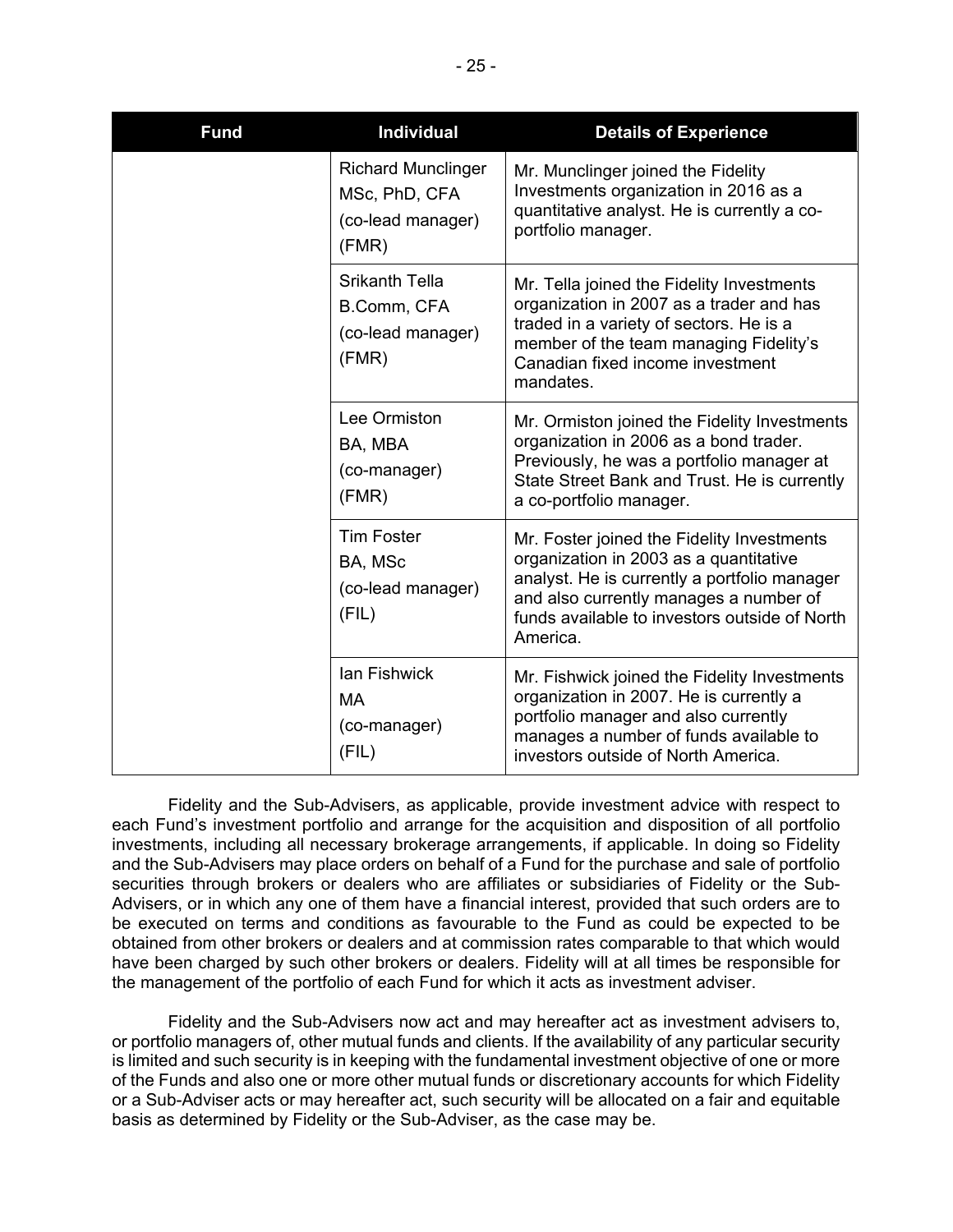| Fund | Individual | Details of Experience |
|---|---|---|
| | Richard Munclinger<br>MSc, PhD, CFA<br>(co-lead manager)<br>(FMR) | Mr. Munclinger joined the Fidelity Investments organization in 2016 as a quantitative analyst. He is currently a co-portfolio manager. |
| | Srikanth Tella<br>B.Comm, CFA<br>(co-lead manager)<br>(FMR) | Mr. Tella joined the Fidelity Investments organization in 2007 as a trader and has traded in a variety of sectors. He is a member of the team managing Fidelity's Canadian fixed income investment mandates. |
| | Lee Ormiston<br>BA, MBA<br>(co-manager)<br>(FMR) | Mr. Ormiston joined the Fidelity Investments organization in 2006 as a bond trader. Previously, he was a portfolio manager at State Street Bank and Trust. He is currently a co-portfolio manager. |
| | Tim Foster<br>BA, MSc<br>(co-lead manager)<br>(FIL) | Mr. Foster joined the Fidelity Investments organization in 2003 as a quantitative analyst. He is currently a portfolio manager and also currently manages a number of funds available to investors outside of North America. |
| | Ian Fishwick<br>MA<br>(co-manager)<br>(FIL) | Mr. Fishwick joined the Fidelity Investments organization in 2007. He is currently a portfolio manager and also currently manages a number of funds available to investors outside of North America. |

Fidelity and the Sub-Advisers, as applicable, provide investment advice with respect to each Fund's investment portfolio and arrange for the acquisition and disposition of all portfolio investments, including all necessary brokerage arrangements, if applicable. In doing so Fidelity and the Sub-Advisers may place orders on behalf of a Fund for the purchase and sale of portfolio securities through brokers or dealers who are affiliates or subsidiaries of Fidelity or the Sub-Advisers, or in which any one of them have a financial interest, provided that such orders are to be executed on terms and conditions as favourable to the Fund as could be expected to be obtained from other brokers or dealers and at commission rates comparable to that which would have been charged by such other brokers or dealers. Fidelity will at all times be responsible for the management of the portfolio of each Fund for which it acts as investment adviser.

Fidelity and the Sub-Advisers now act and may hereafter act as investment advisers to, or portfolio managers of, other mutual funds and clients. If the availability of any particular security is limited and such security is in keeping with the fundamental investment objective of one or more of the Funds and also one or more other mutual funds or discretionary accounts for which Fidelity or a Sub-Adviser acts or may hereafter act, such security will be allocated on a fair and equitable basis as determined by Fidelity or the Sub-Adviser, as the case may be.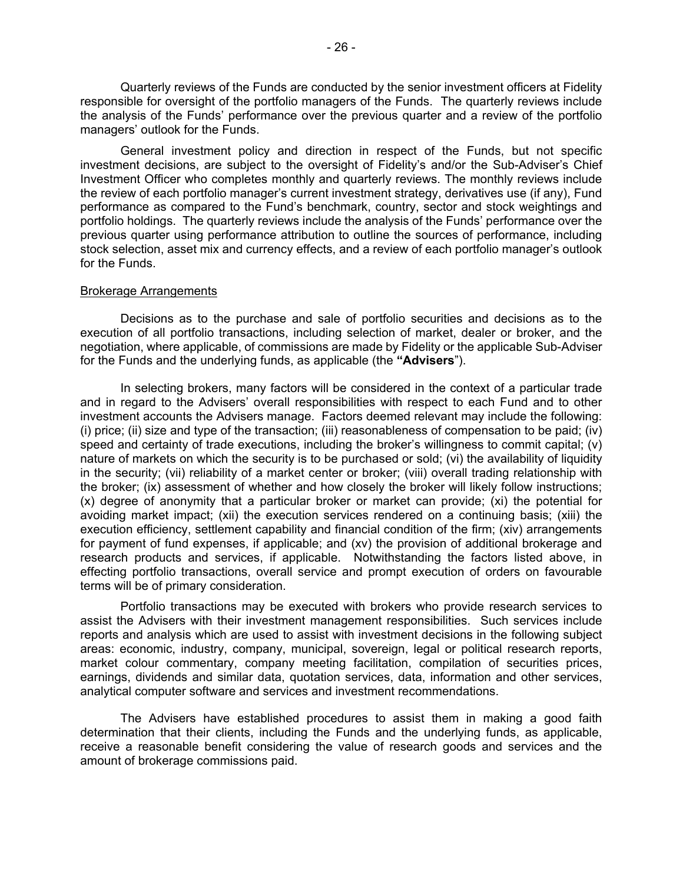Quarterly reviews of the Funds are conducted by the senior investment officers at Fidelity responsible for oversight of the portfolio managers of the Funds. The quarterly reviews include the analysis of the Funds' performance over the previous quarter and a review of the portfolio managers' outlook for the Funds.

General investment policy and direction in respect of the Funds, but not specific investment decisions, are subject to the oversight of Fidelity's and/or the Sub-Adviser's Chief Investment Officer who completes monthly and quarterly reviews. The monthly reviews include the review of each portfolio manager's current investment strategy, derivatives use (if any), Fund performance as compared to the Fund's benchmark, country, sector and stock weightings and portfolio holdings. The quarterly reviews include the analysis of the Funds' performance over the previous quarter using performance attribution to outline the sources of performance, including stock selection, asset mix and currency effects, and a review of each portfolio manager's outlook for the Funds.

## Brokerage Arrangements

Decisions as to the purchase and sale of portfolio securities and decisions as to the execution of all portfolio transactions, including selection of market, dealer or broker, and the negotiation, where applicable, of commissions are made by Fidelity or the applicable Sub-Adviser for the Funds and the underlying funds, as applicable (the **"Advisers"**).

In selecting brokers, many factors will be considered in the context of a particular trade and in regard to the Advisers' overall responsibilities with respect to each Fund and to other investment accounts the Advisers manage. Factors deemed relevant may include the following: (i) price; (ii) size and type of the transaction; (iii) reasonableness of compensation to be paid; (iv) speed and certainty of trade executions, including the broker's willingness to commit capital; (v) nature of markets on which the security is to be purchased or sold; (vi) the availability of liquidity in the security; (vii) reliability of a market center or broker; (viii) overall trading relationship with the broker; (ix) assessment of whether and how closely the broker will likely follow instructions; (x) degree of anonymity that a particular broker or market can provide; (xi) the potential for avoiding market impact; (xii) the execution services rendered on a continuing basis; (xiii) the execution efficiency, settlement capability and financial condition of the firm; (xiv) arrangements for payment of fund expenses, if applicable; and (xv) the provision of additional brokerage and research products and services, if applicable. Notwithstanding the factors listed above, in effecting portfolio transactions, overall service and prompt execution of orders on favourable terms will be of primary consideration.

Portfolio transactions may be executed with brokers who provide research services to assist the Advisers with their investment management responsibilities. Such services include reports and analysis which are used to assist with investment decisions in the following subject areas: economic, industry, company, municipal, sovereign, legal or political research reports, market colour commentary, company meeting facilitation, compilation of securities prices, earnings, dividends and similar data, quotation services, data, information and other services, analytical computer software and services and investment recommendations.

The Advisers have established procedures to assist them in making a good faith determination that their clients, including the Funds and the underlying funds, as applicable, receive a reasonable benefit considering the value of research goods and services and the amount of brokerage commissions paid.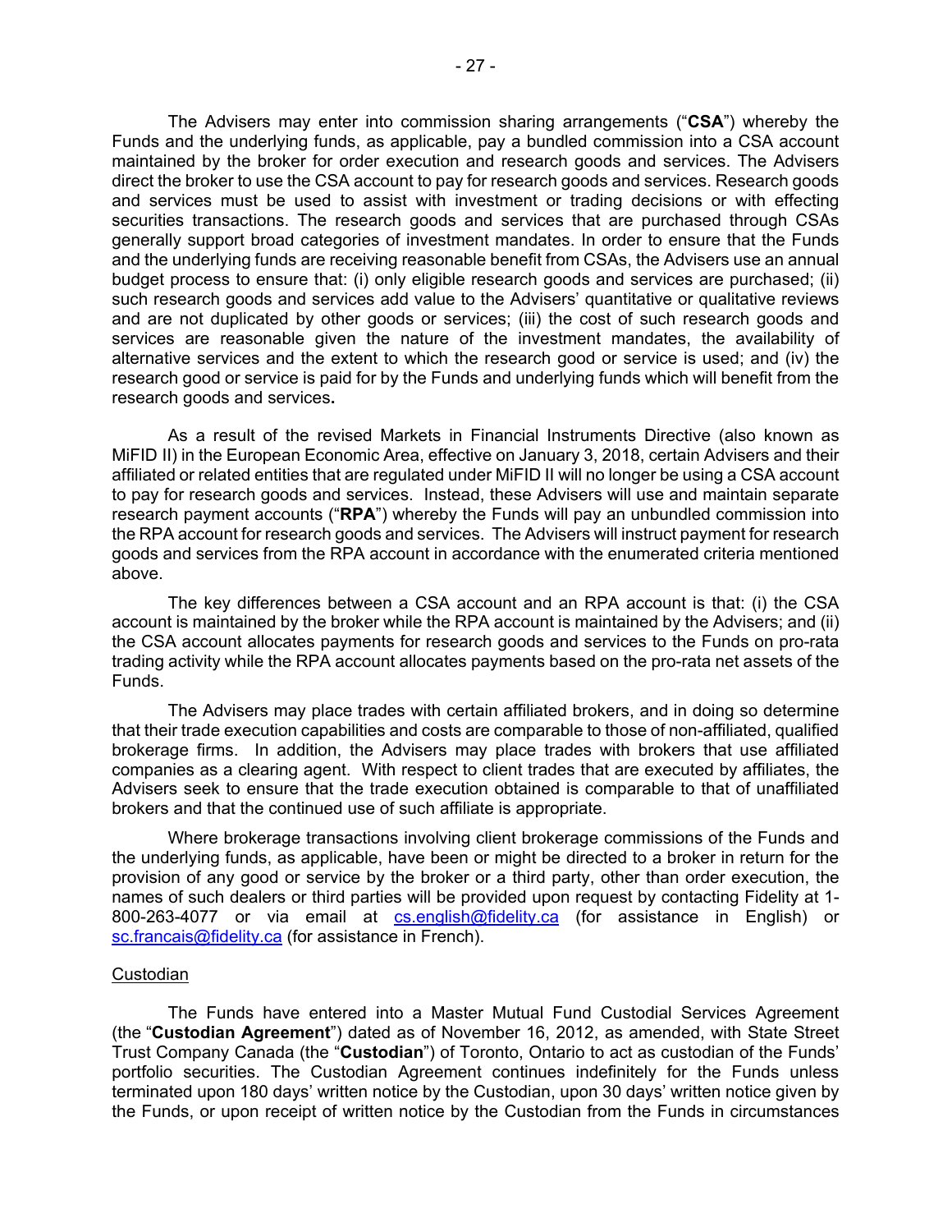The Advisers may enter into commission sharing arrangements ("**CSA**") whereby the Funds and the underlying funds, as applicable, pay a bundled commission into a CSA account maintained by the broker for order execution and research goods and services. The Advisers direct the broker to use the CSA account to pay for research goods and services. Research goods and services must be used to assist with investment or trading decisions or with effecting securities transactions. The research goods and services that are purchased through CSAs generally support broad categories of investment mandates. In order to ensure that the Funds and the underlying funds are receiving reasonable benefit from CSAs, the Advisers use an annual budget process to ensure that: (i) only eligible research goods and services are purchased; (ii) such research goods and services add value to the Advisers' quantitative or qualitative reviews and are not duplicated by other goods or services; (iii) the cost of such research goods and services are reasonable given the nature of the investment mandates, the availability of alternative services and the extent to which the research good or service is used; and (iv) the research good or service is paid for by the Funds and underlying funds which will benefit from the research goods and services.

As a result of the revised Markets in Financial Instruments Directive (also known as MiFID II) in the European Economic Area, effective on January 3, 2018, certain Advisers and their affiliated or related entities that are regulated under MiFID II will no longer be using a CSA account to pay for research goods and services. Instead, these Advisers will use and maintain separate research payment accounts ("**RPA**") whereby the Funds will pay an unbundled commission into the RPA account for research goods and services. The Advisers will instruct payment for research goods and services from the RPA account in accordance with the enumerated criteria mentioned above.

The key differences between a CSA account and an RPA account is that: (i) the CSA account is maintained by the broker while the RPA account is maintained by the Advisers; and (ii) the CSA account allocates payments for research goods and services to the Funds on pro-rata trading activity while the RPA account allocates payments based on the pro-rata net assets of the Funds.

The Advisers may place trades with certain affiliated brokers, and in doing so determine that their trade execution capabilities and costs are comparable to those of non-affiliated, qualified brokerage firms. In addition, the Advisers may place trades with brokers that use affiliated companies as a clearing agent. With respect to client trades that are executed by affiliates, the Advisers seek to ensure that the trade execution obtained is comparable to that of unaffiliated brokers and that the continued use of such affiliate is appropriate.

Where brokerage transactions involving client brokerage commissions of the Funds and the underlying funds, as applicable, have been or might be directed to a broker in return for the provision of any good or service by the broker or a third party, other than order execution, the names of such dealers or third parties will be provided upon request by contacting Fidelity at 1-800-263-4077 or via email at cs.english@fidelity.ca (for assistance in English) or sc.francais@fidelity.ca (for assistance in French).

Custodian

The Funds have entered into a Master Mutual Fund Custodial Services Agreement (the "**Custodian Agreement**") dated as of November 16, 2012, as amended, with State Street Trust Company Canada (the "**Custodian**") of Toronto, Ontario to act as custodian of the Funds' portfolio securities. The Custodian Agreement continues indefinitely for the Funds unless terminated upon 180 days' written notice by the Custodian, upon 30 days' written notice given by the Funds, or upon receipt of written notice by the Custodian from the Funds in circumstances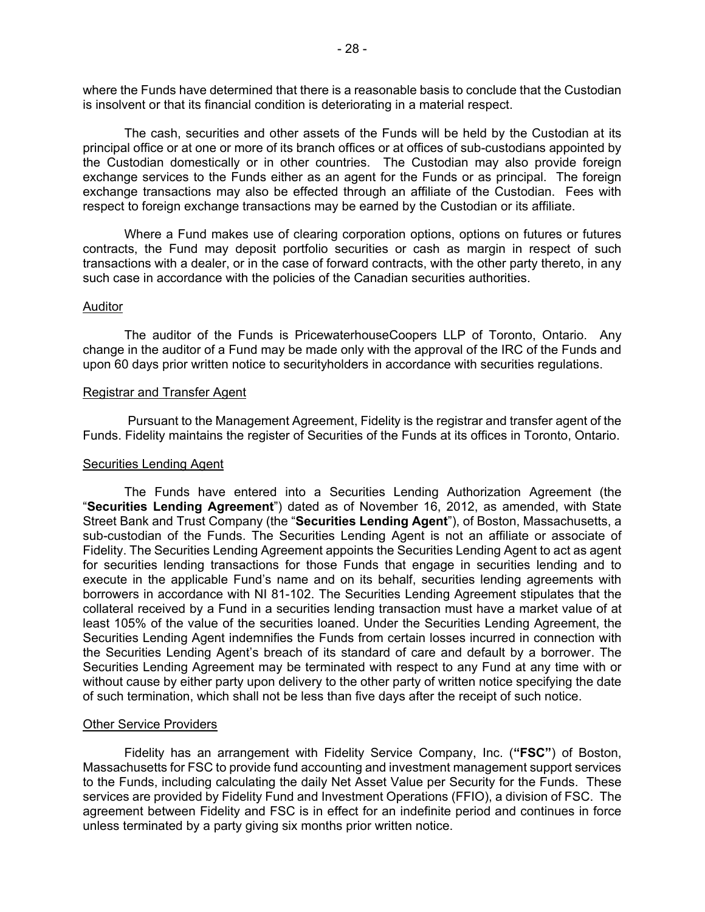where the Funds have determined that there is a reasonable basis to conclude that the Custodian is insolvent or that its financial condition is deteriorating in a material respect.

The cash, securities and other assets of the Funds will be held by the Custodian at its principal office or at one or more of its branch offices or at offices of sub-custodians appointed by the Custodian domestically or in other countries. The Custodian may also provide foreign exchange services to the Funds either as an agent for the Funds or as principal. The foreign exchange transactions may also be effected through an affiliate of the Custodian. Fees with respect to foreign exchange transactions may be earned by the Custodian or its affiliate.

Where a Fund makes use of clearing corporation options, options on futures or futures contracts, the Fund may deposit portfolio securities or cash as margin in respect of such transactions with a dealer, or in the case of forward contracts, with the other party thereto, in any such case in accordance with the policies of the Canadian securities authorities.

## Auditor

The auditor of the Funds is PricewaterhouseCoopers LLP of Toronto, Ontario. Any change in the auditor of a Fund may be made only with the approval of the IRC of the Funds and upon 60 days prior written notice to securityholders in accordance with securities regulations.

## Registrar and Transfer Agent

Pursuant to the Management Agreement, Fidelity is the registrar and transfer agent of the Funds. Fidelity maintains the register of Securities of the Funds at its offices in Toronto, Ontario.

## Securities Lending Agent

The Funds have entered into a Securities Lending Authorization Agreement (the "**Securities Lending Agreement**") dated as of November 16, 2012, as amended, with State Street Bank and Trust Company (the "**Securities Lending Agent**"), of Boston, Massachusetts, a sub-custodian of the Funds. The Securities Lending Agent is not an affiliate or associate of Fidelity. The Securities Lending Agreement appoints the Securities Lending Agent to act as agent for securities lending transactions for those Funds that engage in securities lending and to execute in the applicable Fund's name and on its behalf, securities lending agreements with borrowers in accordance with NI 81-102. The Securities Lending Agreement stipulates that the collateral received by a Fund in a securities lending transaction must have a market value of at least 105% of the value of the securities loaned. Under the Securities Lending Agreement, the Securities Lending Agent indemnifies the Funds from certain losses incurred in connection with the Securities Lending Agent's breach of its standard of care and default by a borrower. The Securities Lending Agreement may be terminated with respect to any Fund at any time with or without cause by either party upon delivery to the other party of written notice specifying the date of such termination, which shall not be less than five days after the receipt of such notice.

## Other Service Providers

Fidelity has an arrangement with Fidelity Service Company, Inc. (**"FSC"**) of Boston, Massachusetts for FSC to provide fund accounting and investment management support services to the Funds, including calculating the daily Net Asset Value per Security for the Funds. These services are provided by Fidelity Fund and Investment Operations (FFIO), a division of FSC. The agreement between Fidelity and FSC is in effect for an indefinite period and continues in force unless terminated by a party giving six months prior written notice.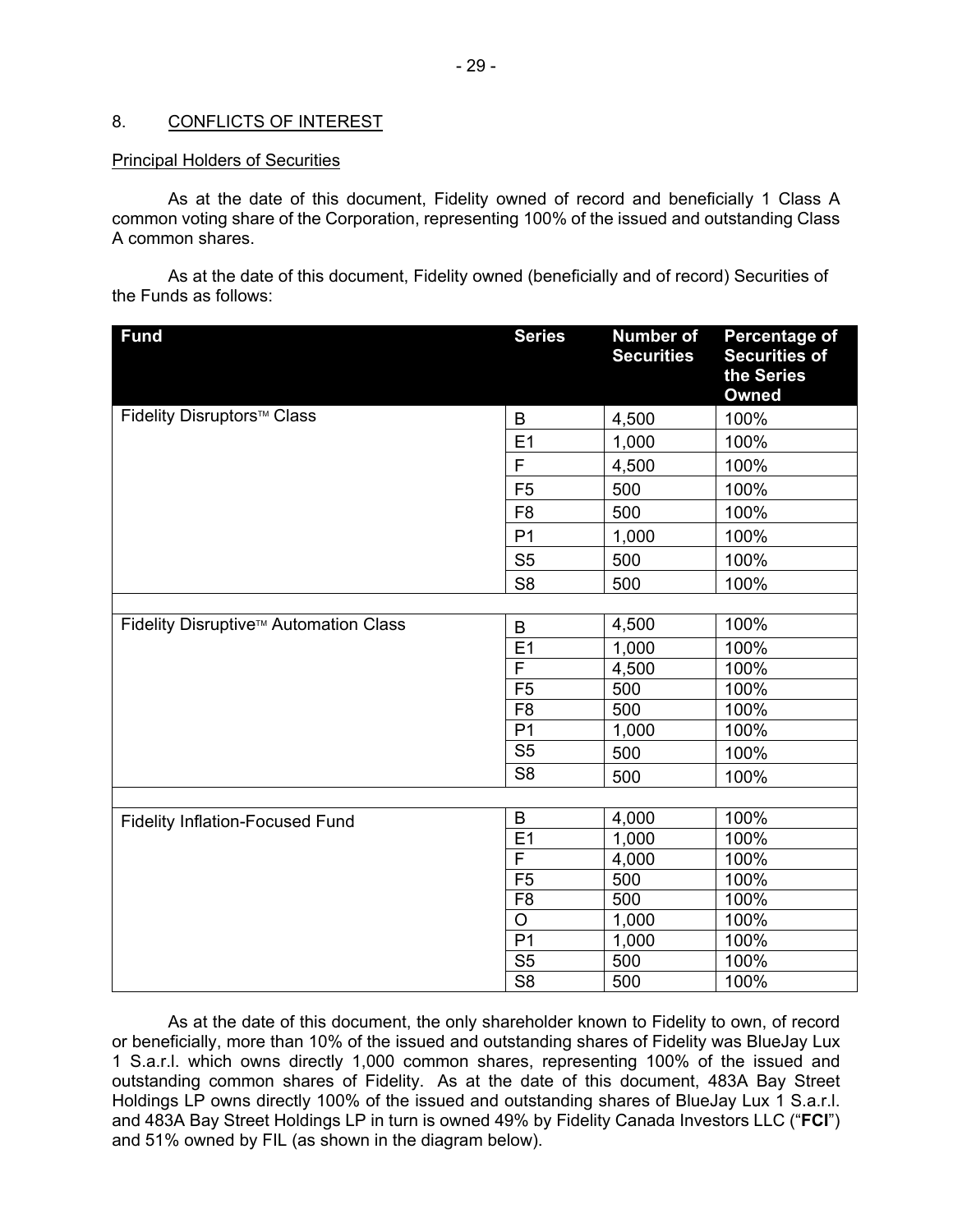## 8. CONFLICTS OF INTEREST

### Principal Holders of Securities

As at the date of this document, Fidelity owned of record and beneficially 1 Class A common voting share of the Corporation, representing 100% of the issued and outstanding Class A common shares.

As at the date of this document, Fidelity owned (beneficially and of record) Securities of the Funds as follows:

| Fund | Series | Number of Securities | Percentage of Securities of the Series Owned |
|---|---|---|---|
| Fidelity Disruptors™ Class | B | 4,500 | 100% |
| | E1 | 1,000 | 100% |
| | F | 4,500 | 100% |
| | F5 | 500 | 100% |
| | F8 | 500 | 100% |
| | P1 | 1,000 | 100% |
| | S5 | 500 | 100% |
| | S8 | 500 | 100% |
| | | | |
| Fidelity Disruptive™ Automation Class | B | 4,500 | 100% |
| | E1 | 1,000 | 100% |
| | F | 4,500 | 100% |
| | F5 | 500 | 100% |
| | F8 | 500 | 100% |
| | P1 | 1,000 | 100% |
| | S5 | 500 | 100% |
| | S8 | 500 | 100% |
| | | | |
| Fidelity Inflation-Focused Fund | B | 4,000 | 100% |
| | E1 | 1,000 | 100% |
| | F | 4,000 | 100% |
| | F5 | 500 | 100% |
| | F8 | 500 | 100% |
| | O | 1,000 | 100% |
| | P1 | 1,000 | 100% |
| | S5 | 500 | 100% |
| | S8 | 500 | 100% |

As at the date of this document, the only shareholder known to Fidelity to own, of record or beneficially, more than 10% of the issued and outstanding shares of Fidelity was BlueJay Lux 1 S.a.r.l. which owns directly 1,000 common shares, representing 100% of the issued and outstanding common shares of Fidelity. As at the date of this document, 483A Bay Street Holdings LP owns directly 100% of the issued and outstanding shares of BlueJay Lux 1 S.a.r.l. and 483A Bay Street Holdings LP in turn is owned 49% by Fidelity Canada Investors LLC ("**FCI**") and 51% owned by FIL (as shown in the diagram below).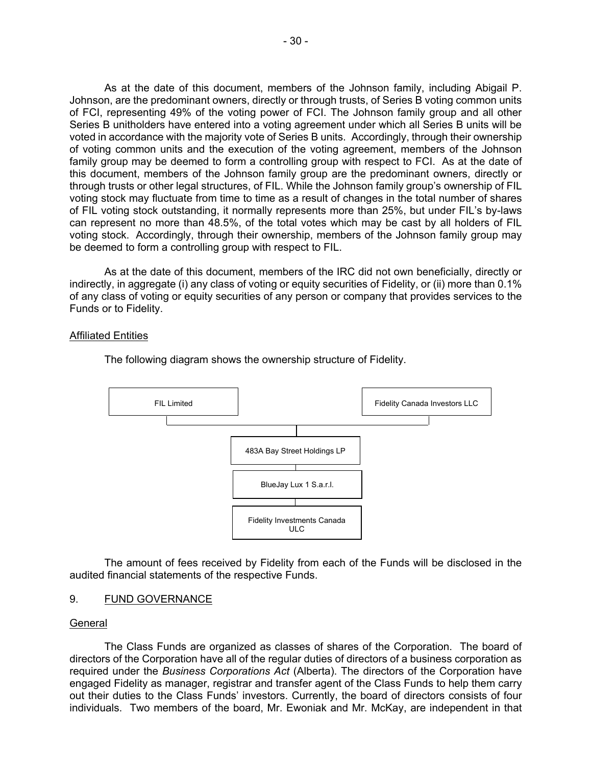As at the date of this document, members of the Johnson family, including Abigail P. Johnson, are the predominant owners, directly or through trusts, of Series B voting common units of FCI, representing 49% of the voting power of FCI. The Johnson family group and all other Series B unitholders have entered into a voting agreement under which all Series B units will be voted in accordance with the majority vote of Series B units. Accordingly, through their ownership of voting common units and the execution of the voting agreement, members of the Johnson family group may be deemed to form a controlling group with respect to FCI. As at the date of this document, members of the Johnson family group are the predominant owners, directly or through trusts or other legal structures, of FIL. While the Johnson family group's ownership of FIL voting stock may fluctuate from time to time as a result of changes in the total number of shares of FIL voting stock outstanding, it normally represents more than 25%, but under FIL's by-laws can represent no more than 48.5%, of the total votes which may be cast by all holders of FIL voting stock. Accordingly, through their ownership, members of the Johnson family group may be deemed to form a controlling group with respect to FIL.

As at the date of this document, members of the IRC did not own beneficially, directly or indirectly, in aggregate (i) any class of voting or equity securities of Fidelity, or (ii) more than 0.1% of any class of voting or equity securities of any person or company that provides services to the Funds or to Fidelity.

Affiliated Entities

The following diagram shows the ownership structure of Fidelity.

FIL Limited

Fidelity Canada Investors LLC

483A Bay Street Holdings LP

BlueJay Lux 1 S.a.r.l.

Fidelity Investments Canada ULC

The amount of fees received by Fidelity from each of the Funds will be disclosed in the audited financial statements of the respective Funds.

## 9. FUND GOVERNANCE

General

The Class Funds are organized as classes of shares of the Corporation. The board of directors of the Corporation have all of the regular duties of directors of a business corporation as required under the *Business Corporations Act* (Alberta). The directors of the Corporation have engaged Fidelity as manager, registrar and transfer agent of the Class Funds to help them carry out their duties to the Class Funds' investors. Currently, the board of directors consists of four individuals. Two members of the board, Mr. Ewoniak and Mr. McKay, are independent in that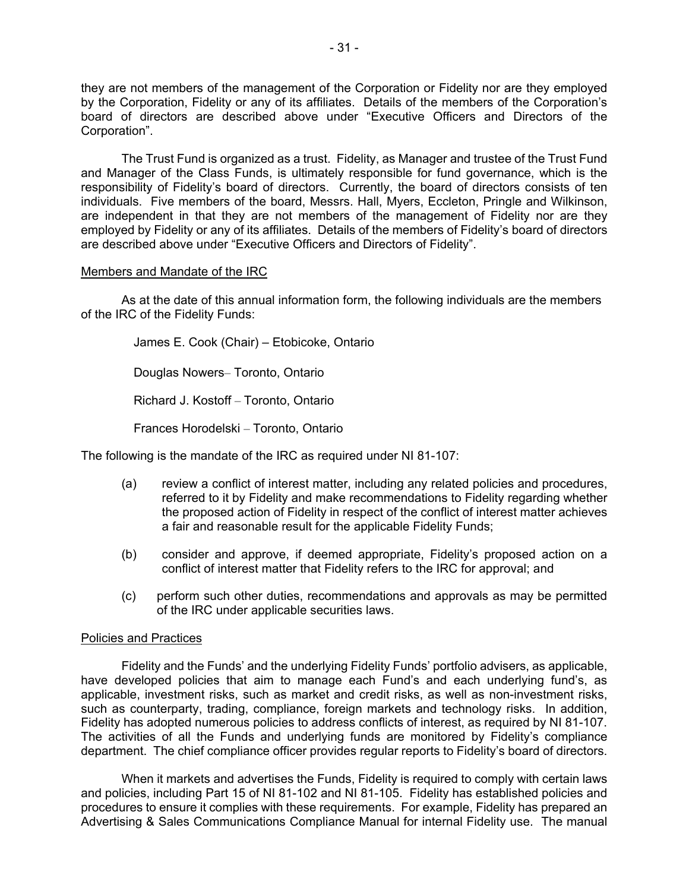they are not members of the management of the Corporation or Fidelity nor are they employed by the Corporation, Fidelity or any of its affiliates. Details of the members of the Corporation's board of directors are described above under "Executive Officers and Directors of the Corporation".

The Trust Fund is organized as a trust. Fidelity, as Manager and trustee of the Trust Fund and Manager of the Class Funds, is ultimately responsible for fund governance, which is the responsibility of Fidelity's board of directors. Currently, the board of directors consists of ten individuals. Five members of the board, Messrs. Hall, Myers, Eccleton, Pringle and Wilkinson, are independent in that they are not members of the management of Fidelity nor are they employed by Fidelity or any of its affiliates. Details of the members of Fidelity's board of directors are described above under "Executive Officers and Directors of Fidelity".

## Members and Mandate of the IRC

As at the date of this annual information form, the following individuals are the members of the IRC of the Fidelity Funds:

James E. Cook (Chair) – Etobicoke, Ontario

Douglas Nowers– Toronto, Ontario

Richard J. Kostoff – Toronto, Ontario

Frances Horodelski – Toronto, Ontario

The following is the mandate of the IRC as required under NI 81-107:

(a) review a conflict of interest matter, including any related policies and procedures, referred to it by Fidelity and make recommendations to Fidelity regarding whether the proposed action of Fidelity in respect of the conflict of interest matter achieves a fair and reasonable result for the applicable Fidelity Funds;

(b) consider and approve, if deemed appropriate, Fidelity's proposed action on a conflict of interest matter that Fidelity refers to the IRC for approval; and

(c) perform such other duties, recommendations and approvals as may be permitted of the IRC under applicable securities laws.

## Policies and Practices

Fidelity and the Funds' and the underlying Fidelity Funds' portfolio advisers, as applicable, have developed policies that aim to manage each Fund's and each underlying fund's, as applicable, investment risks, such as market and credit risks, as well as non-investment risks, such as counterparty, trading, compliance, foreign markets and technology risks. In addition, Fidelity has adopted numerous policies to address conflicts of interest, as required by NI 81-107. The activities of all the Funds and underlying funds are monitored by Fidelity's compliance department. The chief compliance officer provides regular reports to Fidelity's board of directors.

When it markets and advertises the Funds, Fidelity is required to comply with certain laws and policies, including Part 15 of NI 81-102 and NI 81-105. Fidelity has established policies and procedures to ensure it complies with these requirements. For example, Fidelity has prepared an Advertising & Sales Communications Compliance Manual for internal Fidelity use. The manual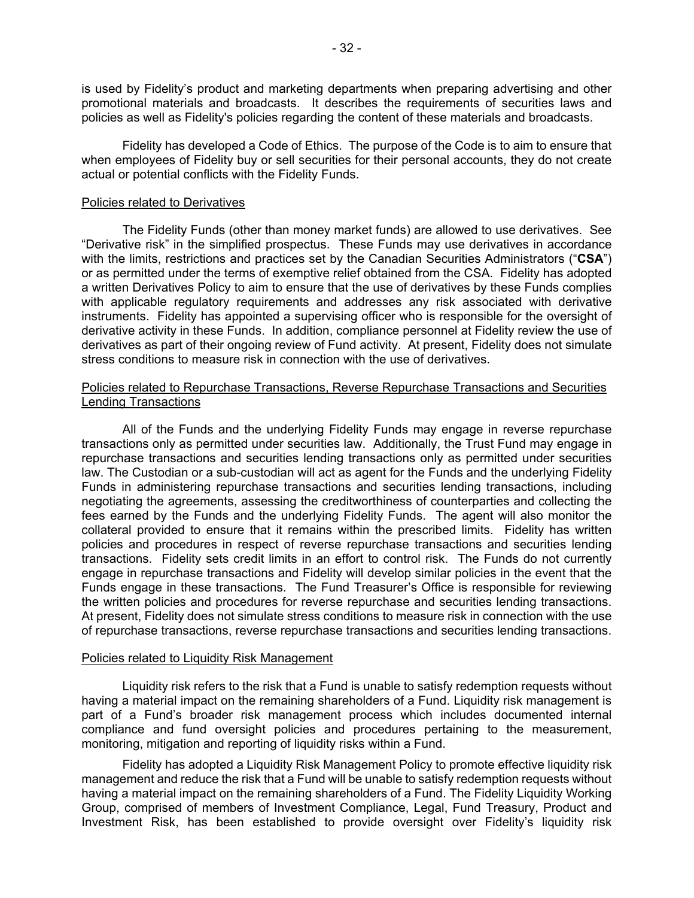is used by Fidelity's product and marketing departments when preparing advertising and other promotional materials and broadcasts. It describes the requirements of securities laws and policies as well as Fidelity's policies regarding the content of these materials and broadcasts.

Fidelity has developed a Code of Ethics. The purpose of the Code is to aim to ensure that when employees of Fidelity buy or sell securities for their personal accounts, they do not create actual or potential conflicts with the Fidelity Funds.

Policies related to Derivatives

The Fidelity Funds (other than money market funds) are allowed to use derivatives. See "Derivative risk" in the simplified prospectus. These Funds may use derivatives in accordance with the limits, restrictions and practices set by the Canadian Securities Administrators ("**CSA**") or as permitted under the terms of exemptive relief obtained from the CSA. Fidelity has adopted a written Derivatives Policy to aim to ensure that the use of derivatives by these Funds complies with applicable regulatory requirements and addresses any risk associated with derivative instruments. Fidelity has appointed a supervising officer who is responsible for the oversight of derivative activity in these Funds. In addition, compliance personnel at Fidelity review the use of derivatives as part of their ongoing review of Fund activity. At present, Fidelity does not simulate stress conditions to measure risk in connection with the use of derivatives.

Policies related to Repurchase Transactions, Reverse Repurchase Transactions and Securities Lending Transactions

All of the Funds and the underlying Fidelity Funds may engage in reverse repurchase transactions only as permitted under securities law. Additionally, the Trust Fund may engage in repurchase transactions and securities lending transactions only as permitted under securities law. The Custodian or a sub-custodian will act as agent for the Funds and the underlying Fidelity Funds in administering repurchase transactions and securities lending transactions, including negotiating the agreements, assessing the creditworthiness of counterparties and collecting the fees earned by the Funds and the underlying Fidelity Funds. The agent will also monitor the collateral provided to ensure that it remains within the prescribed limits. Fidelity has written policies and procedures in respect of reverse repurchase transactions and securities lending transactions. Fidelity sets credit limits in an effort to control risk. The Funds do not currently engage in repurchase transactions and Fidelity will develop similar policies in the event that the Funds engage in these transactions. The Fund Treasurer's Office is responsible for reviewing the written policies and procedures for reverse repurchase and securities lending transactions. At present, Fidelity does not simulate stress conditions to measure risk in connection with the use of repurchase transactions, reverse repurchase transactions and securities lending transactions.

Policies related to Liquidity Risk Management

Liquidity risk refers to the risk that a Fund is unable to satisfy redemption requests without having a material impact on the remaining shareholders of a Fund. Liquidity risk management is part of a Fund's broader risk management process which includes documented internal compliance and fund oversight policies and procedures pertaining to the measurement, monitoring, mitigation and reporting of liquidity risks within a Fund.

Fidelity has adopted a Liquidity Risk Management Policy to promote effective liquidity risk management and reduce the risk that a Fund will be unable to satisfy redemption requests without having a material impact on the remaining shareholders of a Fund. The Fidelity Liquidity Working Group, comprised of members of Investment Compliance, Legal, Fund Treasury, Product and Investment Risk, has been established to provide oversight over Fidelity's liquidity risk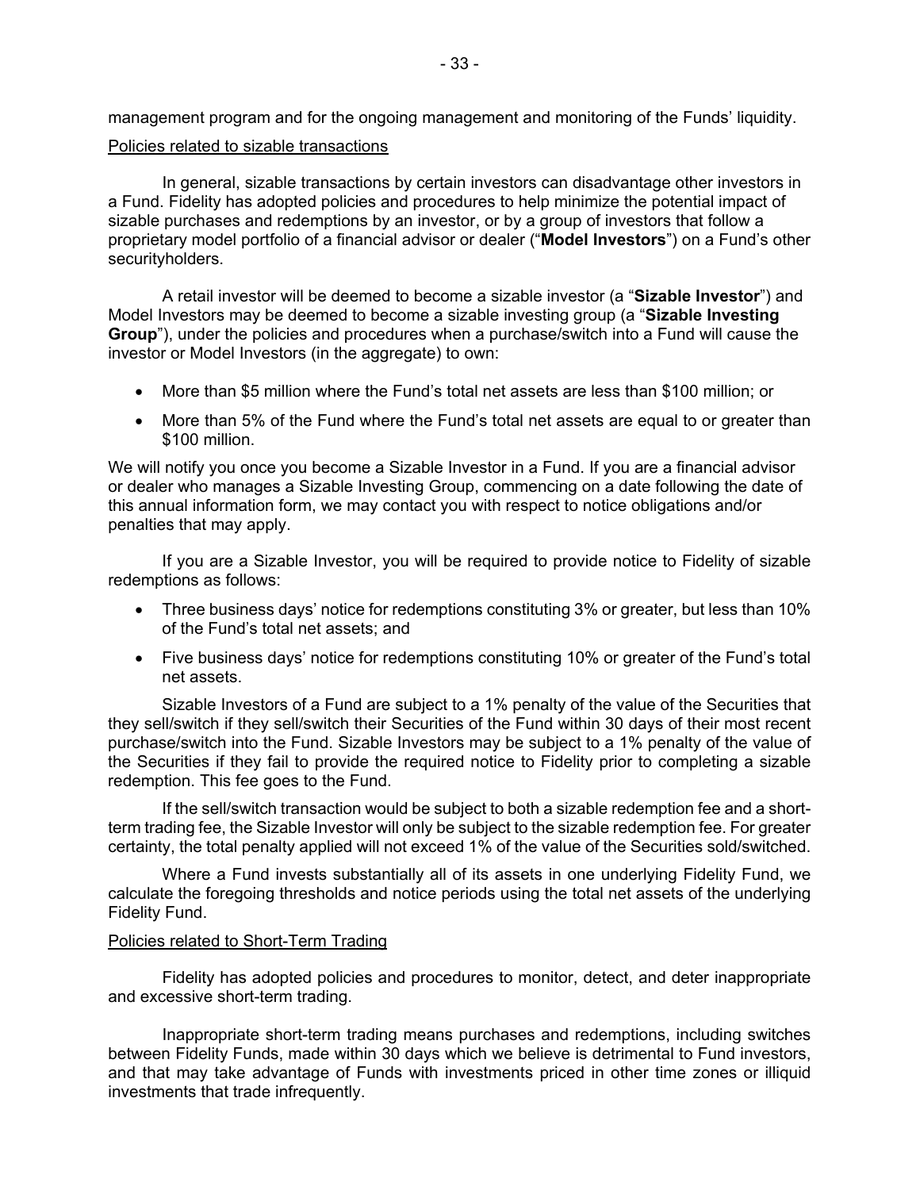management program and for the ongoing management and monitoring of the Funds' liquidity.

Policies related to sizable transactions

In general, sizable transactions by certain investors can disadvantage other investors in a Fund. Fidelity has adopted policies and procedures to help minimize the potential impact of sizable purchases and redemptions by an investor, or by a group of investors that follow a proprietary model portfolio of a financial advisor or dealer ("**Model Investors**") on a Fund's other securityholders.

A retail investor will be deemed to become a sizable investor (a "**Sizable Investor**") and Model Investors may be deemed to become a sizable investing group (a "**Sizable Investing Group**"), under the policies and procedures when a purchase/switch into a Fund will cause the investor or Model Investors (in the aggregate) to own:

- More than $5 million where the Fund's total net assets are less than $100 million; or
- More than 5% of the Fund where the Fund's total net assets are equal to or greater than $100 million.

We will notify you once you become a Sizable Investor in a Fund. If you are a financial advisor or dealer who manages a Sizable Investing Group, commencing on a date following the date of this annual information form, we may contact you with respect to notice obligations and/or penalties that may apply.

If you are a Sizable Investor, you will be required to provide notice to Fidelity of sizable redemptions as follows:

- Three business days' notice for redemptions constituting 3% or greater, but less than 10% of the Fund's total net assets; and
- Five business days' notice for redemptions constituting 10% or greater of the Fund's total net assets.

Sizable Investors of a Fund are subject to a 1% penalty of the value of the Securities that they sell/switch if they sell/switch their Securities of the Fund within 30 days of their most recent purchase/switch into the Fund. Sizable Investors may be subject to a 1% penalty of the value of the Securities if they fail to provide the required notice to Fidelity prior to completing a sizable redemption. This fee goes to the Fund.

If the sell/switch transaction would be subject to both a sizable redemption fee and a short-term trading fee, the Sizable Investor will only be subject to the sizable redemption fee. For greater certainty, the total penalty applied will not exceed 1% of the value of the Securities sold/switched.

Where a Fund invests substantially all of its assets in one underlying Fidelity Fund, we calculate the foregoing thresholds and notice periods using the total net assets of the underlying Fidelity Fund.

Policies related to Short-Term Trading

Fidelity has adopted policies and procedures to monitor, detect, and deter inappropriate and excessive short-term trading.

Inappropriate short-term trading means purchases and redemptions, including switches between Fidelity Funds, made within 30 days which we believe is detrimental to Fund investors, and that may take advantage of Funds with investments priced in other time zones or illiquid investments that trade infrequently.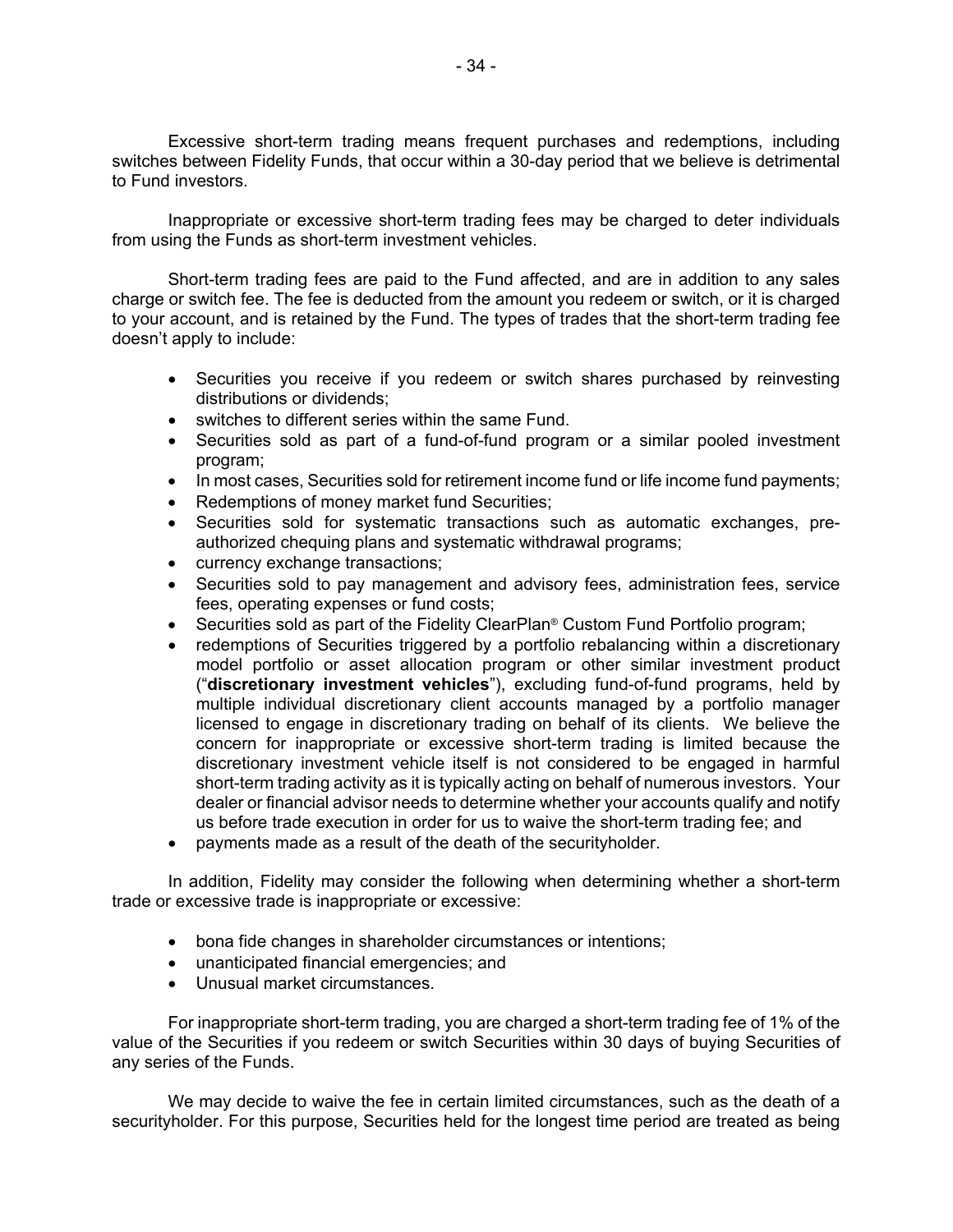Excessive short-term trading means frequent purchases and redemptions, including switches between Fidelity Funds, that occur within a 30-day period that we believe is detrimental to Fund investors.

Inappropriate or excessive short-term trading fees may be charged to deter individuals from using the Funds as short-term investment vehicles.

Short-term trading fees are paid to the Fund affected, and are in addition to any sales charge or switch fee. The fee is deducted from the amount you redeem or switch, or it is charged to your account, and is retained by the Fund. The types of trades that the short-term trading fee doesn't apply to include:

- Securities you receive if you redeem or switch shares purchased by reinvesting distributions or dividends;
- switches to different series within the same Fund.
- Securities sold as part of a fund-of-fund program or a similar pooled investment program;
- In most cases, Securities sold for retirement income fund or life income fund payments;
- Redemptions of money market fund Securities;
- Securities sold for systematic transactions such as automatic exchanges, pre-authorized chequing plans and systematic withdrawal programs;
- currency exchange transactions;
- Securities sold to pay management and advisory fees, administration fees, service fees, operating expenses or fund costs;
- Securities sold as part of the Fidelity ClearPlan® Custom Fund Portfolio program;
- redemptions of Securities triggered by a portfolio rebalancing within a discretionary model portfolio or asset allocation program or other similar investment product ("**discretionary investment vehicles**"), excluding fund-of-fund programs, held by multiple individual discretionary client accounts managed by a portfolio manager licensed to engage in discretionary trading on behalf of its clients. We believe the concern for inappropriate or excessive short-term trading is limited because the discretionary investment vehicle itself is not considered to be engaged in harmful short-term trading activity as it is typically acting on behalf of numerous investors. Your dealer or financial advisor needs to determine whether your accounts qualify and notify us before trade execution in order for us to waive the short-term trading fee; and
- payments made as a result of the death of the securityholder.

In addition, Fidelity may consider the following when determining whether a short-term trade or excessive trade is inappropriate or excessive:

- bona fide changes in shareholder circumstances or intentions;
- unanticipated financial emergencies; and
- Unusual market circumstances.

For inappropriate short-term trading, you are charged a short-term trading fee of 1% of the value of the Securities if you redeem or switch Securities within 30 days of buying Securities of any series of the Funds.

We may decide to waive the fee in certain limited circumstances, such as the death of a securityholder. For this purpose, Securities held for the longest time period are treated as being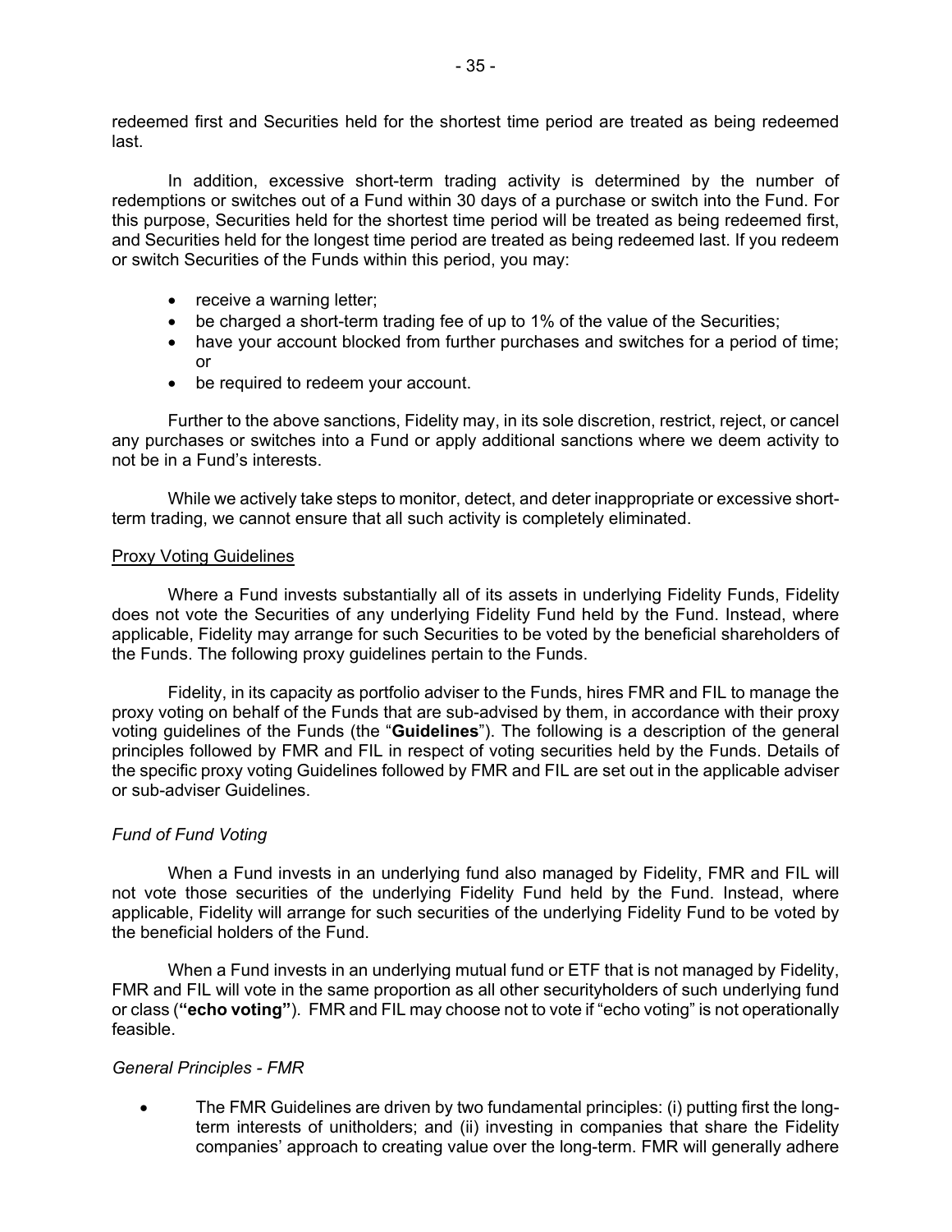redeemed first and Securities held for the shortest time period are treated as being redeemed last.

In addition, excessive short-term trading activity is determined by the number of redemptions or switches out of a Fund within 30 days of a purchase or switch into the Fund. For this purpose, Securities held for the shortest time period will be treated as being redeemed first, and Securities held for the longest time period are treated as being redeemed last. If you redeem or switch Securities of the Funds within this period, you may:

- receive a warning letter;
- be charged a short-term trading fee of up to 1% of the value of the Securities;
- have your account blocked from further purchases and switches for a period of time; or
- be required to redeem your account.

Further to the above sanctions, Fidelity may, in its sole discretion, restrict, reject, or cancel any purchases or switches into a Fund or apply additional sanctions where we deem activity to not be in a Fund's interests.

While we actively take steps to monitor, detect, and deter inappropriate or excessive short-term trading, we cannot ensure that all such activity is completely eliminated.

## Proxy Voting Guidelines

Where a Fund invests substantially all of its assets in underlying Fidelity Funds, Fidelity does not vote the Securities of any underlying Fidelity Fund held by the Fund. Instead, where applicable, Fidelity may arrange for such Securities to be voted by the beneficial shareholders of the Funds. The following proxy guidelines pertain to the Funds.

Fidelity, in its capacity as portfolio adviser to the Funds, hires FMR and FIL to manage the proxy voting on behalf of the Funds that are sub-advised by them, in accordance with their proxy voting guidelines of the Funds (the "**Guidelines**"). The following is a description of the general principles followed by FMR and FIL in respect of voting securities held by the Funds. Details of the specific proxy voting Guidelines followed by FMR and FIL are set out in the applicable adviser or sub-adviser Guidelines.

### *Fund of Fund Voting*

When a Fund invests in an underlying fund also managed by Fidelity, FMR and FIL will not vote those securities of the underlying Fidelity Fund held by the Fund. Instead, where applicable, Fidelity will arrange for such securities of the underlying Fidelity Fund to be voted by the beneficial holders of the Fund.

When a Fund invests in an underlying mutual fund or ETF that is not managed by Fidelity, FMR and FIL will vote in the same proportion as all other securityholders of such underlying fund or class (**"echo voting"**). FMR and FIL may choose not to vote if "echo voting" is not operationally feasible.

### *General Principles - FMR*

- The FMR Guidelines are driven by two fundamental principles: (i) putting first the long-term interests of unitholders; and (ii) investing in companies that share the Fidelity companies' approach to creating value over the long-term. FMR will generally adhere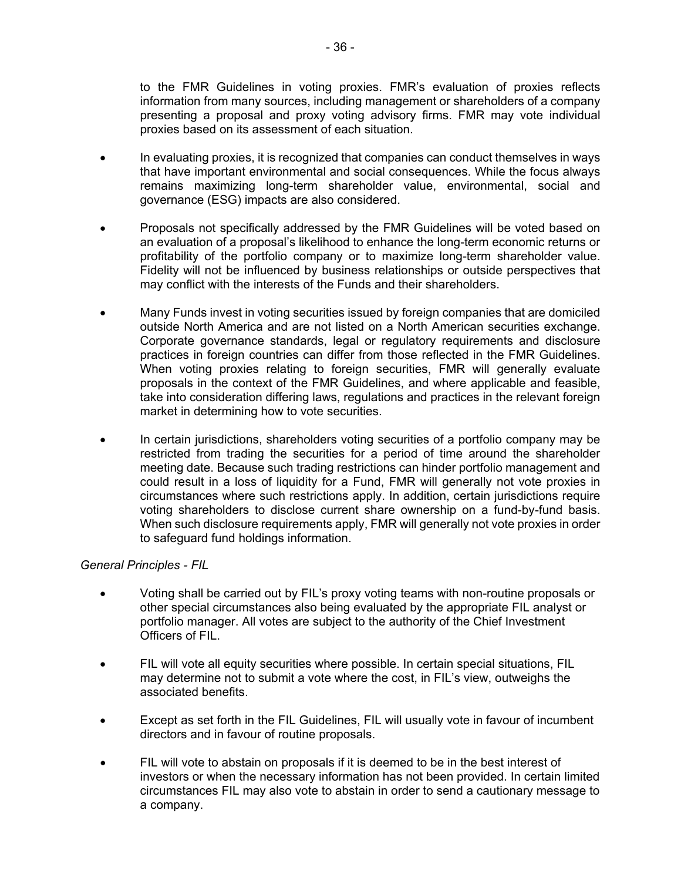to the FMR Guidelines in voting proxies. FMR's evaluation of proxies reflects information from many sources, including management or shareholders of a company presenting a proposal and proxy voting advisory firms. FMR may vote individual proxies based on its assessment of each situation.

- In evaluating proxies, it is recognized that companies can conduct themselves in ways that have important environmental and social consequences. While the focus always remains maximizing long-term shareholder value, environmental, social and governance (ESG) impacts are also considered.
- Proposals not specifically addressed by the FMR Guidelines will be voted based on an evaluation of a proposal's likelihood to enhance the long-term economic returns or profitability of the portfolio company or to maximize long-term shareholder value. Fidelity will not be influenced by business relationships or outside perspectives that may conflict with the interests of the Funds and their shareholders.
- Many Funds invest in voting securities issued by foreign companies that are domiciled outside North America and are not listed on a North American securities exchange. Corporate governance standards, legal or regulatory requirements and disclosure practices in foreign countries can differ from those reflected in the FMR Guidelines. When voting proxies relating to foreign securities, FMR will generally evaluate proposals in the context of the FMR Guidelines, and where applicable and feasible, take into consideration differing laws, regulations and practices in the relevant foreign market in determining how to vote securities.
- In certain jurisdictions, shareholders voting securities of a portfolio company may be restricted from trading the securities for a period of time around the shareholder meeting date. Because such trading restrictions can hinder portfolio management and could result in a loss of liquidity for a Fund, FMR will generally not vote proxies in circumstances where such restrictions apply. In addition, certain jurisdictions require voting shareholders to disclose current share ownership on a fund-by-fund basis. When such disclosure requirements apply, FMR will generally not vote proxies in order to safeguard fund holdings information.

*General Principles - FIL*

- Voting shall be carried out by FIL's proxy voting teams with non-routine proposals or other special circumstances also being evaluated by the appropriate FIL analyst or portfolio manager. All votes are subject to the authority of the Chief Investment Officers of FIL.
- FIL will vote all equity securities where possible. In certain special situations, FIL may determine not to submit a vote where the cost, in FIL's view, outweighs the associated benefits.
- Except as set forth in the FIL Guidelines, FIL will usually vote in favour of incumbent directors and in favour of routine proposals.
- FIL will vote to abstain on proposals if it is deemed to be in the best interest of investors or when the necessary information has not been provided. In certain limited circumstances FIL may also vote to abstain in order to send a cautionary message to a company.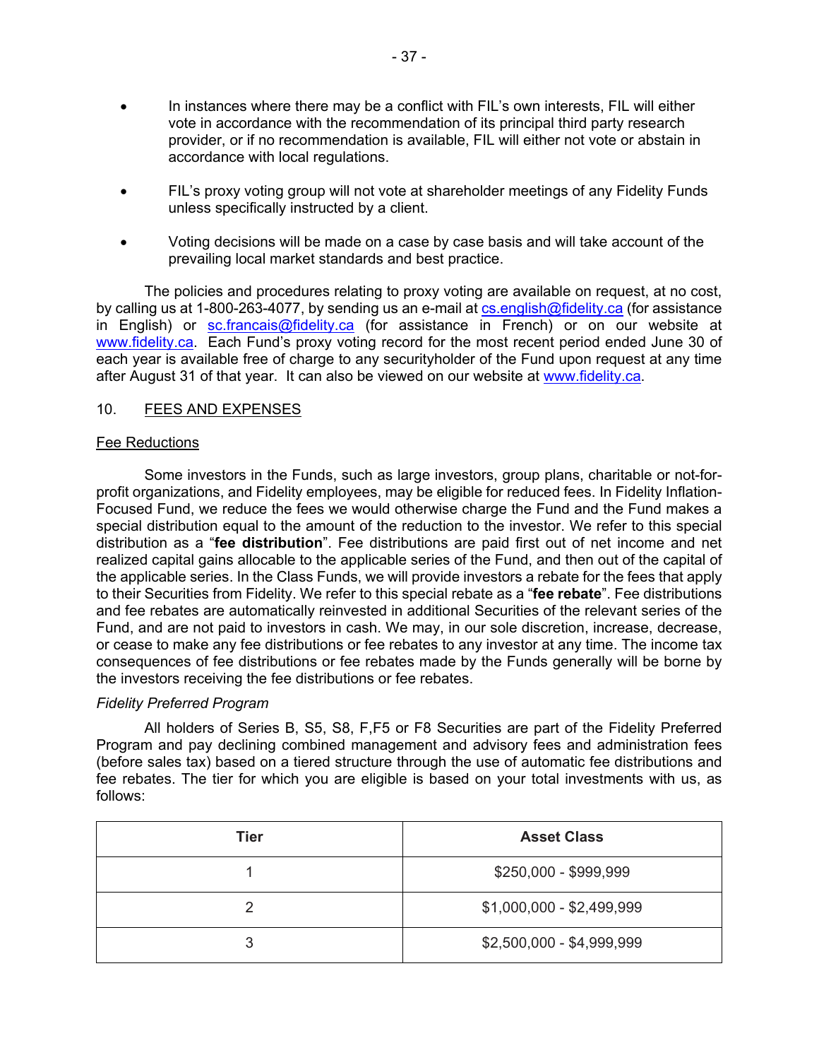- In instances where there may be a conflict with FIL's own interests, FIL will either vote in accordance with the recommendation of its principal third party research provider, or if no recommendation is available, FIL will either not vote or abstain in accordance with local regulations.

- FIL's proxy voting group will not vote at shareholder meetings of any Fidelity Funds unless specifically instructed by a client.

- Voting decisions will be made on a case by case basis and will take account of the prevailing local market standards and best practice.

The policies and procedures relating to proxy voting are available on request, at no cost, by calling us at 1-800-263-4077, by sending us an e-mail at cs.english@fidelity.ca (for assistance in English) or sc.francais@fidelity.ca (for assistance in French) or on our website at www.fidelity.ca. Each Fund's proxy voting record for the most recent period ended June 30 of each year is available free of charge to any securityholder of the Fund upon request at any time after August 31 of that year. It can also be viewed on our website at www.fidelity.ca.

## 10. FEES AND EXPENSES

### Fee Reductions

Some investors in the Funds, such as large investors, group plans, charitable or not-for-profit organizations, and Fidelity employees, may be eligible for reduced fees. In Fidelity Inflation-Focused Fund, we reduce the fees we would otherwise charge the Fund and the Fund makes a special distribution equal to the amount of the reduction to the investor. We refer to this special distribution as a "**fee distribution**". Fee distributions are paid first out of net income and net realized capital gains allocable to the applicable series of the Fund, and then out of the capital of the applicable series. In the Class Funds, we will provide investors a rebate for the fees that apply to their Securities from Fidelity. We refer to this special rebate as a "**fee rebate**". Fee distributions and fee rebates are automatically reinvested in additional Securities of the relevant series of the Fund, and are not paid to investors in cash. We may, in our sole discretion, increase, decrease, or cease to make any fee distributions or fee rebates to any investor at any time. The income tax consequences of fee distributions or fee rebates made by the Funds generally will be borne by the investors receiving the fee distributions or fee rebates.

#### *Fidelity Preferred Program*

All holders of Series B, S5, S8, F,F5 or F8 Securities are part of the Fidelity Preferred Program and pay declining combined management and advisory fees and administration fees (before sales tax) based on a tiered structure through the use of automatic fee distributions and fee rebates. The tier for which you are eligible is based on your total investments with us, as follows:

| Tier | Asset Class |
|---|---|
| 1 | $250,000 - $999,999 |
| 2 | $1,000,000 - $2,499,999 |
| 3 | $2,500,000 - $4,999,999 |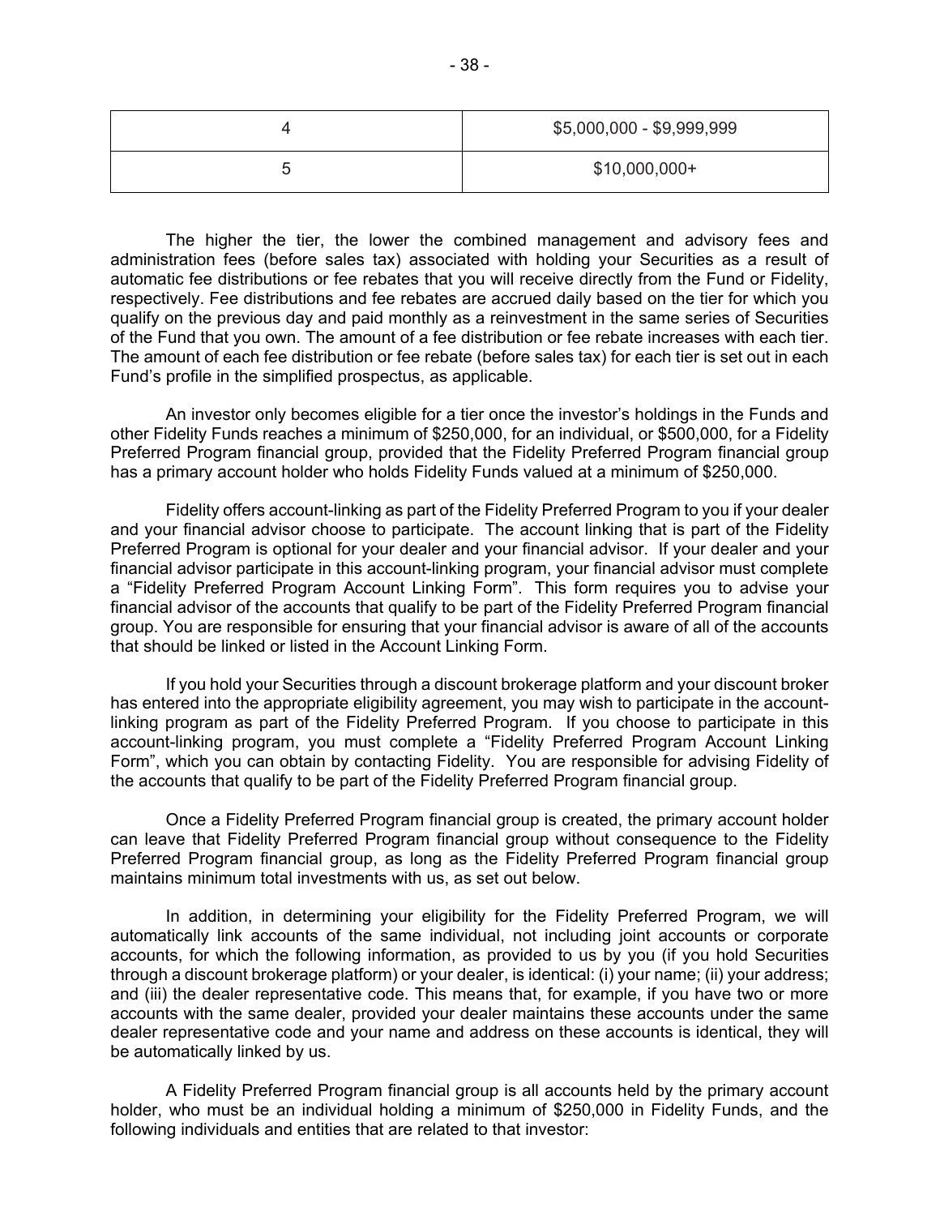| | |
|---|---|
| 4 | $5,000,000 - $9,999,999 |
| 5 | $10,000,000+ |

The higher the tier, the lower the combined management and advisory fees and administration fees (before sales tax) associated with holding your Securities as a result of automatic fee distributions or fee rebates that you will receive directly from the Fund or Fidelity, respectively. Fee distributions and fee rebates are accrued daily based on the tier for which you qualify on the previous day and paid monthly as a reinvestment in the same series of Securities of the Fund that you own. The amount of a fee distribution or fee rebate increases with each tier. The amount of each fee distribution or fee rebate (before sales tax) for each tier is set out in each Fund's profile in the simplified prospectus, as applicable.

An investor only becomes eligible for a tier once the investor's holdings in the Funds and other Fidelity Funds reaches a minimum of $250,000, for an individual, or $500,000, for a Fidelity Preferred Program financial group, provided that the Fidelity Preferred Program financial group has a primary account holder who holds Fidelity Funds valued at a minimum of $250,000.

Fidelity offers account-linking as part of the Fidelity Preferred Program to you if your dealer and your financial advisor choose to participate. The account linking that is part of the Fidelity Preferred Program is optional for your dealer and your financial advisor. If your dealer and your financial advisor participate in this account-linking program, your financial advisor must complete a "Fidelity Preferred Program Account Linking Form". This form requires you to advise your financial advisor of the accounts that qualify to be part of the Fidelity Preferred Program financial group. You are responsible for ensuring that your financial advisor is aware of all of the accounts that should be linked or listed in the Account Linking Form.

If you hold your Securities through a discount brokerage platform and your discount broker has entered into the appropriate eligibility agreement, you may wish to participate in the account-linking program as part of the Fidelity Preferred Program. If you choose to participate in this account-linking program, you must complete a "Fidelity Preferred Program Account Linking Form", which you can obtain by contacting Fidelity. You are responsible for advising Fidelity of the accounts that qualify to be part of the Fidelity Preferred Program financial group.

Once a Fidelity Preferred Program financial group is created, the primary account holder can leave that Fidelity Preferred Program financial group without consequence to the Fidelity Preferred Program financial group, as long as the Fidelity Preferred Program financial group maintains minimum total investments with us, as set out below.

In addition, in determining your eligibility for the Fidelity Preferred Program, we will automatically link accounts of the same individual, not including joint accounts or corporate accounts, for which the following information, as provided to us by you (if you hold Securities through a discount brokerage platform) or your dealer, is identical: (i) your name; (ii) your address; and (iii) the dealer representative code. This means that, for example, if you have two or more accounts with the same dealer, provided your dealer maintains these accounts under the same dealer representative code and your name and address on these accounts is identical, they will be automatically linked by us.

A Fidelity Preferred Program financial group is all accounts held by the primary account holder, who must be an individual holding a minimum of $250,000 in Fidelity Funds, and the following individuals and entities that are related to that investor: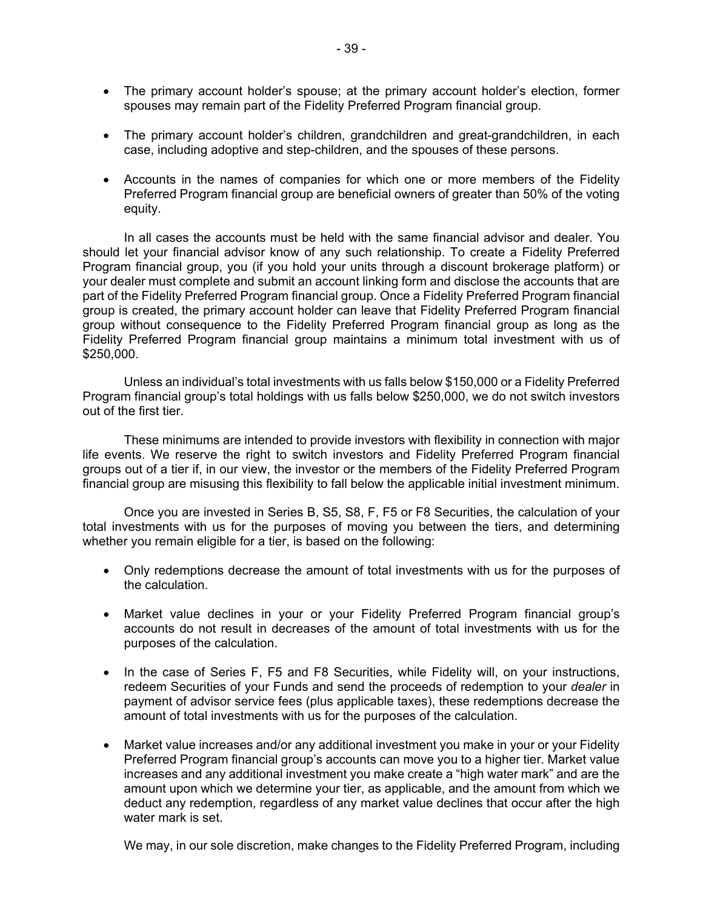- The primary account holder's spouse; at the primary account holder's election, former spouses may remain part of the Fidelity Preferred Program financial group.

- The primary account holder's children, grandchildren and great-grandchildren, in each case, including adoptive and step-children, and the spouses of these persons.

- Accounts in the names of companies for which one or more members of the Fidelity Preferred Program financial group are beneficial owners of greater than 50% of the voting equity.

In all cases the accounts must be held with the same financial advisor and dealer. You should let your financial advisor know of any such relationship. To create a Fidelity Preferred Program financial group, you (if you hold your units through a discount brokerage platform) or your dealer must complete and submit an account linking form and disclose the accounts that are part of the Fidelity Preferred Program financial group. Once a Fidelity Preferred Program financial group is created, the primary account holder can leave that Fidelity Preferred Program financial group without consequence to the Fidelity Preferred Program financial group as long as the Fidelity Preferred Program financial group maintains a minimum total investment with us of $250,000.

Unless an individual's total investments with us falls below $150,000 or a Fidelity Preferred Program financial group's total holdings with us falls below $250,000, we do not switch investors out of the first tier.

These minimums are intended to provide investors with flexibility in connection with major life events. We reserve the right to switch investors and Fidelity Preferred Program financial groups out of a tier if, in our view, the investor or the members of the Fidelity Preferred Program financial group are misusing this flexibility to fall below the applicable initial investment minimum.

Once you are invested in Series B, S5, S8, F, F5 or F8 Securities, the calculation of your total investments with us for the purposes of moving you between the tiers, and determining whether you remain eligible for a tier, is based on the following:

- Only redemptions decrease the amount of total investments with us for the purposes of the calculation.

- Market value declines in your or your Fidelity Preferred Program financial group's accounts do not result in decreases of the amount of total investments with us for the purposes of the calculation.

- In the case of Series F, F5 and F8 Securities, while Fidelity will, on your instructions, redeem Securities of your Funds and send the proceeds of redemption to your *dealer* in payment of advisor service fees (plus applicable taxes), these redemptions decrease the amount of total investments with us for the purposes of the calculation.

- Market value increases and/or any additional investment you make in your or your Fidelity Preferred Program financial group's accounts can move you to a higher tier. Market value increases and any additional investment you make create a "high water mark" and are the amount upon which we determine your tier, as applicable, and the amount from which we deduct any redemption, regardless of any market value declines that occur after the high water mark is set.

We may, in our sole discretion, make changes to the Fidelity Preferred Program, including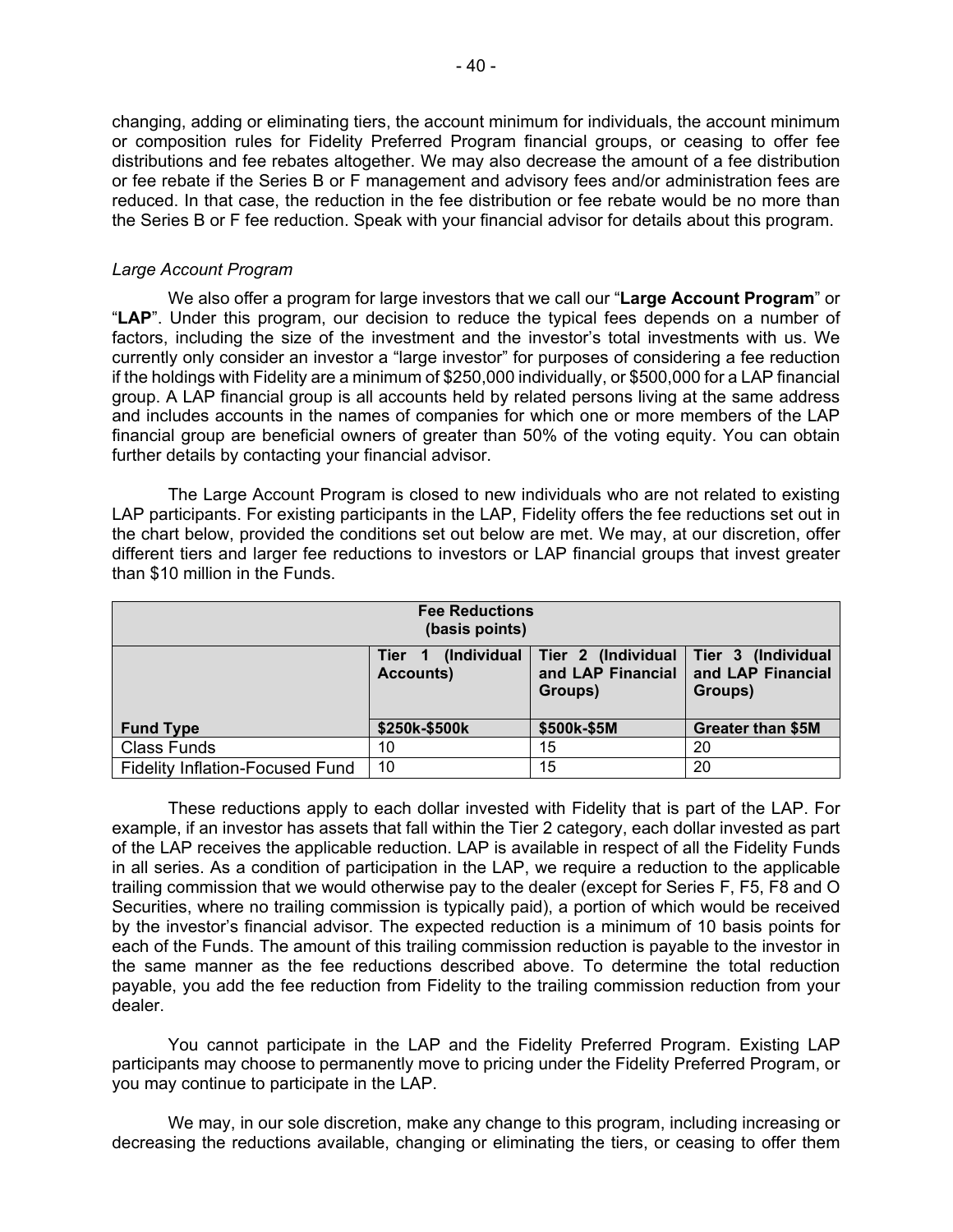changing, adding or eliminating tiers, the account minimum for individuals, the account minimum or composition rules for Fidelity Preferred Program financial groups, or ceasing to offer fee distributions and fee rebates altogether. We may also decrease the amount of a fee distribution or fee rebate if the Series B or F management and advisory fees and/or administration fees are reduced. In that case, the reduction in the fee distribution or fee rebate would be no more than the Series B or F fee reduction. Speak with your financial advisor for details about this program.

*Large Account Program*

We also offer a program for large investors that we call our "**Large Account Program**" or "**LAP**". Under this program, our decision to reduce the typical fees depends on a number of factors, including the size of the investment and the investor's total investments with us. We currently only consider an investor a "large investor" for purposes of considering a fee reduction if the holdings with Fidelity are a minimum of $250,000 individually, or $500,000 for a LAP financial group. A LAP financial group is all accounts held by related persons living at the same address and includes accounts in the names of companies for which one or more members of the LAP financial group are beneficial owners of greater than 50% of the voting equity. You can obtain further details by contacting your financial advisor.

The Large Account Program is closed to new individuals who are not related to existing LAP participants. For existing participants in the LAP, Fidelity offers the fee reductions set out in the chart below, provided the conditions set out below are met. We may, at our discretion, offer different tiers and larger fee reductions to investors or LAP financial groups that invest greater than $10 million in the Funds.

| **Fee Reductions (basis points)** | | | |
|---|---|---|---|
| | **Tier 1 (Individual Accounts)** | **Tier 2 (Individual and LAP Financial Groups)** | **Tier 3 (Individual and LAP Financial Groups)** |
| **Fund Type** | **$250k-$500k** | **$500k-$5M** | **Greater than $5M** |
| Class Funds | 10 | 15 | 20 |
| Fidelity Inflation-Focused Fund | 10 | 15 | 20 |

These reductions apply to each dollar invested with Fidelity that is part of the LAP. For example, if an investor has assets that fall within the Tier 2 category, each dollar invested as part of the LAP receives the applicable reduction. LAP is available in respect of all the Fidelity Funds in all series. As a condition of participation in the LAP, we require a reduction to the applicable trailing commission that we would otherwise pay to the dealer (except for Series F, F5, F8 and O Securities, where no trailing commission is typically paid), a portion of which would be received by the investor's financial advisor. The expected reduction is a minimum of 10 basis points for each of the Funds. The amount of this trailing commission reduction is payable to the investor in the same manner as the fee reductions described above. To determine the total reduction payable, you add the fee reduction from Fidelity to the trailing commission reduction from your dealer.

You cannot participate in the LAP and the Fidelity Preferred Program. Existing LAP participants may choose to permanently move to pricing under the Fidelity Preferred Program, or you may continue to participate in the LAP.

We may, in our sole discretion, make any change to this program, including increasing or decreasing the reductions available, changing or eliminating the tiers, or ceasing to offer them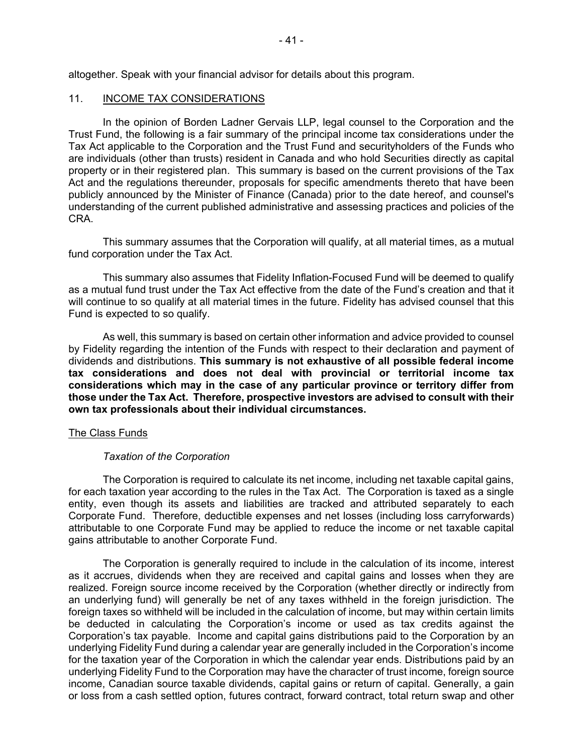altogether. Speak with your financial advisor for details about this program.

## 11. INCOME TAX CONSIDERATIONS

In the opinion of Borden Ladner Gervais LLP, legal counsel to the Corporation and the Trust Fund, the following is a fair summary of the principal income tax considerations under the Tax Act applicable to the Corporation and the Trust Fund and securityholders of the Funds who are individuals (other than trusts) resident in Canada and who hold Securities directly as capital property or in their registered plan. This summary is based on the current provisions of the Tax Act and the regulations thereunder, proposals for specific amendments thereto that have been publicly announced by the Minister of Finance (Canada) prior to the date hereof, and counsel's understanding of the current published administrative and assessing practices and policies of the CRA.

This summary assumes that the Corporation will qualify, at all material times, as a mutual fund corporation under the Tax Act.

This summary also assumes that Fidelity Inflation-Focused Fund will be deemed to qualify as a mutual fund trust under the Tax Act effective from the date of the Fund's creation and that it will continue to so qualify at all material times in the future. Fidelity has advised counsel that this Fund is expected to so qualify.

As well, this summary is based on certain other information and advice provided to counsel by Fidelity regarding the intention of the Funds with respect to their declaration and payment of dividends and distributions. **This summary is not exhaustive of all possible federal income tax considerations and does not deal with provincial or territorial income tax considerations which may in the case of any particular province or territory differ from those under the Tax Act. Therefore, prospective investors are advised to consult with their own tax professionals about their individual circumstances.**

### The Class Funds

#### *Taxation of the Corporation*

The Corporation is required to calculate its net income, including net taxable capital gains, for each taxation year according to the rules in the Tax Act. The Corporation is taxed as a single entity, even though its assets and liabilities are tracked and attributed separately to each Corporate Fund. Therefore, deductible expenses and net losses (including loss carryforwards) attributable to one Corporate Fund may be applied to reduce the income or net taxable capital gains attributable to another Corporate Fund.

The Corporation is generally required to include in the calculation of its income, interest as it accrues, dividends when they are received and capital gains and losses when they are realized. Foreign source income received by the Corporation (whether directly or indirectly from an underlying fund) will generally be net of any taxes withheld in the foreign jurisdiction. The foreign taxes so withheld will be included in the calculation of income, but may within certain limits be deducted in calculating the Corporation's income or used as tax credits against the Corporation's tax payable. Income and capital gains distributions paid to the Corporation by an underlying Fidelity Fund during a calendar year are generally included in the Corporation's income for the taxation year of the Corporation in which the calendar year ends. Distributions paid by an underlying Fidelity Fund to the Corporation may have the character of trust income, foreign source income, Canadian source taxable dividends, capital gains or return of capital. Generally, a gain or loss from a cash settled option, futures contract, forward contract, total return swap and other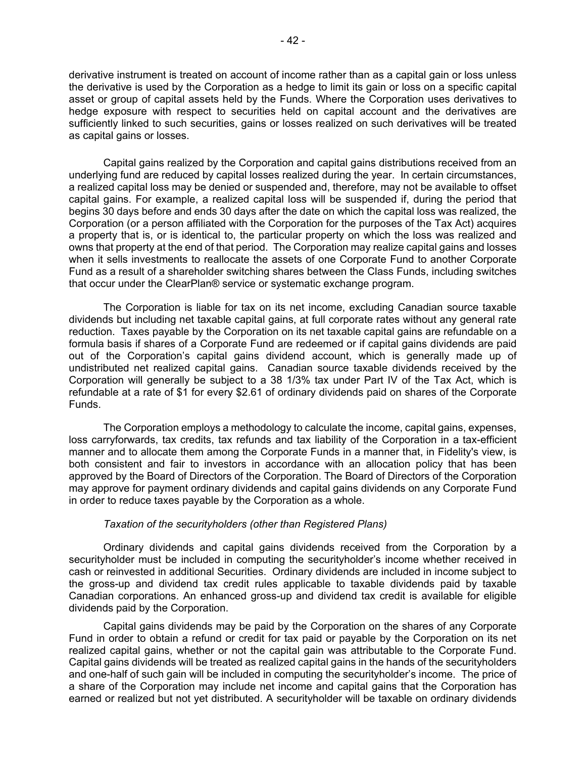derivative instrument is treated on account of income rather than as a capital gain or loss unless the derivative is used by the Corporation as a hedge to limit its gain or loss on a specific capital asset or group of capital assets held by the Funds. Where the Corporation uses derivatives to hedge exposure with respect to securities held on capital account and the derivatives are sufficiently linked to such securities, gains or losses realized on such derivatives will be treated as capital gains or losses.

Capital gains realized by the Corporation and capital gains distributions received from an underlying fund are reduced by capital losses realized during the year. In certain circumstances, a realized capital loss may be denied or suspended and, therefore, may not be available to offset capital gains. For example, a realized capital loss will be suspended if, during the period that begins 30 days before and ends 30 days after the date on which the capital loss was realized, the Corporation (or a person affiliated with the Corporation for the purposes of the Tax Act) acquires a property that is, or is identical to, the particular property on which the loss was realized and owns that property at the end of that period. The Corporation may realize capital gains and losses when it sells investments to reallocate the assets of one Corporate Fund to another Corporate Fund as a result of a shareholder switching shares between the Class Funds, including switches that occur under the ClearPlan® service or systematic exchange program.

The Corporation is liable for tax on its net income, excluding Canadian source taxable dividends but including net taxable capital gains, at full corporate rates without any general rate reduction. Taxes payable by the Corporation on its net taxable capital gains are refundable on a formula basis if shares of a Corporate Fund are redeemed or if capital gains dividends are paid out of the Corporation's capital gains dividend account, which is generally made up of undistributed net realized capital gains. Canadian source taxable dividends received by the Corporation will generally be subject to a 38 1/3% tax under Part IV of the Tax Act, which is refundable at a rate of $1 for every $2.61 of ordinary dividends paid on shares of the Corporate Funds.

The Corporation employs a methodology to calculate the income, capital gains, expenses, loss carryforwards, tax credits, tax refunds and tax liability of the Corporation in a tax-efficient manner and to allocate them among the Corporate Funds in a manner that, in Fidelity's view, is both consistent and fair to investors in accordance with an allocation policy that has been approved by the Board of Directors of the Corporation. The Board of Directors of the Corporation may approve for payment ordinary dividends and capital gains dividends on any Corporate Fund in order to reduce taxes payable by the Corporation as a whole.

*Taxation of the securityholders (other than Registered Plans)*

Ordinary dividends and capital gains dividends received from the Corporation by a securityholder must be included in computing the securityholder's income whether received in cash or reinvested in additional Securities. Ordinary dividends are included in income subject to the gross-up and dividend tax credit rules applicable to taxable dividends paid by taxable Canadian corporations. An enhanced gross-up and dividend tax credit is available for eligible dividends paid by the Corporation.

Capital gains dividends may be paid by the Corporation on the shares of any Corporate Fund in order to obtain a refund or credit for tax paid or payable by the Corporation on its net realized capital gains, whether or not the capital gain was attributable to the Corporate Fund. Capital gains dividends will be treated as realized capital gains in the hands of the securityholders and one-half of such gain will be included in computing the securityholder's income. The price of a share of the Corporation may include net income and capital gains that the Corporation has earned or realized but not yet distributed. A securityholder will be taxable on ordinary dividends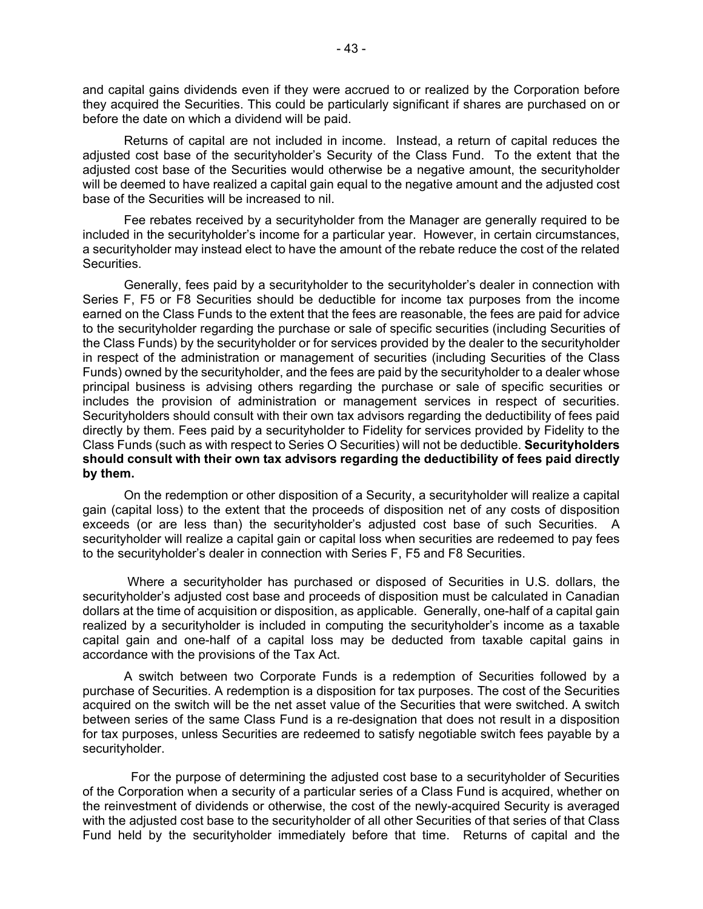and capital gains dividends even if they were accrued to or realized by the Corporation before they acquired the Securities. This could be particularly significant if shares are purchased on or before the date on which a dividend will be paid.

Returns of capital are not included in income. Instead, a return of capital reduces the adjusted cost base of the securityholder's Security of the Class Fund. To the extent that the adjusted cost base of the Securities would otherwise be a negative amount, the securityholder will be deemed to have realized a capital gain equal to the negative amount and the adjusted cost base of the Securities will be increased to nil.

Fee rebates received by a securityholder from the Manager are generally required to be included in the securityholder's income for a particular year. However, in certain circumstances, a securityholder may instead elect to have the amount of the rebate reduce the cost of the related Securities.

Generally, fees paid by a securityholder to the securityholder's dealer in connection with Series F, F5 or F8 Securities should be deductible for income tax purposes from the income earned on the Class Funds to the extent that the fees are reasonable, the fees are paid for advice to the securityholder regarding the purchase or sale of specific securities (including Securities of the Class Funds) by the securityholder or for services provided by the dealer to the securityholder in respect of the administration or management of securities (including Securities of the Class Funds) owned by the securityholder, and the fees are paid by the securityholder to a dealer whose principal business is advising others regarding the purchase or sale of specific securities or includes the provision of administration or management services in respect of securities. Securityholders should consult with their own tax advisors regarding the deductibility of fees paid directly by them. Fees paid by a securityholder to Fidelity for services provided by Fidelity to the Class Funds (such as with respect to Series O Securities) will not be deductible. **Securityholders should consult with their own tax advisors regarding the deductibility of fees paid directly by them.**

On the redemption or other disposition of a Security, a securityholder will realize a capital gain (capital loss) to the extent that the proceeds of disposition net of any costs of disposition exceeds (or are less than) the securityholder's adjusted cost base of such Securities. A securityholder will realize a capital gain or capital loss when securities are redeemed to pay fees to the securityholder's dealer in connection with Series F, F5 and F8 Securities.

Where a securityholder has purchased or disposed of Securities in U.S. dollars, the securityholder's adjusted cost base and proceeds of disposition must be calculated in Canadian dollars at the time of acquisition or disposition, as applicable. Generally, one-half of a capital gain realized by a securityholder is included in computing the securityholder's income as a taxable capital gain and one-half of a capital loss may be deducted from taxable capital gains in accordance with the provisions of the Tax Act.

A switch between two Corporate Funds is a redemption of Securities followed by a purchase of Securities. A redemption is a disposition for tax purposes. The cost of the Securities acquired on the switch will be the net asset value of the Securities that were switched. A switch between series of the same Class Fund is a re-designation that does not result in a disposition for tax purposes, unless Securities are redeemed to satisfy negotiable switch fees payable by a securityholder.

For the purpose of determining the adjusted cost base to a securityholder of Securities of the Corporation when a security of a particular series of a Class Fund is acquired, whether on the reinvestment of dividends or otherwise, the cost of the newly-acquired Security is averaged with the adjusted cost base to the securityholder of all other Securities of that series of that Class Fund held by the securityholder immediately before that time. Returns of capital and the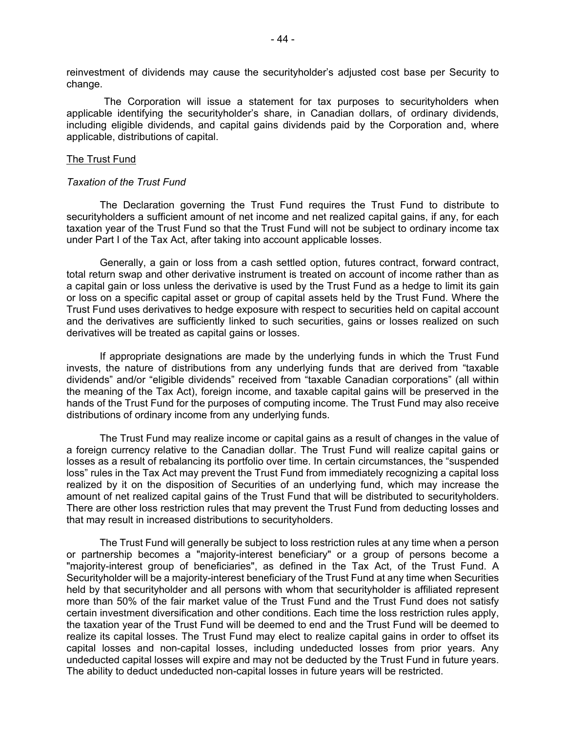reinvestment of dividends may cause the securityholder's adjusted cost base per Security to change.

The Corporation will issue a statement for tax purposes to securityholders when applicable identifying the securityholder's share, in Canadian dollars, of ordinary dividends, including eligible dividends, and capital gains dividends paid by the Corporation and, where applicable, distributions of capital.

The Trust Fund

*Taxation of the Trust Fund*

The Declaration governing the Trust Fund requires the Trust Fund to distribute to securityholders a sufficient amount of net income and net realized capital gains, if any, for each taxation year of the Trust Fund so that the Trust Fund will not be subject to ordinary income tax under Part I of the Tax Act, after taking into account applicable losses.

Generally, a gain or loss from a cash settled option, futures contract, forward contract, total return swap and other derivative instrument is treated on account of income rather than as a capital gain or loss unless the derivative is used by the Trust Fund as a hedge to limit its gain or loss on a specific capital asset or group of capital assets held by the Trust Fund. Where the Trust Fund uses derivatives to hedge exposure with respect to securities held on capital account and the derivatives are sufficiently linked to such securities, gains or losses realized on such derivatives will be treated as capital gains or losses.

If appropriate designations are made by the underlying funds in which the Trust Fund invests, the nature of distributions from any underlying funds that are derived from "taxable dividends" and/or "eligible dividends" received from "taxable Canadian corporations" (all within the meaning of the Tax Act), foreign income, and taxable capital gains will be preserved in the hands of the Trust Fund for the purposes of computing income. The Trust Fund may also receive distributions of ordinary income from any underlying funds.

The Trust Fund may realize income or capital gains as a result of changes in the value of a foreign currency relative to the Canadian dollar. The Trust Fund will realize capital gains or losses as a result of rebalancing its portfolio over time. In certain circumstances, the "suspended loss" rules in the Tax Act may prevent the Trust Fund from immediately recognizing a capital loss realized by it on the disposition of Securities of an underlying fund, which may increase the amount of net realized capital gains of the Trust Fund that will be distributed to securityholders. There are other loss restriction rules that may prevent the Trust Fund from deducting losses and that may result in increased distributions to securityholders.

The Trust Fund will generally be subject to loss restriction rules at any time when a person or partnership becomes a "majority-interest beneficiary" or a group of persons become a "majority-interest group of beneficiaries", as defined in the Tax Act, of the Trust Fund. A Securityholder will be a majority-interest beneficiary of the Trust Fund at any time when Securities held by that securityholder and all persons with whom that securityholder is affiliated represent more than 50% of the fair market value of the Trust Fund and the Trust Fund does not satisfy certain investment diversification and other conditions. Each time the loss restriction rules apply, the taxation year of the Trust Fund will be deemed to end and the Trust Fund will be deemed to realize its capital losses. The Trust Fund may elect to realize capital gains in order to offset its capital losses and non-capital losses, including undeducted losses from prior years. Any undeducted capital losses will expire and may not be deducted by the Trust Fund in future years. The ability to deduct undeducted non-capital losses in future years will be restricted.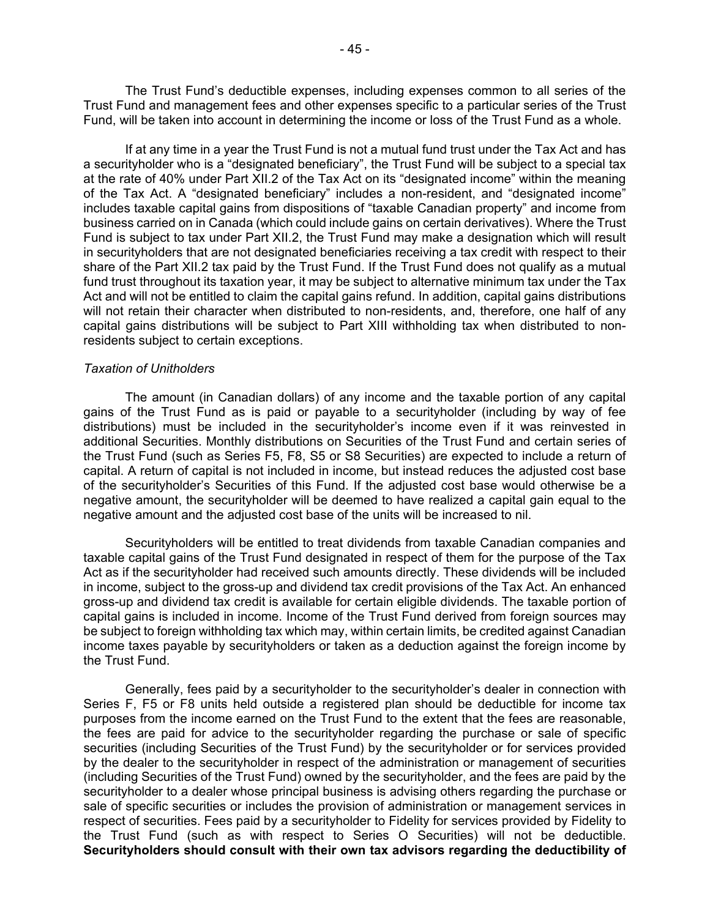The Trust Fund's deductible expenses, including expenses common to all series of the Trust Fund and management fees and other expenses specific to a particular series of the Trust Fund, will be taken into account in determining the income or loss of the Trust Fund as a whole.

If at any time in a year the Trust Fund is not a mutual fund trust under the Tax Act and has a securityholder who is a "designated beneficiary", the Trust Fund will be subject to a special tax at the rate of 40% under Part XII.2 of the Tax Act on its "designated income" within the meaning of the Tax Act. A "designated beneficiary" includes a non-resident, and "designated income" includes taxable capital gains from dispositions of "taxable Canadian property" and income from business carried on in Canada (which could include gains on certain derivatives). Where the Trust Fund is subject to tax under Part XII.2, the Trust Fund may make a designation which will result in securityholders that are not designated beneficiaries receiving a tax credit with respect to their share of the Part XII.2 tax paid by the Trust Fund. If the Trust Fund does not qualify as a mutual fund trust throughout its taxation year, it may be subject to alternative minimum tax under the Tax Act and will not be entitled to claim the capital gains refund. In addition, capital gains distributions will not retain their character when distributed to non-residents, and, therefore, one half of any capital gains distributions will be subject to Part XIII withholding tax when distributed to non-residents subject to certain exceptions.

*Taxation of Unitholders*

The amount (in Canadian dollars) of any income and the taxable portion of any capital gains of the Trust Fund as is paid or payable to a securityholder (including by way of fee distributions) must be included in the securityholder's income even if it was reinvested in additional Securities. Monthly distributions on Securities of the Trust Fund and certain series of the Trust Fund (such as Series F5, F8, S5 or S8 Securities) are expected to include a return of capital. A return of capital is not included in income, but instead reduces the adjusted cost base of the securityholder's Securities of this Fund. If the adjusted cost base would otherwise be a negative amount, the securityholder will be deemed to have realized a capital gain equal to the negative amount and the adjusted cost base of the units will be increased to nil.

Securityholders will be entitled to treat dividends from taxable Canadian companies and taxable capital gains of the Trust Fund designated in respect of them for the purpose of the Tax Act as if the securityholder had received such amounts directly. These dividends will be included in income, subject to the gross-up and dividend tax credit provisions of the Tax Act. An enhanced gross-up and dividend tax credit is available for certain eligible dividends. The taxable portion of capital gains is included in income. Income of the Trust Fund derived from foreign sources may be subject to foreign withholding tax which may, within certain limits, be credited against Canadian income taxes payable by securityholders or taken as a deduction against the foreign income by the Trust Fund.

Generally, fees paid by a securityholder to the securityholder's dealer in connection with Series F, F5 or F8 units held outside a registered plan should be deductible for income tax purposes from the income earned on the Trust Fund to the extent that the fees are reasonable, the fees are paid for advice to the securityholder regarding the purchase or sale of specific securities (including Securities of the Trust Fund) by the securityholder or for services provided by the dealer to the securityholder in respect of the administration or management of securities (including Securities of the Trust Fund) owned by the securityholder, and the fees are paid by the securityholder to a dealer whose principal business is advising others regarding the purchase or sale of specific securities or includes the provision of administration or management services in respect of securities. Fees paid by a securityholder to Fidelity for services provided by Fidelity to the Trust Fund (such as with respect to Series O Securities) will not be deductible. **Securityholders should consult with their own tax advisors regarding the deductibility of**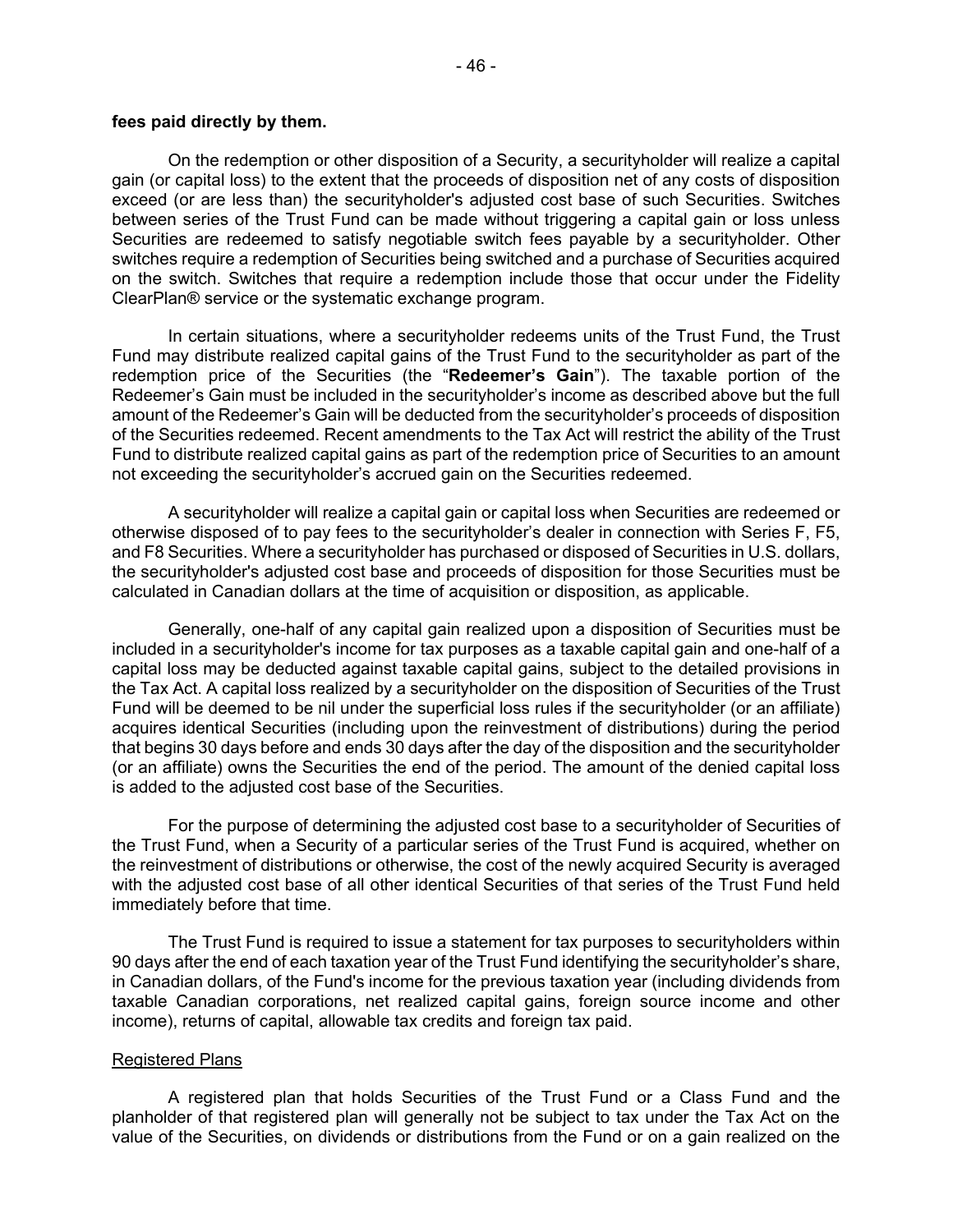**fees paid directly by them.**

On the redemption or other disposition of a Security, a securityholder will realize a capital gain (or capital loss) to the extent that the proceeds of disposition net of any costs of disposition exceed (or are less than) the securityholder's adjusted cost base of such Securities. Switches between series of the Trust Fund can be made without triggering a capital gain or loss unless Securities are redeemed to satisfy negotiable switch fees payable by a securityholder. Other switches require a redemption of Securities being switched and a purchase of Securities acquired on the switch. Switches that require a redemption include those that occur under the Fidelity ClearPlan® service or the systematic exchange program.

In certain situations, where a securityholder redeems units of the Trust Fund, the Trust Fund may distribute realized capital gains of the Trust Fund to the securityholder as part of the redemption price of the Securities (the "**Redeemer's Gain**"). The taxable portion of the Redeemer's Gain must be included in the securityholder's income as described above but the full amount of the Redeemer's Gain will be deducted from the securityholder's proceeds of disposition of the Securities redeemed. Recent amendments to the Tax Act will restrict the ability of the Trust Fund to distribute realized capital gains as part of the redemption price of Securities to an amount not exceeding the securityholder's accrued gain on the Securities redeemed.

A securityholder will realize a capital gain or capital loss when Securities are redeemed or otherwise disposed of to pay fees to the securityholder's dealer in connection with Series F, F5, and F8 Securities. Where a securityholder has purchased or disposed of Securities in U.S. dollars, the securityholder's adjusted cost base and proceeds of disposition for those Securities must be calculated in Canadian dollars at the time of acquisition or disposition, as applicable.

Generally, one-half of any capital gain realized upon a disposition of Securities must be included in a securityholder's income for tax purposes as a taxable capital gain and one-half of a capital loss may be deducted against taxable capital gains, subject to the detailed provisions in the Tax Act. A capital loss realized by a securityholder on the disposition of Securities of the Trust Fund will be deemed to be nil under the superficial loss rules if the securityholder (or an affiliate) acquires identical Securities (including upon the reinvestment of distributions) during the period that begins 30 days before and ends 30 days after the day of the disposition and the securityholder (or an affiliate) owns the Securities the end of the period. The amount of the denied capital loss is added to the adjusted cost base of the Securities.

For the purpose of determining the adjusted cost base to a securityholder of Securities of the Trust Fund, when a Security of a particular series of the Trust Fund is acquired, whether on the reinvestment of distributions or otherwise, the cost of the newly acquired Security is averaged with the adjusted cost base of all other identical Securities of that series of the Trust Fund held immediately before that time.

The Trust Fund is required to issue a statement for tax purposes to securityholders within 90 days after the end of each taxation year of the Trust Fund identifying the securityholder's share, in Canadian dollars, of the Fund's income for the previous taxation year (including dividends from taxable Canadian corporations, net realized capital gains, foreign source income and other income), returns of capital, allowable tax credits and foreign tax paid.

Registered Plans

A registered plan that holds Securities of the Trust Fund or a Class Fund and the planholder of that registered plan will generally not be subject to tax under the Tax Act on the value of the Securities, on dividends or distributions from the Fund or on a gain realized on the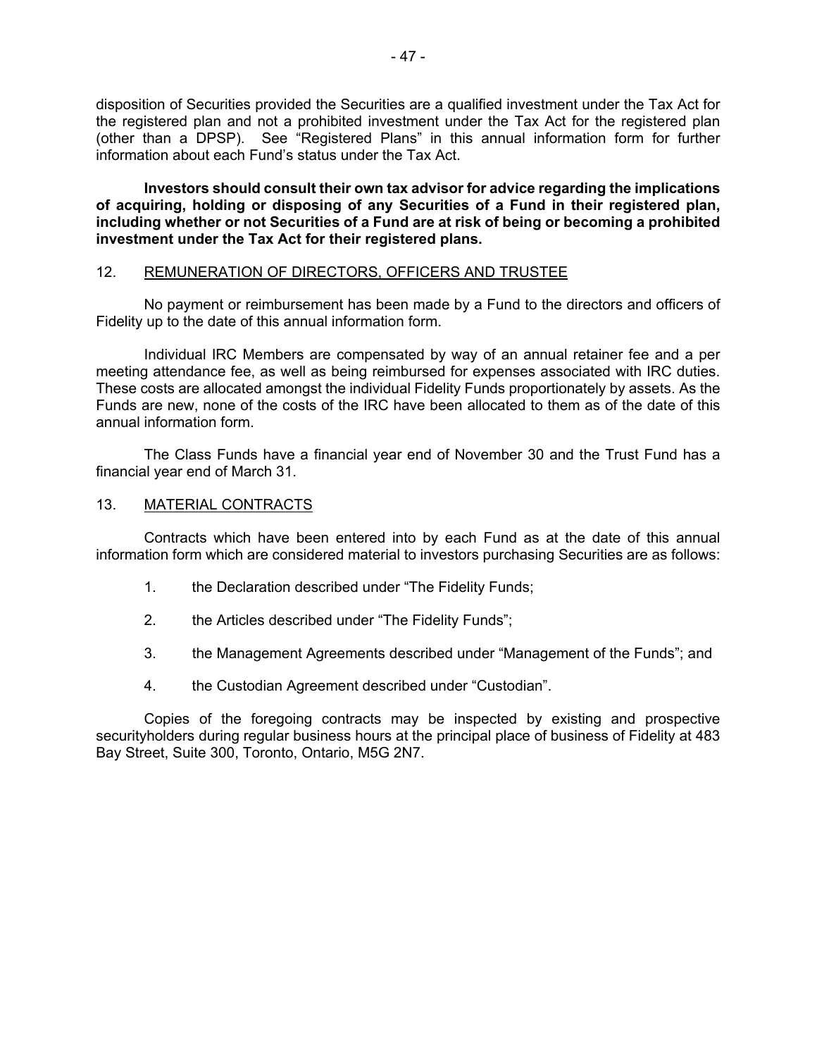disposition of Securities provided the Securities are a qualified investment under the Tax Act for the registered plan and not a prohibited investment under the Tax Act for the registered plan (other than a DPSP). See "Registered Plans" in this annual information form for further information about each Fund's status under the Tax Act.

**Investors should consult their own tax advisor for advice regarding the implications of acquiring, holding or disposing of any Securities of a Fund in their registered plan, including whether or not Securities of a Fund are at risk of being or becoming a prohibited investment under the Tax Act for their registered plans.**

## 12. REMUNERATION OF DIRECTORS, OFFICERS AND TRUSTEE

No payment or reimbursement has been made by a Fund to the directors and officers of Fidelity up to the date of this annual information form.

Individual IRC Members are compensated by way of an annual retainer fee and a per meeting attendance fee, as well as being reimbursed for expenses associated with IRC duties. These costs are allocated amongst the individual Fidelity Funds proportionately by assets. As the Funds are new, none of the costs of the IRC have been allocated to them as of the date of this annual information form.

The Class Funds have a financial year end of November 30 and the Trust Fund has a financial year end of March 31.

## 13. MATERIAL CONTRACTS

Contracts which have been entered into by each Fund as at the date of this annual information form which are considered material to investors purchasing Securities are as follows:

1. the Declaration described under "The Fidelity Funds;
2. the Articles described under "The Fidelity Funds";
3. the Management Agreements described under "Management of the Funds"; and
4. the Custodian Agreement described under "Custodian".

Copies of the foregoing contracts may be inspected by existing and prospective securityholders during regular business hours at the principal place of business of Fidelity at 483 Bay Street, Suite 300, Toronto, Ontario, M5G 2N7.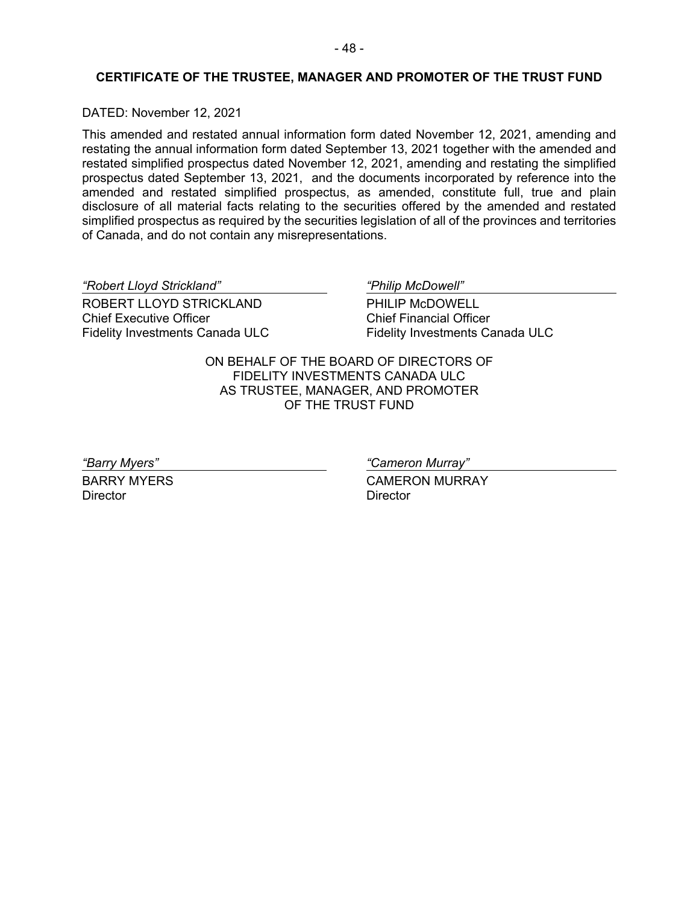## CERTIFICATE OF THE TRUSTEE, MANAGER AND PROMOTER OF THE TRUST FUND

DATED: November 12, 2021

This amended and restated annual information form dated November 12, 2021, amending and restating the annual information form dated September 13, 2021 together with the amended and restated simplified prospectus dated November 12, 2021, amending and restating the simplified prospectus dated September 13, 2021, and the documents incorporated by reference into the amended and restated simplified prospectus, as amended, constitute full, true and plain disclosure of all material facts relating to the securities offered by the amended and restated simplified prospectus as required by the securities legislation of all of the provinces and territories of Canada, and do not contain any misrepresentations.

*"Robert Lloyd Strickland"*
ROBERT LLOYD STRICKLAND
Chief Executive Officer
Fidelity Investments Canada ULC

*"Philip McDowell"*
PHILIP McDOWELL
Chief Financial Officer
Fidelity Investments Canada ULC

ON BEHALF OF THE BOARD OF DIRECTORS OF
FIDELITY INVESTMENTS CANADA ULC
AS TRUSTEE, MANAGER, AND PROMOTER
OF THE TRUST FUND

*"Barry Myers"*
BARRY MYERS
Director

*"Cameron Murray"*
CAMERON MURRAY
Director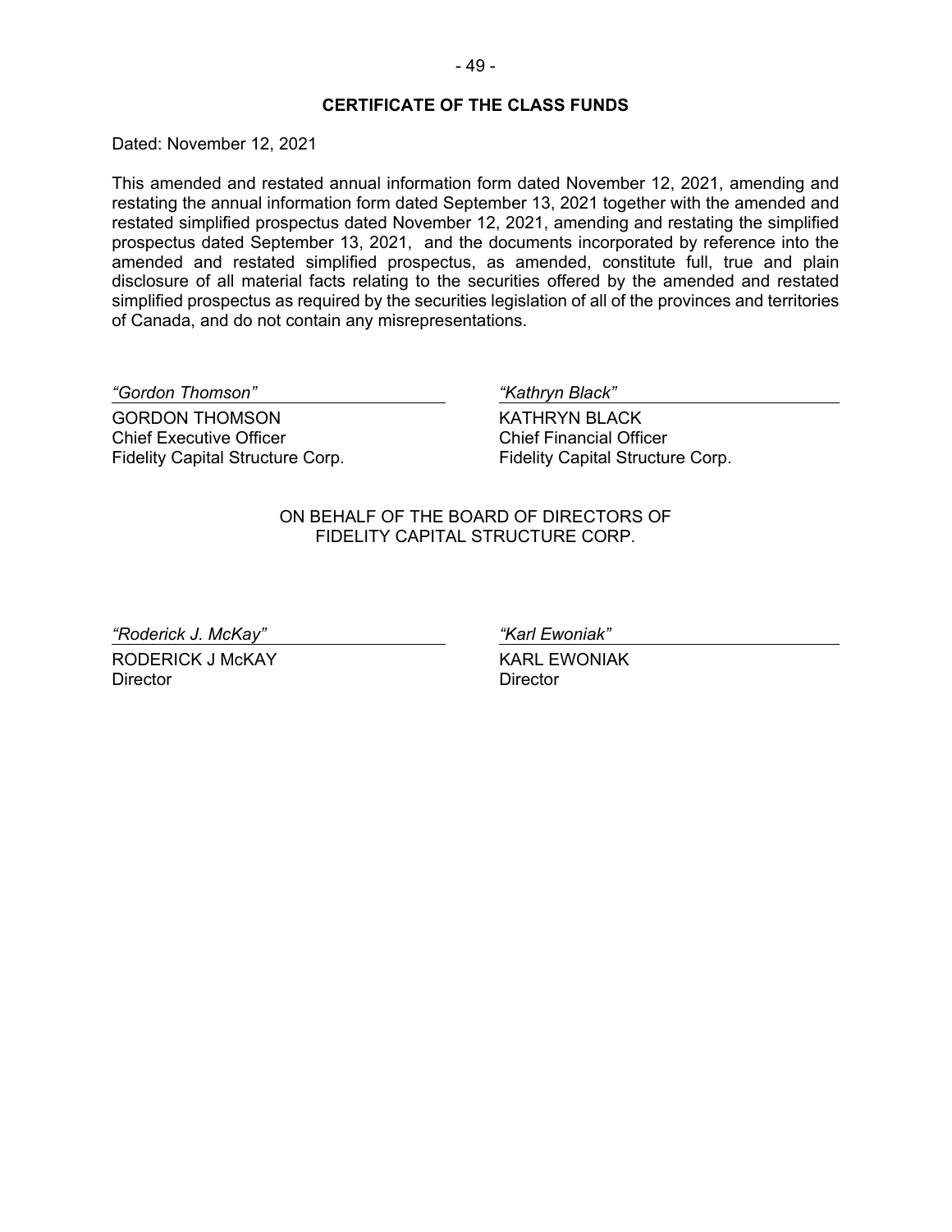## CERTIFICATE OF THE CLASS FUNDS

Dated: November 12, 2021

This amended and restated annual information form dated November 12, 2021, amending and restating the annual information form dated September 13, 2021 together with the amended and restated simplified prospectus dated November 12, 2021, amending and restating the simplified prospectus dated September 13, 2021, and the documents incorporated by reference into the amended and restated simplified prospectus, as amended, constitute full, true and plain disclosure of all material facts relating to the securities offered by the amended and restated simplified prospectus as required by the securities legislation of all of the provinces and territories of Canada, and do not contain any misrepresentations.

*"Gordon Thomson"*
GORDON THOMSON
Chief Executive Officer
Fidelity Capital Structure Corp.

*"Kathryn Black"*
KATHRYN BLACK
Chief Financial Officer
Fidelity Capital Structure Corp.

ON BEHALF OF THE BOARD OF DIRECTORS OF
FIDELITY CAPITAL STRUCTURE CORP.

*"Roderick J. McKay"*
RODERICK J McKAY
Director

*"Karl Ewoniak"*
KARL EWONIAK
Director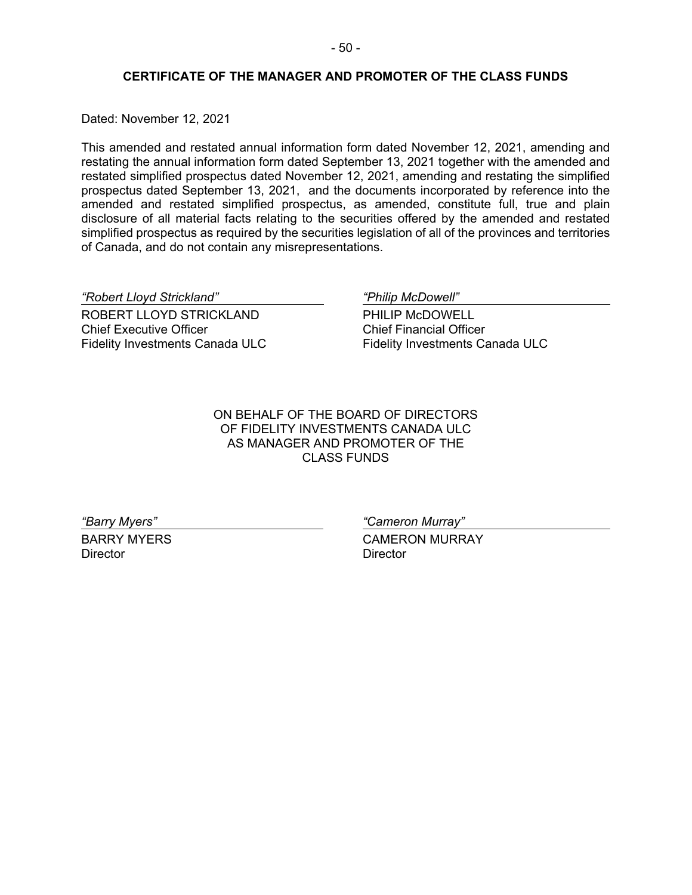## CERTIFICATE OF THE MANAGER AND PROMOTER OF THE CLASS FUNDS

Dated: November 12, 2021

This amended and restated annual information form dated November 12, 2021, amending and restating the annual information form dated September 13, 2021 together with the amended and restated simplified prospectus dated November 12, 2021, amending and restating the simplified prospectus dated September 13, 2021, and the documents incorporated by reference into the amended and restated simplified prospectus, as amended, constitute full, true and plain disclosure of all material facts relating to the securities offered by the amended and restated simplified prospectus as required by the securities legislation of all of the provinces and territories of Canada, and do not contain any misrepresentations.

*"Robert Lloyd Strickland"*
ROBERT LLOYD STRICKLAND
Chief Executive Officer
Fidelity Investments Canada ULC

*"Philip McDowell"*
PHILIP McDOWELL
Chief Financial Officer
Fidelity Investments Canada ULC

ON BEHALF OF THE BOARD OF DIRECTORS
OF FIDELITY INVESTMENTS CANADA ULC
AS MANAGER AND PROMOTER OF THE
CLASS FUNDS

*"Barry Myers"*
BARRY MYERS
Director

*"Cameron Murray"*
CAMERON MURRAY
Director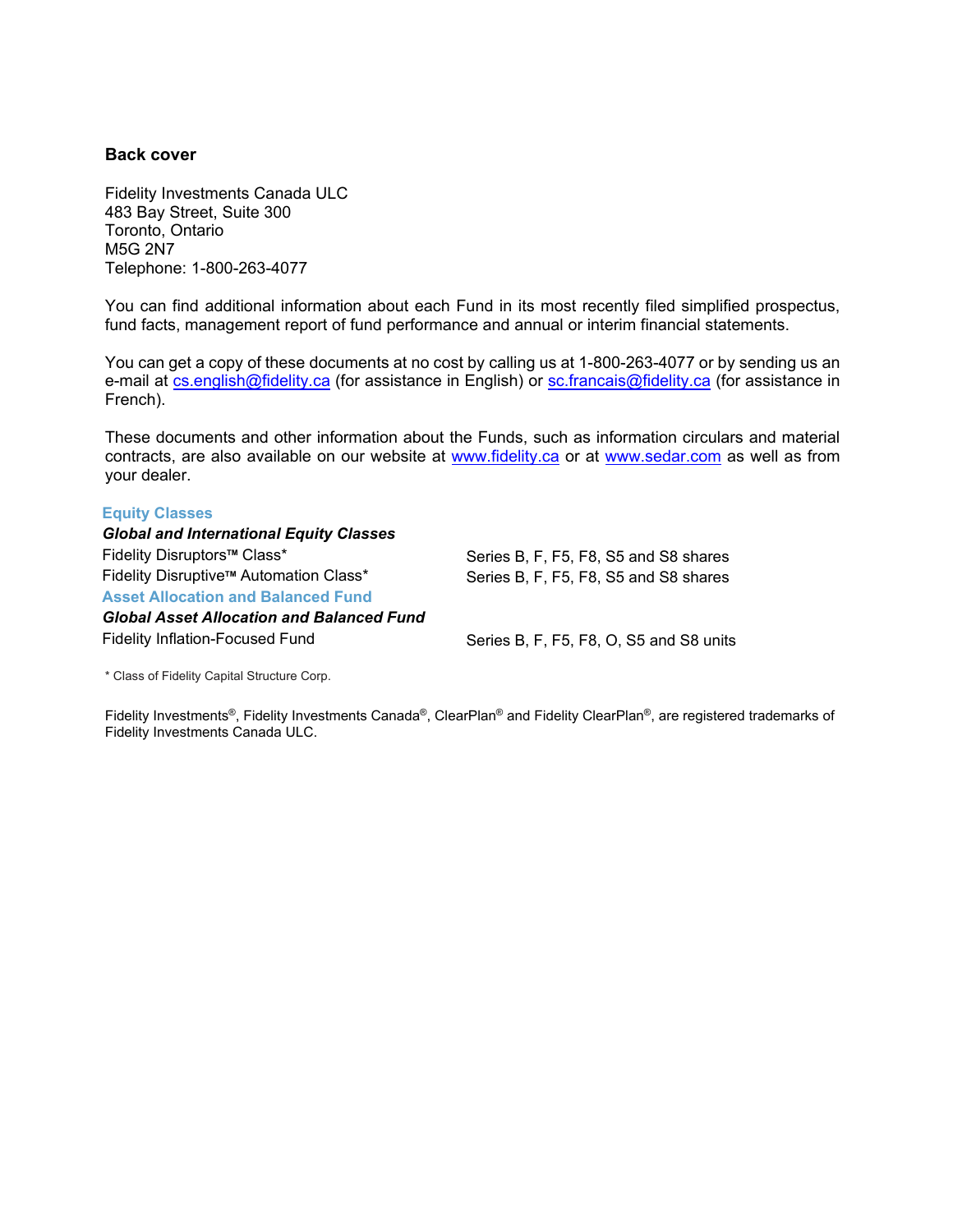## Back cover

Fidelity Investments Canada ULC
483 Bay Street, Suite 300
Toronto, Ontario
M5G 2N7
Telephone: 1-800-263-4077

You can find additional information about each Fund in its most recently filed simplified prospectus, fund facts, management report of fund performance and annual or interim financial statements.

You can get a copy of these documents at no cost by calling us at 1-800-263-4077 or by sending us an e-mail at cs.english@fidelity.ca (for assistance in English) or sc.francais@fidelity.ca (for assistance in French).

These documents and other information about the Funds, such as information circulars and material contracts, are also available on our website at www.fidelity.ca or at www.sedar.com as well as from your dealer.

| | |
|---|---|
| **Equity Classes** | |
| ***Global and International Equity Classes*** | |
| Fidelity Disruptors™ Class* | Series B, F, F5, F8, S5 and S8 shares |
| Fidelity Disruptive™ Automation Class* | Series B, F, F5, F8, S5 and S8 shares |
| **Asset Allocation and Balanced Fund** | |
| ***Global Asset Allocation and Balanced Fund*** | |
| Fidelity Inflation-Focused Fund | Series B, F, F5, F8, O, S5 and S8 units |

* Class of Fidelity Capital Structure Corp.

Fidelity Investments®, Fidelity Investments Canada®, ClearPlan® and Fidelity ClearPlan®, are registered trademarks of Fidelity Investments Canada ULC.